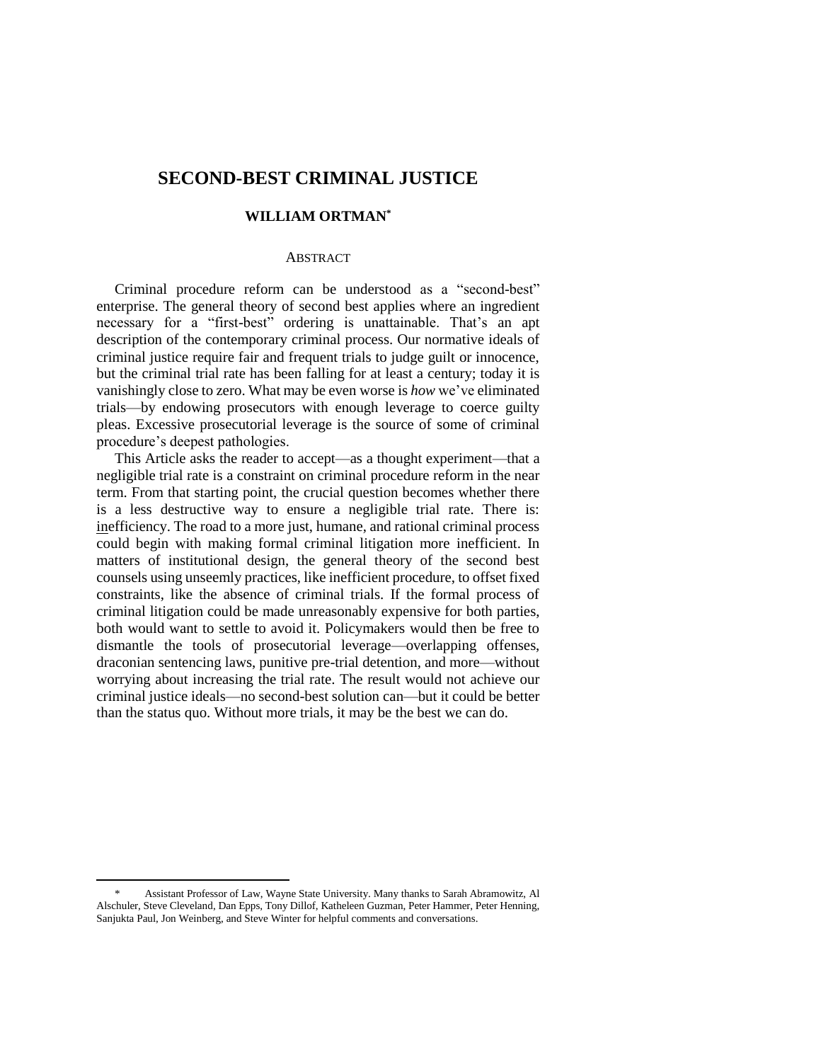# SECOND-BEST CRIMINAL JUSTICE

## WILLIAM ORTMAN*

### ABSTRACT

Criminal procedure reform can be understood as a "second-best" enterprise. The general theory of second best applies where an ingredient necessary for a "first-best" ordering is unattainable. That's an apt description of the contemporary criminal process. Our normative ideals of criminal justice require fair and frequent trials to judge guilt or innocence, but the criminal trial rate has been falling for at least a century; today it is vanishingly close to zero. What may be even worse is *how* we've eliminated trials—by endowing prosecutors with enough leverage to coerce guilty pleas. Excessive prosecutorial leverage is the source of some of criminal procedure's deepest pathologies.

This Article asks the reader to accept—as a thought experiment—that a negligible trial rate is a constraint on criminal procedure reform in the near term. From that starting point, the crucial question becomes whether there is a less destructive way to ensure a negligible trial rate. There is: <u>in</u>efficiency. The road to a more just, humane, and rational criminal process could begin with making formal criminal litigation more inefficient. In matters of institutional design, the general theory of the second best counsels using unseemly practices, like inefficient procedure, to offset fixed constraints, like the absence of criminal trials. If the formal process of criminal litigation could be made unreasonably expensive for both parties, both would want to settle to avoid it. Policymakers would then be free to dismantle the tools of prosecutorial leverage—overlapping offenses, draconian sentencing laws, punitive pre-trial detention, and more—without worrying about increasing the trial rate. The result would not achieve our criminal justice ideals—no second-best solution can—but it could be better than the status quo. Without more trials, it may be the best we can do.

---

\* Assistant Professor of Law, Wayne State University. Many thanks to Sarah Abramowitz, Al Alschuler, Steve Cleveland, Dan Epps, Tony Dillof, Katheleen Guzman, Peter Hammer, Peter Henning, Sanjukta Paul, Jon Weinberg, and Steve Winter for helpful comments and conversations.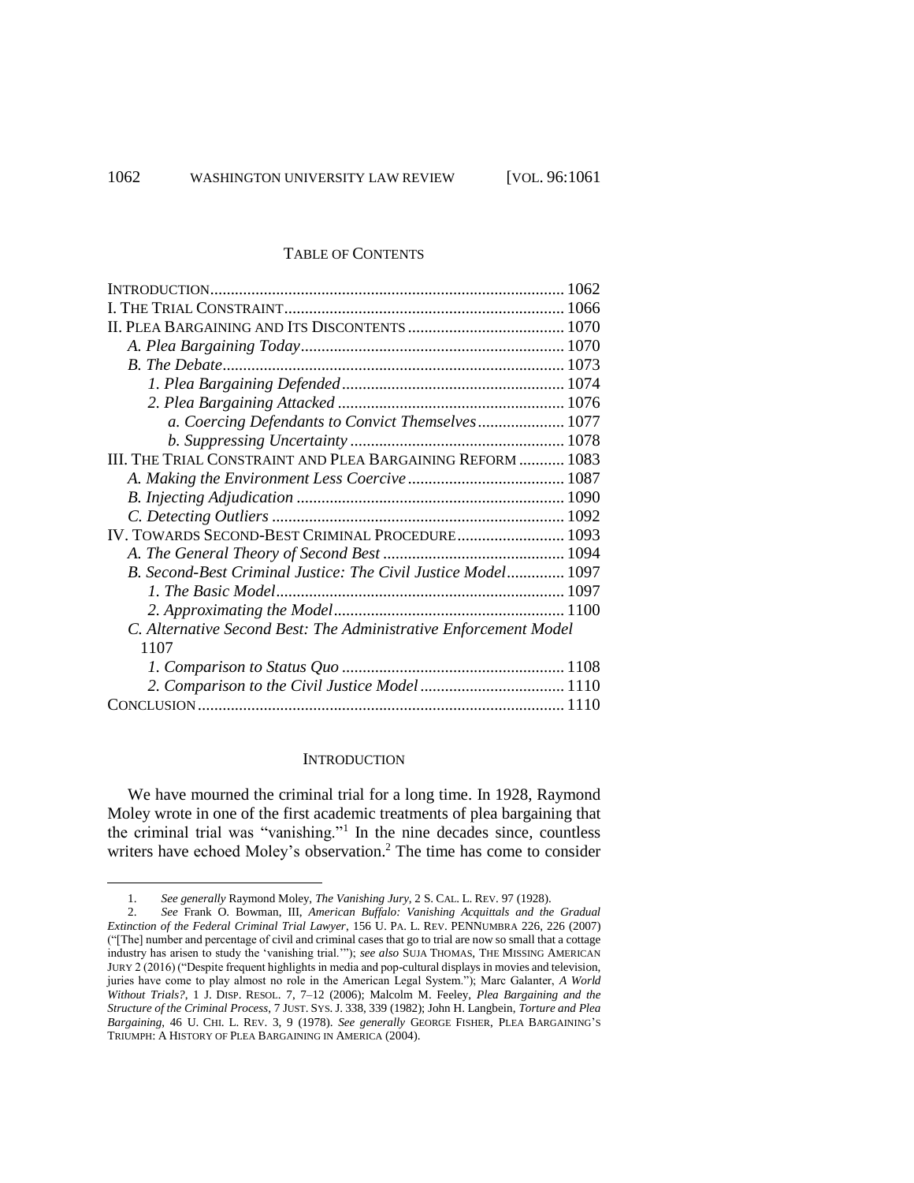## TABLE OF CONTENTS

INTRODUCTION ..... 1062
I. THE TRIAL CONSTRAINT ..... 1066
II. PLEA BARGAINING AND ITS DISCONTENTS ..... 1070
*A. Plea Bargaining Today* ..... 1070
*B. The Debate* ..... 1073
*1. Plea Bargaining Defended* ..... 1074
*2. Plea Bargaining Attacked* ..... 1076
*a. Coercing Defendants to Convict Themselves* ..... 1077
*b. Suppressing Uncertainty* ..... 1078
III. THE TRIAL CONSTRAINT AND PLEA BARGAINING REFORM ..... 1083
*A. Making the Environment Less Coercive* ..... 1087
*B. Injecting Adjudication* ..... 1090
*C. Detecting Outliers* ..... 1092
IV. TOWARDS SECOND-BEST CRIMINAL PROCEDURE ..... 1093
*A. The General Theory of Second Best* ..... 1094
*B. Second-Best Criminal Justice: The Civil Justice Model* ..... 1097
*1. The Basic Model* ..... 1097
*2. Approximating the Model* ..... 1100
*C. Alternative Second Best: The Administrative Enforcement Model* 1107
*1. Comparison to Status Quo* ..... 1108
*2. Comparison to the Civil Justice Model* ..... 1110
CONCLUSION ..... 1110

## INTRODUCTION

We have mourned the criminal trial for a long time. In 1928, Raymond Moley wrote in one of the first academic treatments of plea bargaining that the criminal trial was "vanishing."[1] In the nine decades since, countless writers have echoed Moley's observation.[2] The time has come to consider

---

1. *See generally* Raymond Moley, *The Vanishing Jury*, 2 S. CAL. L. REV. 97 (1928).

2. *See* Frank O. Bowman, III, *American Buffalo: Vanishing Acquittals and the Gradual Extinction of the Federal Criminal Trial Lawyer*, 156 U. PA. L. REV. PENNUMBRA 226, 226 (2007) ("[The] number and percentage of civil and criminal cases that go to trial are now so small that a cottage industry has arisen to study the 'vanishing trial.'"); *see also* SUJA THOMAS, THE MISSING AMERICAN JURY 2 (2016) ("Despite frequent highlights in media and pop-cultural displays in movies and television, juries have come to play almost no role in the American Legal System."); Marc Galanter, *A World Without Trials?*, 1 J. DISP. RESOL. 7, 7–12 (2006); Malcolm M. Feeley, *Plea Bargaining and the Structure of the Criminal Process*, 7 JUST. SYS. J. 338, 339 (1982); John H. Langbein, *Torture and Plea Bargaining*, 46 U. CHI. L. REV. 3, 9 (1978). *See generally* GEORGE FISHER, PLEA BARGAINING'S TRIUMPH: A HISTORY OF PLEA BARGAINING IN AMERICA (2004).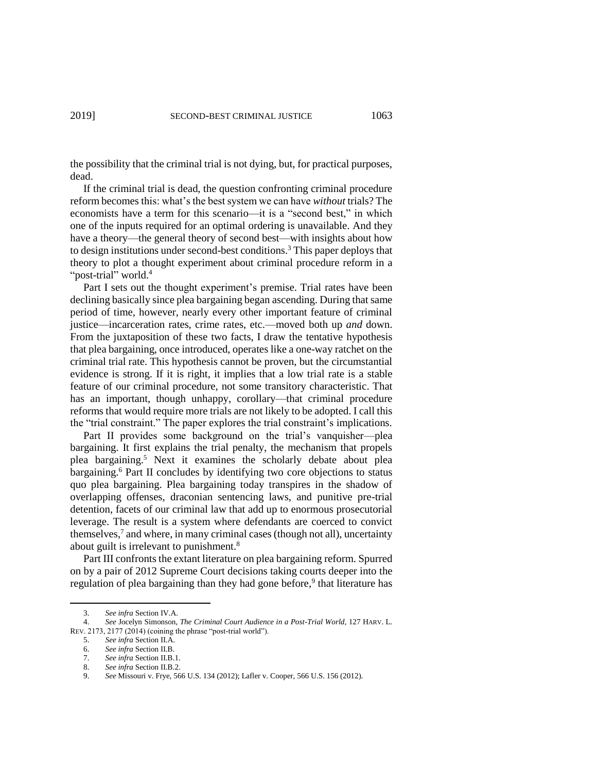the possibility that the criminal trial is not dying, but, for practical purposes, dead.

If the criminal trial is dead, the question confronting criminal procedure reform becomes this: what's the best system we can have *without* trials? The economists have a term for this scenario—it is a "second best," in which one of the inputs required for an optimal ordering is unavailable. And they have a theory—the general theory of second best—with insights about how to design institutions under second-best conditions.[3] This paper deploys that theory to plot a thought experiment about criminal procedure reform in a "post-trial" world.[4]

Part I sets out the thought experiment's premise. Trial rates have been declining basically since plea bargaining began ascending. During that same period of time, however, nearly every other important feature of criminal justice—incarceration rates, crime rates, etc.—moved both up *and* down. From the juxtaposition of these two facts, I draw the tentative hypothesis that plea bargaining, once introduced, operates like a one-way ratchet on the criminal trial rate. This hypothesis cannot be proven, but the circumstantial evidence is strong. If it is right, it implies that a low trial rate is a stable feature of our criminal procedure, not some transitory characteristic. That has an important, though unhappy, corollary—that criminal procedure reforms that would require more trials are not likely to be adopted. I call this the "trial constraint." The paper explores the trial constraint's implications.

Part II provides some background on the trial's vanquisher—plea bargaining. It first explains the trial penalty, the mechanism that propels plea bargaining.[5] Next it examines the scholarly debate about plea bargaining.[6] Part II concludes by identifying two core objections to status quo plea bargaining. Plea bargaining today transpires in the shadow of overlapping offenses, draconian sentencing laws, and punitive pre-trial detention, facets of our criminal law that add up to enormous prosecutorial leverage. The result is a system where defendants are coerced to convict themselves,[7] and where, in many criminal cases (though not all), uncertainty about guilt is irrelevant to punishment.[8]

Part III confronts the extant literature on plea bargaining reform. Spurred on by a pair of 2012 Supreme Court decisions taking courts deeper into the regulation of plea bargaining than they had gone before,[9] that literature has

---

3. *See infra* Section IV.A.

4. *See* Jocelyn Simonson, *The Criminal Court Audience in a Post-Trial World*, 127 HARV. L. REV. 2173, 2177 (2014) (coining the phrase "post-trial world").

5. *See infra* Section II.A.

6. *See infra* Section II.B.

7. *See infra* Section II.B.1.

8. *See infra* Section II.B.2.

9. *See* Missouri v. Frye, 566 U.S. 134 (2012); Lafler v. Cooper, 566 U.S. 156 (2012).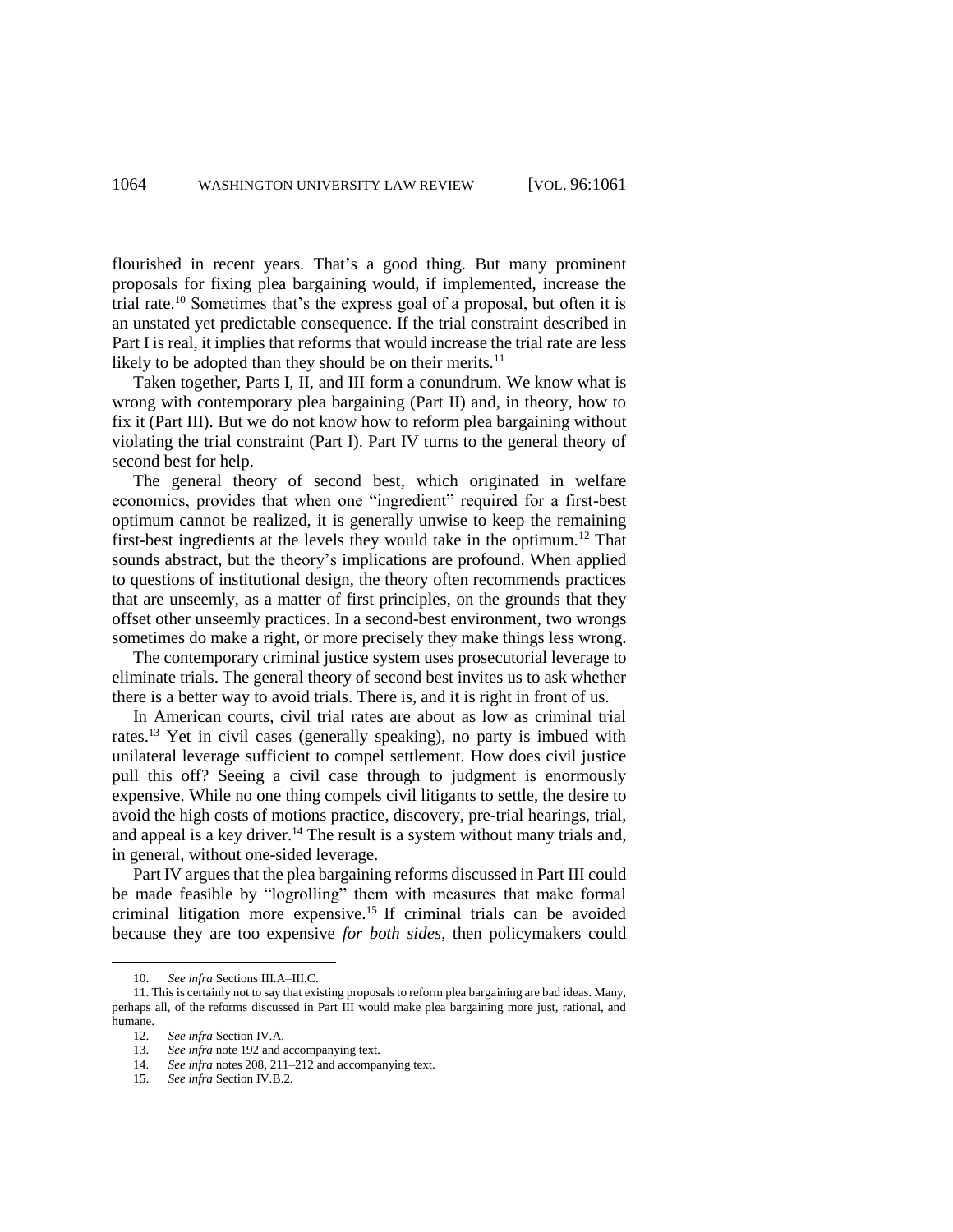flourished in recent years. That's a good thing. But many prominent proposals for fixing plea bargaining would, if implemented, increase the trial rate.[10] Sometimes that's the express goal of a proposal, but often it is an unstated yet predictable consequence. If the trial constraint described in Part I is real, it implies that reforms that would increase the trial rate are less likely to be adopted than they should be on their merits.[11]

Taken together, Parts I, II, and III form a conundrum. We know what is wrong with contemporary plea bargaining (Part II) and, in theory, how to fix it (Part III). But we do not know how to reform plea bargaining without violating the trial constraint (Part I). Part IV turns to the general theory of second best for help.

The general theory of second best, which originated in welfare economics, provides that when one "ingredient" required for a first-best optimum cannot be realized, it is generally unwise to keep the remaining first-best ingredients at the levels they would take in the optimum.[12] That sounds abstract, but the theory's implications are profound. When applied to questions of institutional design, the theory often recommends practices that are unseemly, as a matter of first principles, on the grounds that they offset other unseemly practices. In a second-best environment, two wrongs sometimes do make a right, or more precisely they make things less wrong.

The contemporary criminal justice system uses prosecutorial leverage to eliminate trials. The general theory of second best invites us to ask whether there is a better way to avoid trials. There is, and it is right in front of us.

In American courts, civil trial rates are about as low as criminal trial rates.[13] Yet in civil cases (generally speaking), no party is imbued with unilateral leverage sufficient to compel settlement. How does civil justice pull this off? Seeing a civil case through to judgment is enormously expensive. While no one thing compels civil litigants to settle, the desire to avoid the high costs of motions practice, discovery, pre-trial hearings, trial, and appeal is a key driver.[14] The result is a system without many trials and, in general, without one-sided leverage.

Part IV argues that the plea bargaining reforms discussed in Part III could be made feasible by "logrolling" them with measures that make formal criminal litigation more expensive.[15] If criminal trials can be avoided because they are too expensive *for both sides*, then policymakers could

---

10. *See infra* Sections III.A–III.C.

11. This is certainly not to say that existing proposals to reform plea bargaining are bad ideas. Many, perhaps all, of the reforms discussed in Part III would make plea bargaining more just, rational, and humane.

12. *See infra* Section IV.A.

13. *See infra* note 192 and accompanying text.

14. *See infra* notes 208, 211–212 and accompanying text.

15. *See infra* Section IV.B.2.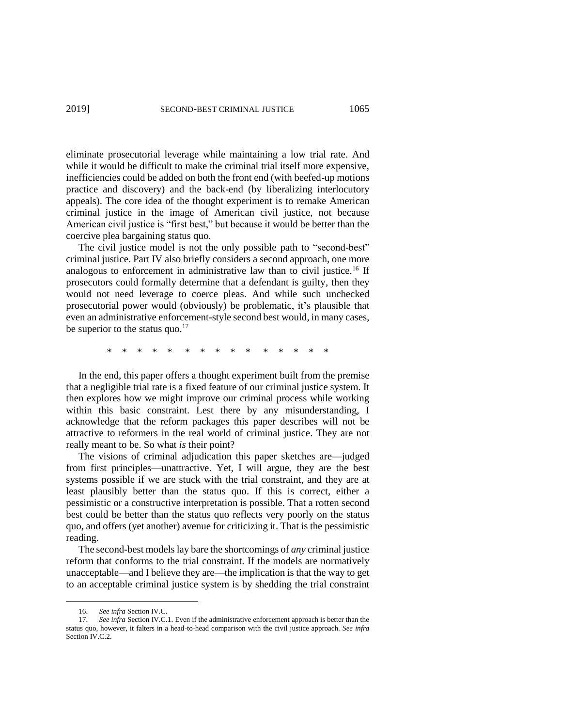eliminate prosecutorial leverage while maintaining a low trial rate. And while it would be difficult to make the criminal trial itself more expensive, inefficiencies could be added on both the front end (with beefed-up motions practice and discovery) and the back-end (by liberalizing interlocutory appeals). The core idea of the thought experiment is to remake American criminal justice in the image of American civil justice, not because American civil justice is "first best," but because it would be better than the coercive plea bargaining status quo.

The civil justice model is not the only possible path to "second-best" criminal justice. Part IV also briefly considers a second approach, one more analogous to enforcement in administrative law than to civil justice.[16] If prosecutors could formally determine that a defendant is guilty, then they would not need leverage to coerce pleas. And while such unchecked prosecutorial power would (obviously) be problematic, it's plausible that even an administrative enforcement-style second best would, in many cases, be superior to the status quo.[17]

\* \* \* \* \* \* \* \* \* \* \* \* \* \* \*

In the end, this paper offers a thought experiment built from the premise that a negligible trial rate is a fixed feature of our criminal justice system. It then explores how we might improve our criminal process while working within this basic constraint. Lest there by any misunderstanding, I acknowledge that the reform packages this paper describes will not be attractive to reformers in the real world of criminal justice. They are not really meant to be. So what *is* their point?

The visions of criminal adjudication this paper sketches are—judged from first principles—unattractive. Yet, I will argue, they are the best systems possible if we are stuck with the trial constraint, and they are at least plausibly better than the status quo. If this is correct, either a pessimistic or a constructive interpretation is possible. That a rotten second best could be better than the status quo reflects very poorly on the status quo, and offers (yet another) avenue for criticizing it. That is the pessimistic reading.

The second-best models lay bare the shortcomings of *any* criminal justice reform that conforms to the trial constraint. If the models are normatively unacceptable—and I believe they are—the implication is that the way to get to an acceptable criminal justice system is by shedding the trial constraint

16. *See infra* Section IV.C.

17. *See infra* Section IV.C.1. Even if the administrative enforcement approach is better than the status quo, however, it falters in a head-to-head comparison with the civil justice approach. *See infra* Section IV.C.2.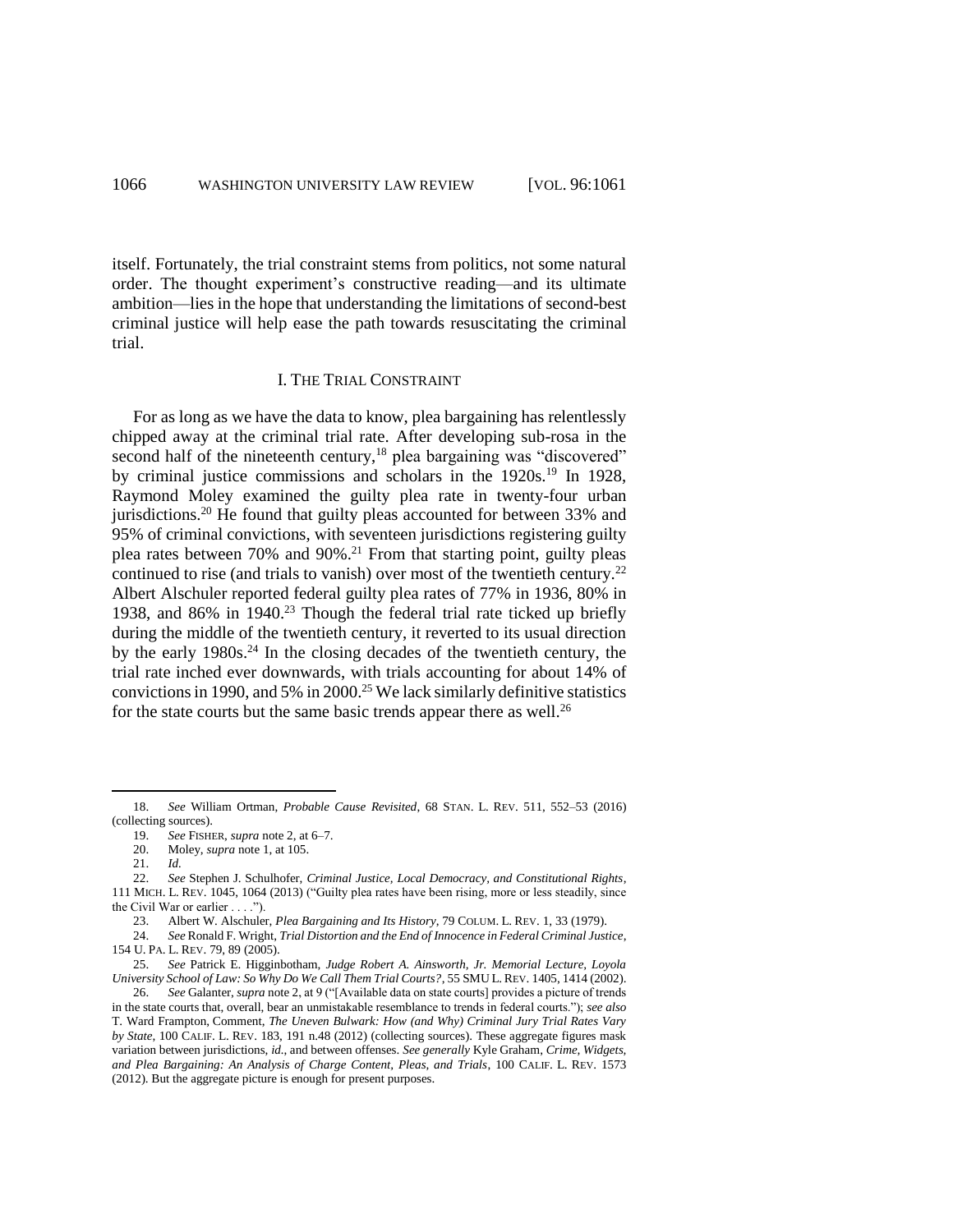itself. Fortunately, the trial constraint stems from politics, not some natural order. The thought experiment's constructive reading—and its ultimate ambition—lies in the hope that understanding the limitations of second-best criminal justice will help ease the path towards resuscitating the criminal trial.

## I. THE TRIAL CONSTRAINT

For as long as we have the data to know, plea bargaining has relentlessly chipped away at the criminal trial rate. After developing sub-rosa in the second half of the nineteenth century,[18] plea bargaining was "discovered" by criminal justice commissions and scholars in the 1920s.[19] In 1928, Raymond Moley examined the guilty plea rate in twenty-four urban jurisdictions.[20] He found that guilty pleas accounted for between 33% and 95% of criminal convictions, with seventeen jurisdictions registering guilty plea rates between 70% and 90%.[21] From that starting point, guilty pleas continued to rise (and trials to vanish) over most of the twentieth century.[22] Albert Alschuler reported federal guilty plea rates of 77% in 1936, 80% in 1938, and 86% in 1940.[23] Though the federal trial rate ticked up briefly during the middle of the twentieth century, it reverted to its usual direction by the early 1980s.[24] In the closing decades of the twentieth century, the trial rate inched ever downwards, with trials accounting for about 14% of convictions in 1990, and 5% in 2000.[25] We lack similarly definitive statistics for the state courts but the same basic trends appear there as well.[26]

---

18. *See* William Ortman, *Probable Cause Revisited*, 68 STAN. L. REV. 511, 552–53 (2016) (collecting sources).

19. *See* FISHER, *supra* note 2, at 6–7.

20. Moley, *supra* note 1, at 105.

21. *Id.*

22. *See* Stephen J. Schulhofer, *Criminal Justice, Local Democracy, and Constitutional Rights*, 111 MICH. L. REV. 1045, 1064 (2013) ("Guilty plea rates have been rising, more or less steadily, since the Civil War or earlier . . . .").

23. Albert W. Alschuler, *Plea Bargaining and Its History*, 79 COLUM. L. REV. 1, 33 (1979).

24. *See* Ronald F. Wright, *Trial Distortion and the End of Innocence in Federal Criminal Justice*, 154 U. PA. L. REV. 79, 89 (2005).

25. *See* Patrick E. Higginbotham, *Judge Robert A. Ainsworth, Jr. Memorial Lecture, Loyola University School of Law: So Why Do We Call Them Trial Courts?*, 55 SMU L. REV. 1405, 1414 (2002).

26. *See* Galanter, *supra* note 2, at 9 ("[Available data on state courts] provides a picture of trends in the state courts that, overall, bear an unmistakable resemblance to trends in federal courts."); *see also* T. Ward Frampton, Comment, *The Uneven Bulwark: How (and Why) Criminal Jury Trial Rates Vary by State*, 100 CALIF. L. REV. 183, 191 n.48 (2012) (collecting sources). These aggregate figures mask variation between jurisdictions, *id.*, and between offenses. *See generally* Kyle Graham, *Crime, Widgets, and Plea Bargaining: An Analysis of Charge Content, Pleas, and Trials*, 100 CALIF. L. REV. 1573 (2012). But the aggregate picture is enough for present purposes.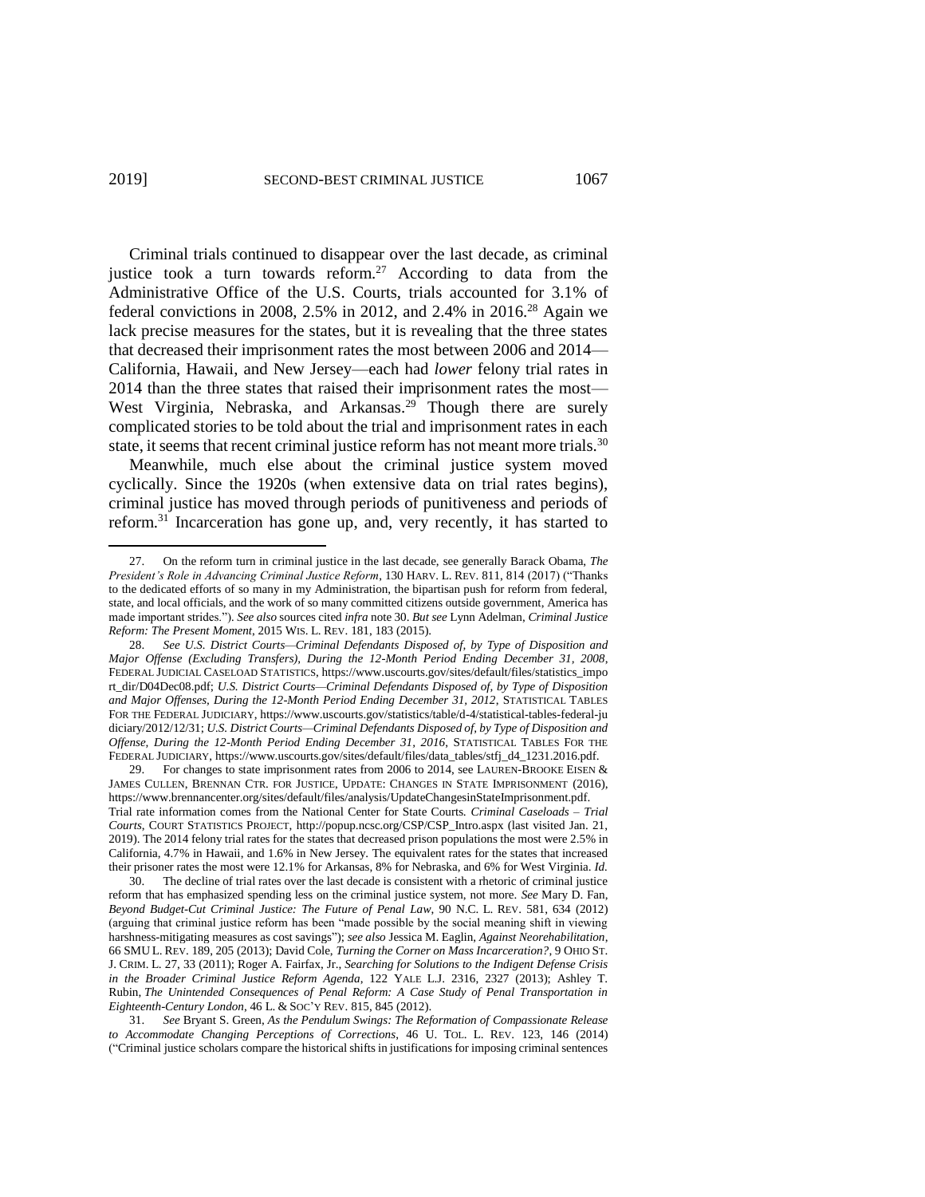Criminal trials continued to disappear over the last decade, as criminal justice took a turn towards reform.[27] According to data from the Administrative Office of the U.S. Courts, trials accounted for 3.1% of federal convictions in 2008, 2.5% in 2012, and 2.4% in 2016.[28] Again we lack precise measures for the states, but it is revealing that the three states that decreased their imprisonment rates the most between 2006 and 2014—California, Hawaii, and New Jersey—each had *lower* felony trial rates in 2014 than the three states that raised their imprisonment rates the most—West Virginia, Nebraska, and Arkansas.[29] Though there are surely complicated stories to be told about the trial and imprisonment rates in each state, it seems that recent criminal justice reform has not meant more trials.[30]

Meanwhile, much else about the criminal justice system moved cyclically. Since the 1920s (when extensive data on trial rates begins), criminal justice has moved through periods of punitiveness and periods of reform.[31] Incarceration has gone up, and, very recently, it has started to

---

27. On the reform turn in criminal justice in the last decade, see generally Barack Obama, *The President's Role in Advancing Criminal Justice Reform*, 130 HARV. L. REV. 811, 814 (2017) ("Thanks to the dedicated efforts of so many in my Administration, the bipartisan push for reform from federal, state, and local officials, and the work of so many committed citizens outside government, America has made important strides."). *See also* sources cited *infra* note 30. *But see* Lynn Adelman, *Criminal Justice Reform: The Present Moment*, 2015 WIS. L. REV. 181, 183 (2015).

28. *See U.S. District Courts—Criminal Defendants Disposed of, by Type of Disposition and Major Offense (Excluding Transfers), During the 12-Month Period Ending December 31, 2008*, FEDERAL JUDICIAL CASELOAD STATISTICS, https://www.uscourts.gov/sites/default/files/statistics_import_dir/D04Dec08.pdf; *U.S. District Courts—Criminal Defendants Disposed of, by Type of Disposition and Major Offenses, During the 12-Month Period Ending December 31, 2012*, STATISTICAL TABLES FOR THE FEDERAL JUDICIARY, https://www.uscourts.gov/statistics/table/d-4/statistical-tables-federal-judiciary/2012/12/31; *U.S. District Courts—Criminal Defendants Disposed of, by Type of Disposition and Offense, During the 12-Month Period Ending December 31, 2016*, STATISTICAL TABLES FOR THE FEDERAL JUDICIARY, https://www.uscourts.gov/sites/default/files/data_tables/stfj_d4_1231.2016.pdf.

29. For changes to state imprisonment rates from 2006 to 2014, see LAUREN-BROOKE EISEN & JAMES CULLEN, BRENNAN CTR. FOR JUSTICE, UPDATE: CHANGES IN STATE IMPRISONMENT (2016), https://www.brennancenter.org/sites/default/files/analysis/UpdateChangesinStateImprisonment.pdf. Trial rate information comes from the National Center for State Courts. *Criminal Caseloads – Trial Courts*, COURT STATISTICS PROJECT, http://popup.ncsc.org/CSP/CSP_Intro.aspx (last visited Jan. 21, 2019). The 2014 felony trial rates for the states that decreased prison populations the most were 2.5% in California, 4.7% in Hawaii, and 1.6% in New Jersey. The equivalent rates for the states that increased their prisoner rates the most were 12.1% for Arkansas, 8% for Nebraska, and 6% for West Virginia. *Id.*

30. The decline of trial rates over the last decade is consistent with a rhetoric of criminal justice reform that has emphasized spending less on the criminal justice system, not more. *See* Mary D. Fan, *Beyond Budget-Cut Criminal Justice: The Future of Penal Law*, 90 N.C. L. REV. 581, 634 (2012) (arguing that criminal justice reform has been "made possible by the social meaning shift in viewing harshness-mitigating measures as cost savings"); *see also* Jessica M. Eaglin, *Against Neorehabilitation*, 66 SMU L. REV. 189, 205 (2013); David Cole, *Turning the Corner on Mass Incarceration?*, 9 OHIO ST. J. CRIM. L. 27, 33 (2011); Roger A. Fairfax, Jr., *Searching for Solutions to the Indigent Defense Crisis in the Broader Criminal Justice Reform Agenda*, 122 YALE L.J. 2316, 2327 (2013); Ashley T. Rubin, *The Unintended Consequences of Penal Reform: A Case Study of Penal Transportation in Eighteenth-Century London*, 46 L. & SOC'Y REV. 815, 845 (2012).

31. *See* Bryant S. Green, *As the Pendulum Swings: The Reformation of Compassionate Release to Accommodate Changing Perceptions of Corrections*, 46 U. TOL. L. REV. 123, 146 (2014) ("Criminal justice scholars compare the historical shifts in justifications for imposing criminal sentences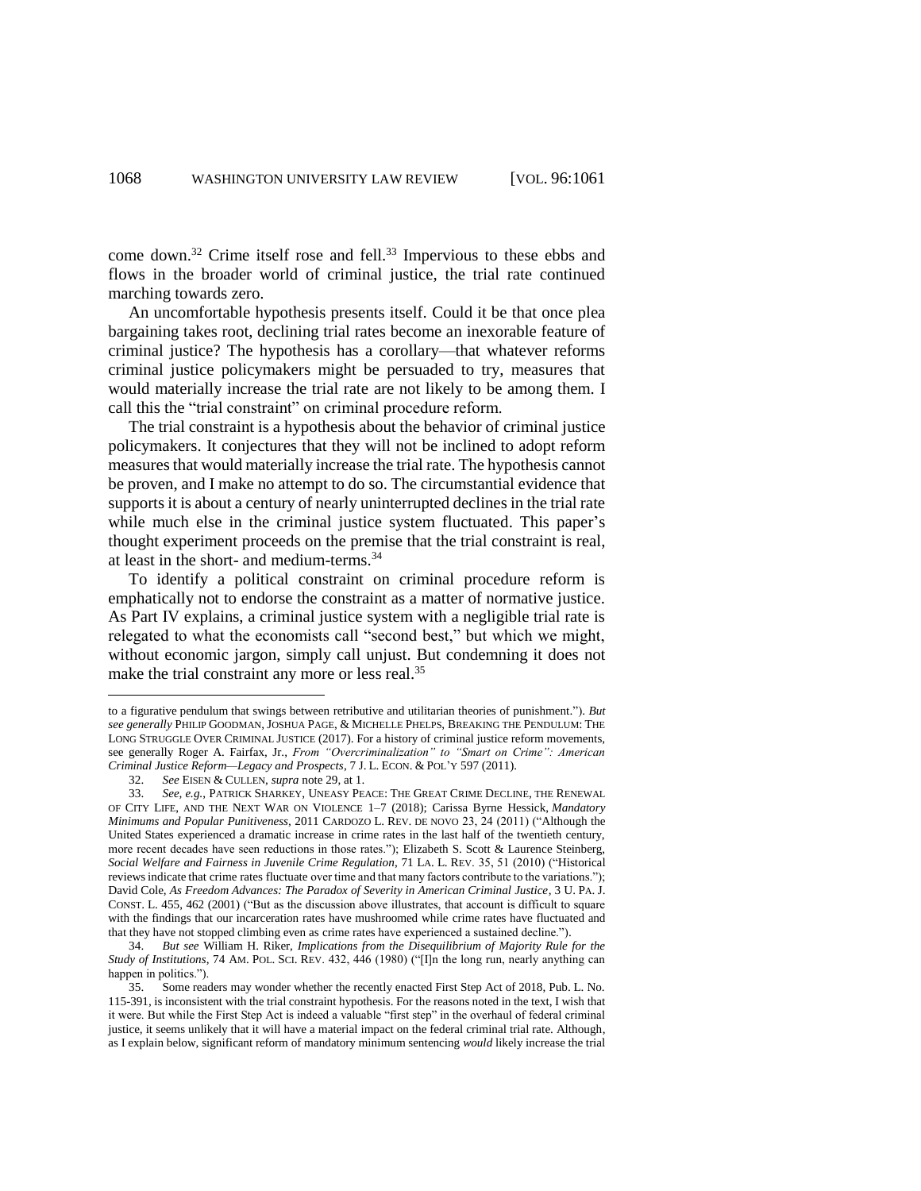come down.[32] Crime itself rose and fell.[33] Impervious to these ebbs and flows in the broader world of criminal justice, the trial rate continued marching towards zero.

An uncomfortable hypothesis presents itself. Could it be that once plea bargaining takes root, declining trial rates become an inexorable feature of criminal justice? The hypothesis has a corollary—that whatever reforms criminal justice policymakers might be persuaded to try, measures that would materially increase the trial rate are not likely to be among them. I call this the "trial constraint" on criminal procedure reform.

The trial constraint is a hypothesis about the behavior of criminal justice policymakers. It conjectures that they will not be inclined to adopt reform measures that would materially increase the trial rate. The hypothesis cannot be proven, and I make no attempt to do so. The circumstantial evidence that supports it is about a century of nearly uninterrupted declines in the trial rate while much else in the criminal justice system fluctuated. This paper's thought experiment proceeds on the premise that the trial constraint is real, at least in the short- and medium-terms.[34]

To identify a political constraint on criminal procedure reform is emphatically not to endorse the constraint as a matter of normative justice. As Part IV explains, a criminal justice system with a negligible trial rate is relegated to what the economists call "second best," but which we might, without economic jargon, simply call unjust. But condemning it does not make the trial constraint any more or less real.[35]

---

to a figurative pendulum that swings between retributive and utilitarian theories of punishment."). *But see generally* PHILIP GOODMAN, JOSHUA PAGE, & MICHELLE PHELPS, BREAKING THE PENDULUM: THE LONG STRUGGLE OVER CRIMINAL JUSTICE (2017). For a history of criminal justice reform movements, see generally Roger A. Fairfax, Jr., *From "Overcriminalization" to "Smart on Crime": American Criminal Justice Reform—Legacy and Prospects*, 7 J. L. ECON. & POL'Y 597 (2011).

32. *See* EISEN & CULLEN, *supra* note 29, at 1.

33. *See, e.g.*, PATRICK SHARKEY, UNEASY PEACE: THE GREAT CRIME DECLINE, THE RENEWAL OF CITY LIFE, AND THE NEXT WAR ON VIOLENCE 1–7 (2018); Carissa Byrne Hessick, *Mandatory Minimums and Popular Punitiveness*, 2011 CARDOZO L. REV. DE NOVO 23, 24 (2011) ("Although the United States experienced a dramatic increase in crime rates in the last half of the twentieth century, more recent decades have seen reductions in those rates."); Elizabeth S. Scott & Laurence Steinberg, *Social Welfare and Fairness in Juvenile Crime Regulation*, 71 LA. L. REV. 35, 51 (2010) ("Historical reviews indicate that crime rates fluctuate over time and that many factors contribute to the variations."); David Cole, *As Freedom Advances: The Paradox of Severity in American Criminal Justice*, 3 U. PA. J. CONST. L. 455, 462 (2001) ("But as the discussion above illustrates, that account is difficult to square with the findings that our incarceration rates have mushroomed while crime rates have fluctuated and that they have not stopped climbing even as crime rates have experienced a sustained decline.").

34. *But see* William H. Riker, *Implications from the Disequilibrium of Majority Rule for the Study of Institutions*, 74 AM. POL. SCI. REV. 432, 446 (1980) ("[I]n the long run, nearly anything can happen in politics.").

35. Some readers may wonder whether the recently enacted First Step Act of 2018, Pub. L. No. 115-391, is inconsistent with the trial constraint hypothesis. For the reasons noted in the text, I wish that it were. But while the First Step Act is indeed a valuable "first step" in the overhaul of federal criminal justice, it seems unlikely that it will have a material impact on the federal criminal trial rate. Although, as I explain below, significant reform of mandatory minimum sentencing *would* likely increase the trial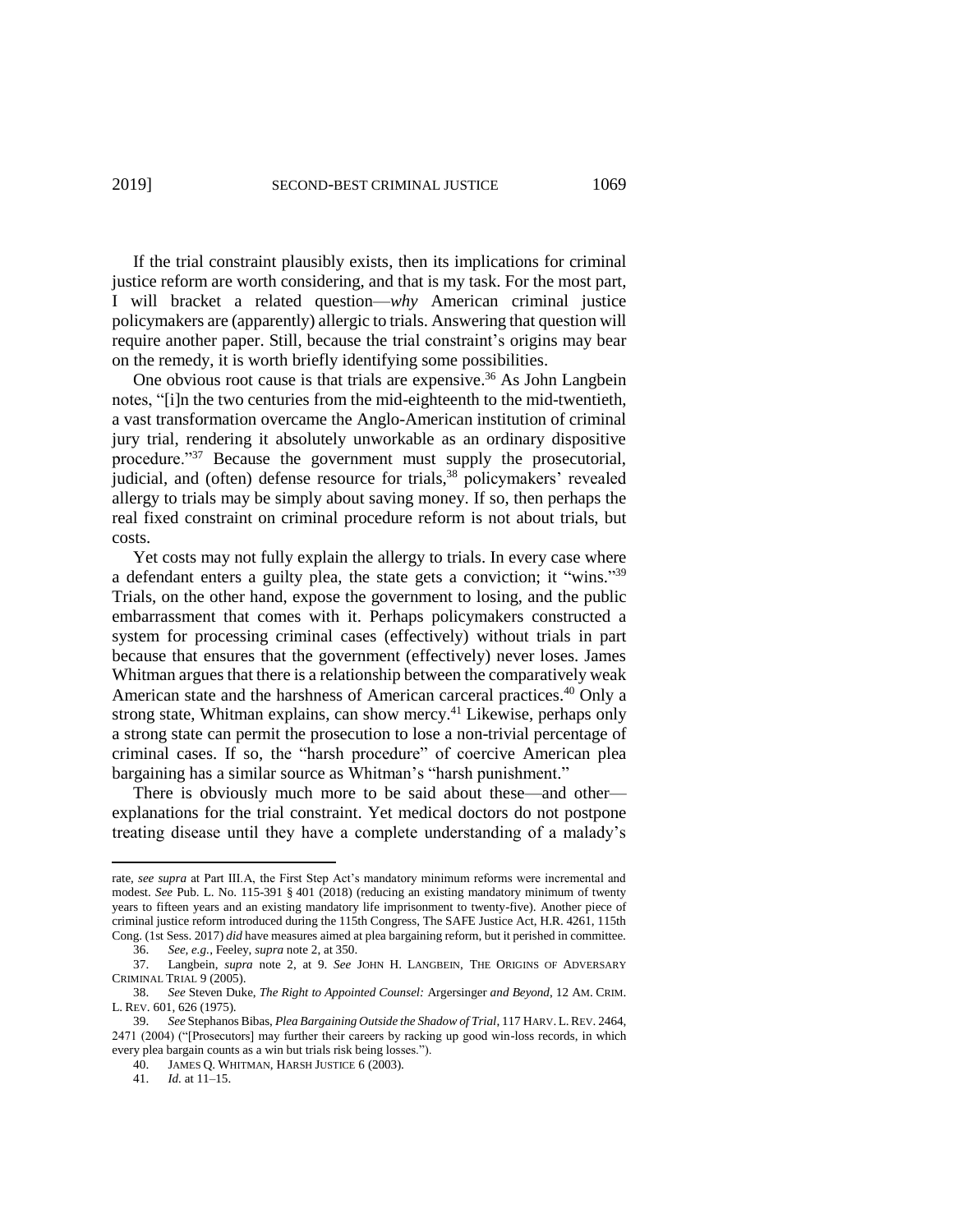If the trial constraint plausibly exists, then its implications for criminal justice reform are worth considering, and that is my task. For the most part, I will bracket a related question—*why* American criminal justice policymakers are (apparently) allergic to trials. Answering that question will require another paper. Still, because the trial constraint's origins may bear on the remedy, it is worth briefly identifying some possibilities.

One obvious root cause is that trials are expensive.[36] As John Langbein notes, "[i]n the two centuries from the mid-eighteenth to the mid-twentieth, a vast transformation overcame the Anglo-American institution of criminal jury trial, rendering it absolutely unworkable as an ordinary dispositive procedure."[37] Because the government must supply the prosecutorial, judicial, and (often) defense resource for trials,[38] policymakers' revealed allergy to trials may be simply about saving money. If so, then perhaps the real fixed constraint on criminal procedure reform is not about trials, but costs.

Yet costs may not fully explain the allergy to trials. In every case where a defendant enters a guilty plea, the state gets a conviction; it "wins."[39] Trials, on the other hand, expose the government to losing, and the public embarrassment that comes with it. Perhaps policymakers constructed a system for processing criminal cases (effectively) without trials in part because that ensures that the government (effectively) never loses. James Whitman argues that there is a relationship between the comparatively weak American state and the harshness of American carceral practices.[40] Only a strong state, Whitman explains, can show mercy.[41] Likewise, perhaps only a strong state can permit the prosecution to lose a non-trivial percentage of criminal cases. If so, the "harsh procedure" of coercive American plea bargaining has a similar source as Whitman's "harsh punishment."

There is obviously much more to be said about these—and other—explanations for the trial constraint. Yet medical doctors do not postpone treating disease until they have a complete understanding of a malady's

---

rate, *see supra* at Part III.A, the First Step Act's mandatory minimum reforms were incremental and modest. *See* Pub. L. No. 115-391 § 401 (2018) (reducing an existing mandatory minimum of twenty years to fifteen years and an existing mandatory life imprisonment to twenty-five). Another piece of criminal justice reform introduced during the 115th Congress, The SAFE Justice Act, H.R. 4261, 115th Cong. (1st Sess. 2017) *did* have measures aimed at plea bargaining reform, but it perished in committee.

36. *See, e.g.*, Feeley, *supra* note 2, at 350.

37. Langbein, *supra* note 2, at 9. *See* JOHN H. LANGBEIN, THE ORIGINS OF ADVERSARY CRIMINAL TRIAL 9 (2005).

38. *See* Steven Duke, *The Right to Appointed Counsel:* Argersinger *and Beyond*, 12 AM. CRIM. L. REV. 601, 626 (1975).

39. *See* Stephanos Bibas, *Plea Bargaining Outside the Shadow of Trial*, 117 HARV. L. REV. 2464, 2471 (2004) ("[Prosecutors] may further their careers by racking up good win-loss records, in which every plea bargain counts as a win but trials risk being losses.").

40. JAMES Q. WHITMAN, HARSH JUSTICE 6 (2003).

41. *Id.* at 11–15.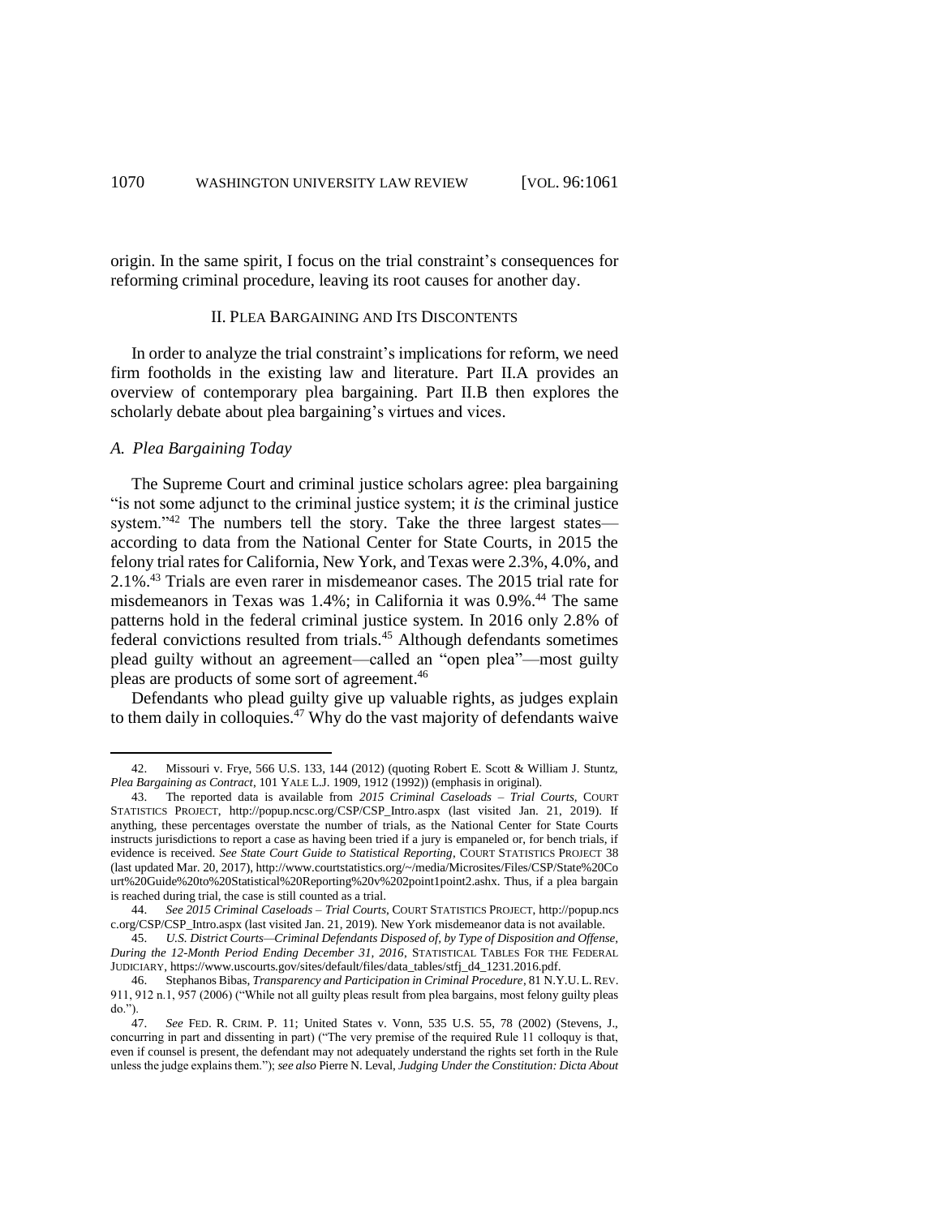origin. In the same spirit, I focus on the trial constraint's consequences for reforming criminal procedure, leaving its root causes for another day.

## II. Plea Bargaining and Its Discontents

In order to analyze the trial constraint's implications for reform, we need firm footholds in the existing law and literature. Part II.A provides an overview of contemporary plea bargaining. Part II.B then explores the scholarly debate about plea bargaining's virtues and vices.

### *A. Plea Bargaining Today*

The Supreme Court and criminal justice scholars agree: plea bargaining "is not some adjunct to the criminal justice system; it *is* the criminal justice system."[42] The numbers tell the story. Take the three largest states—according to data from the National Center for State Courts, in 2015 the felony trial rates for California, New York, and Texas were 2.3%, 4.0%, and 2.1%.[43] Trials are even rarer in misdemeanor cases. The 2015 trial rate for misdemeanors in Texas was 1.4%; in California it was 0.9%.[44] The same patterns hold in the federal criminal justice system. In 2016 only 2.8% of federal convictions resulted from trials.[45] Although defendants sometimes plead guilty without an agreement—called an "open plea"—most guilty pleas are products of some sort of agreement.[46]

Defendants who plead guilty give up valuable rights, as judges explain to them daily in colloquies.[47] Why do the vast majority of defendants waive

---

42. Missouri v. Frye, 566 U.S. 133, 144 (2012) (quoting Robert E. Scott & William J. Stuntz, *Plea Bargaining as Contract*, 101 YALE L.J. 1909, 1912 (1992)) (emphasis in original).

43. The reported data is available from *2015 Criminal Caseloads – Trial Courts*, COURT STATISTICS PROJECT, http://popup.ncsc.org/CSP/CSP_Intro.aspx (last visited Jan. 21, 2019). If anything, these percentages overstate the number of trials, as the National Center for State Courts instructs jurisdictions to report a case as having been tried if a jury is empaneled or, for bench trials, if evidence is received. *See State Court Guide to Statistical Reporting*, COURT STATISTICS PROJECT 38 (last updated Mar. 20, 2017), http://www.courtstatistics.org/~/media/Microsites/Files/CSP/State%20Court%20Guide%20to%20Statistical%20Reporting%20v%202point1point2.ashx. Thus, if a plea bargain is reached during trial, the case is still counted as a trial.

44. *See 2015 Criminal Caseloads – Trial Courts*, COURT STATISTICS PROJECT, http://popup.ncsc.org/CSP/CSP_Intro.aspx (last visited Jan. 21, 2019). New York misdemeanor data is not available.

45. *U.S. District Courts—Criminal Defendants Disposed of, by Type of Disposition and Offense, During the 12-Month Period Ending December 31, 2016*, STATISTICAL TABLES FOR THE FEDERAL JUDICIARY, https://www.uscourts.gov/sites/default/files/data_tables/stfj_d4_1231.2016.pdf.

46. Stephanos Bibas, *Transparency and Participation in Criminal Procedure*, 81 N.Y.U. L. REV. 911, 912 n.1, 957 (2006) ("While not all guilty pleas result from plea bargains, most felony guilty pleas do.").

47. *See* FED. R. CRIM. P. 11; United States v. Vonn, 535 U.S. 55, 78 (2002) (Stevens, J., concurring in part and dissenting in part) ("The very premise of the required Rule 11 colloquy is that, even if counsel is present, the defendant may not adequately understand the rights set forth in the Rule unless the judge explains them."); *see also* Pierre N. Leval, *Judging Under the Constitution: Dicta About*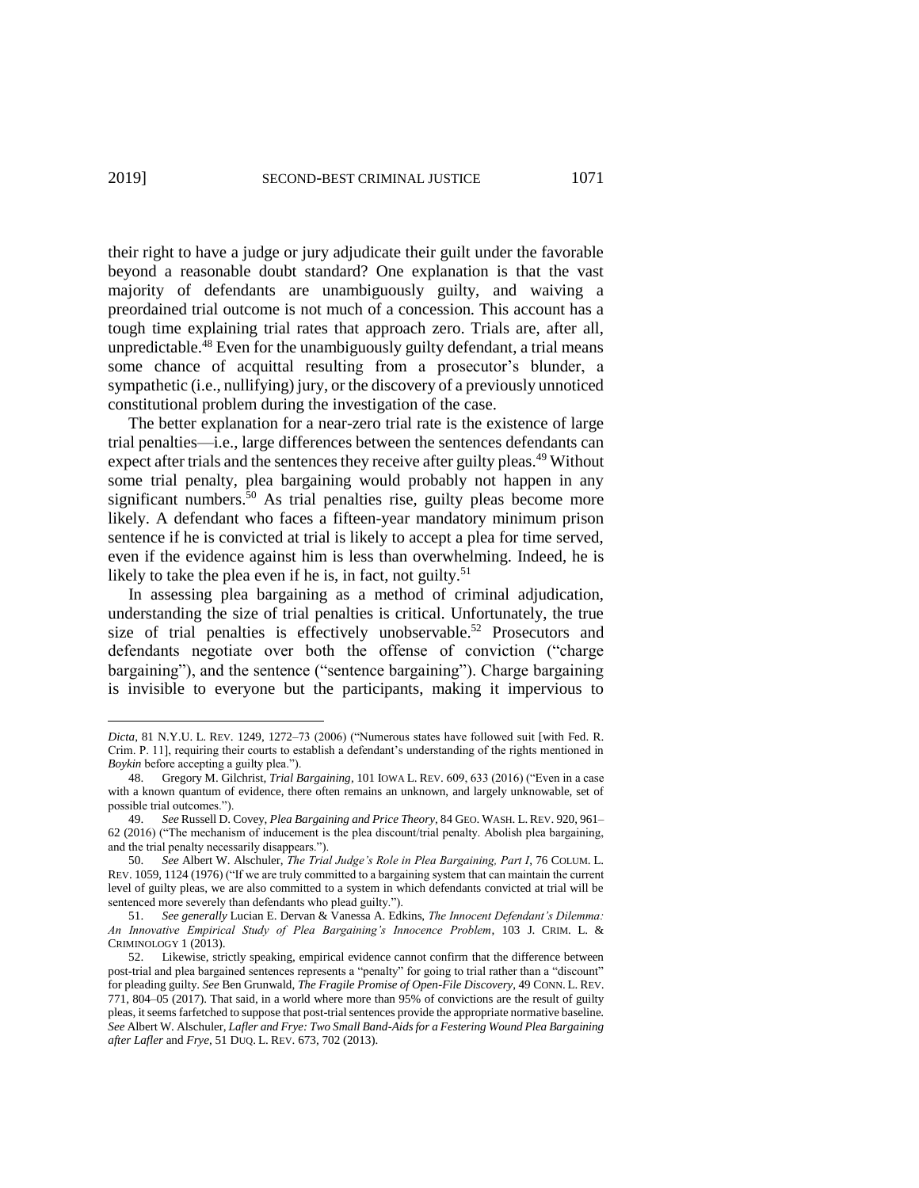their right to have a judge or jury adjudicate their guilt under the favorable beyond a reasonable doubt standard? One explanation is that the vast majority of defendants are unambiguously guilty, and waiving a preordained trial outcome is not much of a concession. This account has a tough time explaining trial rates that approach zero. Trials are, after all, unpredictable.[48] Even for the unambiguously guilty defendant, a trial means some chance of acquittal resulting from a prosecutor's blunder, a sympathetic (i.e., nullifying) jury, or the discovery of a previously unnoticed constitutional problem during the investigation of the case.

The better explanation for a near-zero trial rate is the existence of large trial penalties—i.e., large differences between the sentences defendants can expect after trials and the sentences they receive after guilty pleas.[49] Without some trial penalty, plea bargaining would probably not happen in any significant numbers.[50] As trial penalties rise, guilty pleas become more likely. A defendant who faces a fifteen-year mandatory minimum prison sentence if he is convicted at trial is likely to accept a plea for time served, even if the evidence against him is less than overwhelming. Indeed, he is likely to take the plea even if he is, in fact, not guilty.[51]

In assessing plea bargaining as a method of criminal adjudication, understanding the size of trial penalties is critical. Unfortunately, the true size of trial penalties is effectively unobservable.[52] Prosecutors and defendants negotiate over both the offense of conviction ("charge bargaining"), and the sentence ("sentence bargaining"). Charge bargaining is invisible to everyone but the participants, making it impervious to

---

*Dicta*, 81 N.Y.U. L. REV. 1249, 1272–73 (2006) ("Numerous states have followed suit [with Fed. R. Crim. P. 11], requiring their courts to establish a defendant's understanding of the rights mentioned in *Boykin* before accepting a guilty plea.").

48. Gregory M. Gilchrist, *Trial Bargaining*, 101 IOWA L. REV. 609, 633 (2016) ("Even in a case with a known quantum of evidence, there often remains an unknown, and largely unknowable, set of possible trial outcomes.").

49. *See* Russell D. Covey, *Plea Bargaining and Price Theory*, 84 GEO. WASH. L. REV. 920, 961–62 (2016) ("The mechanism of inducement is the plea discount/trial penalty. Abolish plea bargaining, and the trial penalty necessarily disappears.").

50. *See* Albert W. Alschuler, *The Trial Judge's Role in Plea Bargaining, Part I*, 76 COLUM. L. REV. 1059, 1124 (1976) ("If we are truly committed to a bargaining system that can maintain the current level of guilty pleas, we are also committed to a system in which defendants convicted at trial will be sentenced more severely than defendants who plead guilty.").

51. *See generally* Lucian E. Dervan & Vanessa A. Edkins, *The Innocent Defendant's Dilemma: An Innovative Empirical Study of Plea Bargaining's Innocence Problem*, 103 J. CRIM. L. & CRIMINOLOGY 1 (2013).

52. Likewise, strictly speaking, empirical evidence cannot confirm that the difference between post-trial and plea bargained sentences represents a "penalty" for going to trial rather than a "discount" for pleading guilty. *See* Ben Grunwald, *The Fragile Promise of Open-File Discovery*, 49 CONN. L. REV. 771, 804–05 (2017). That said, in a world where more than 95% of convictions are the result of guilty pleas, it seems farfetched to suppose that post-trial sentences provide the appropriate normative baseline. *See* Albert W. Alschuler, *Lafler and Frye: Two Small Band-Aids for a Festering Wound Plea Bargaining after Lafler and Frye*, 51 DUQ. L. REV. 673, 702 (2013).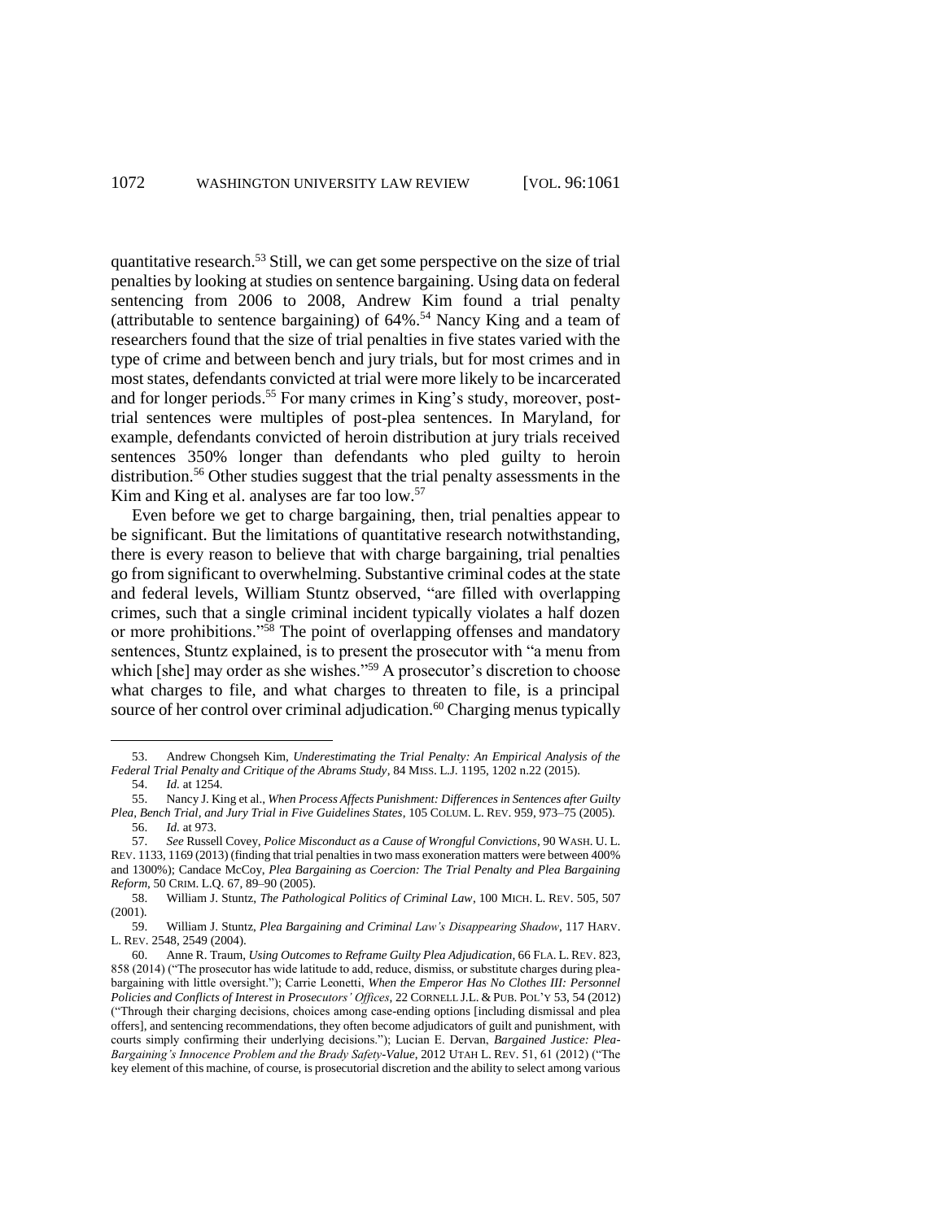quantitative research.[53] Still, we can get some perspective on the size of trial penalties by looking at studies on sentence bargaining. Using data on federal sentencing from 2006 to 2008, Andrew Kim found a trial penalty (attributable to sentence bargaining) of 64%.[54] Nancy King and a team of researchers found that the size of trial penalties in five states varied with the type of crime and between bench and jury trials, but for most crimes and in most states, defendants convicted at trial were more likely to be incarcerated and for longer periods.[55] For many crimes in King's study, moreover, post-trial sentences were multiples of post-plea sentences. In Maryland, for example, defendants convicted of heroin distribution at jury trials received sentences 350% longer than defendants who pled guilty to heroin distribution.[56] Other studies suggest that the trial penalty assessments in the Kim and King et al. analyses are far too low.[57]

Even before we get to charge bargaining, then, trial penalties appear to be significant. But the limitations of quantitative research notwithstanding, there is every reason to believe that with charge bargaining, trial penalties go from significant to overwhelming. Substantive criminal codes at the state and federal levels, William Stuntz observed, "are filled with overlapping crimes, such that a single criminal incident typically violates a half dozen or more prohibitions."[58] The point of overlapping offenses and mandatory sentences, Stuntz explained, is to present the prosecutor with "a menu from which [she] may order as she wishes."[59] A prosecutor's discretion to choose what charges to file, and what charges to threaten to file, is a principal source of her control over criminal adjudication.[60] Charging menus typically

---

53. Andrew Chongseh Kim, *Underestimating the Trial Penalty: An Empirical Analysis of the Federal Trial Penalty and Critique of the Abrams Study*, 84 MISS. L.J. 1195, 1202 n.22 (2015).

54. *Id.* at 1254.

55. Nancy J. King et al., *When Process Affects Punishment: Differences in Sentences after Guilty Plea, Bench Trial, and Jury Trial in Five Guidelines States*, 105 COLUM. L. REV. 959, 973–75 (2005).

56. *Id.* at 973.

57. *See* Russell Covey, *Police Misconduct as a Cause of Wrongful Convictions*, 90 WASH. U. L. REV. 1133, 1169 (2013) (finding that trial penalties in two mass exoneration matters were between 400% and 1300%); Candace McCoy, *Plea Bargaining as Coercion: The Trial Penalty and Plea Bargaining Reform*, 50 CRIM. L.Q. 67, 89–90 (2005).

58. William J. Stuntz, *The Pathological Politics of Criminal Law*, 100 MICH. L. REV. 505, 507 (2001).

59. William J. Stuntz, *Plea Bargaining and Criminal Law's Disappearing Shadow*, 117 HARV. L. REV. 2548, 2549 (2004).

60. Anne R. Traum, *Using Outcomes to Reframe Guilty Plea Adjudication*, 66 FLA. L. REV. 823, 858 (2014) ("The prosecutor has wide latitude to add, reduce, dismiss, or substitute charges during plea-bargaining with little oversight."); Carrie Leonetti, *When the Emperor Has No Clothes III: Personnel Policies and Conflicts of Interest in Prosecutors' Offices*, 22 CORNELL J.L. & PUB. POL'Y 53, 54 (2012) ("Through their charging decisions, choices among case-ending options [including dismissal and plea offers], and sentencing recommendations, they often become adjudicators of guilt and punishment, with courts simply confirming their underlying decisions."); Lucian E. Dervan, *Bargained Justice: Plea-Bargaining's Innocence Problem and the Brady Safety-Value*, 2012 UTAH L. REV. 51, 61 (2012) ("The key element of this machine, of course, is prosecutorial discretion and the ability to select among various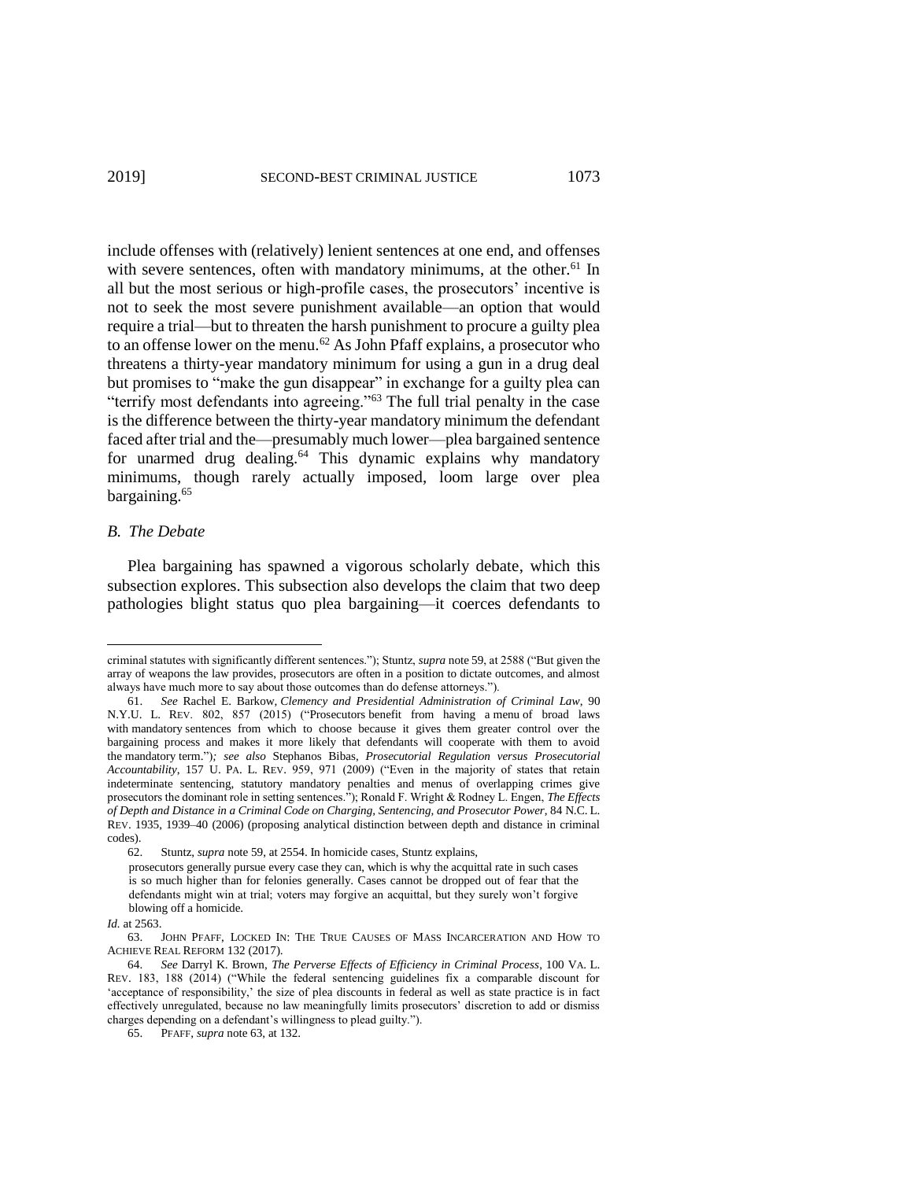include offenses with (relatively) lenient sentences at one end, and offenses with severe sentences, often with mandatory minimums, at the other.[61] In all but the most serious or high-profile cases, the prosecutors' incentive is not to seek the most severe punishment available—an option that would require a trial—but to threaten the harsh punishment to procure a guilty plea to an offense lower on the menu.[62] As John Pfaff explains, a prosecutor who threatens a thirty-year mandatory minimum for using a gun in a drug deal but promises to "make the gun disappear" in exchange for a guilty plea can "terrify most defendants into agreeing."[63] The full trial penalty in the case is the difference between the thirty-year mandatory minimum the defendant faced after trial and the—presumably much lower—plea bargained sentence for unarmed drug dealing.[64] This dynamic explains why mandatory minimums, though rarely actually imposed, loom large over plea bargaining.[65]

## *B. The Debate*

Plea bargaining has spawned a vigorous scholarly debate, which this subsection explores. This subsection also develops the claim that two deep pathologies blight status quo plea bargaining—it coerces defendants to

---

criminal statutes with significantly different sentences."); Stuntz, *supra* note 59, at 2588 ("But given the array of weapons the law provides, prosecutors are often in a position to dictate outcomes, and almost always have much more to say about those outcomes than do defense attorneys.").

61. *See* Rachel E. Barkow, *Clemency and Presidential Administration of Criminal Law*, 90 N.Y.U. L. REV. 802, 857 (2015) ("Prosecutors benefit from having a menu of broad laws with mandatory sentences from which to choose because it gives them greater control over the bargaining process and makes it more likely that defendants will cooperate with them to avoid the mandatory term."); *see also* Stephanos Bibas, *Prosecutorial Regulation versus Prosecutorial Accountability*, 157 U. PA. L. REV. 959, 971 (2009) ("Even in the majority of states that retain indeterminate sentencing, statutory mandatory penalties and menus of overlapping crimes give prosecutors the dominant role in setting sentences."); Ronald F. Wright & Rodney L. Engen, *The Effects of Depth and Distance in a Criminal Code on Charging, Sentencing, and Prosecutor Power*, 84 N.C. L. REV. 1935, 1939–40 (2006) (proposing analytical distinction between depth and distance in criminal codes).

62. Stuntz, *supra* note 59, at 2554. In homicide cases, Stuntz explains,

> prosecutors generally pursue every case they can, which is why the acquittal rate in such cases is so much higher than for felonies generally. Cases cannot be dropped out of fear that the defendants might win at trial; voters may forgive an acquittal, but they surely won't forgive blowing off a homicide.

*Id.* at 2563.

63. JOHN PFAFF, LOCKED IN: THE TRUE CAUSES OF MASS INCARCERATION AND HOW TO ACHIEVE REAL REFORM 132 (2017).

64. *See* Darryl K. Brown, *The Perverse Effects of Efficiency in Criminal Process*, 100 VA. L. REV. 183, 188 (2014) ("While the federal sentencing guidelines fix a comparable discount for 'acceptance of responsibility,' the size of plea discounts in federal as well as state practice is in fact effectively unregulated, because no law meaningfully limits prosecutors' discretion to add or dismiss charges depending on a defendant's willingness to plead guilty.").

65. PFAFF, *supra* note 63, at 132.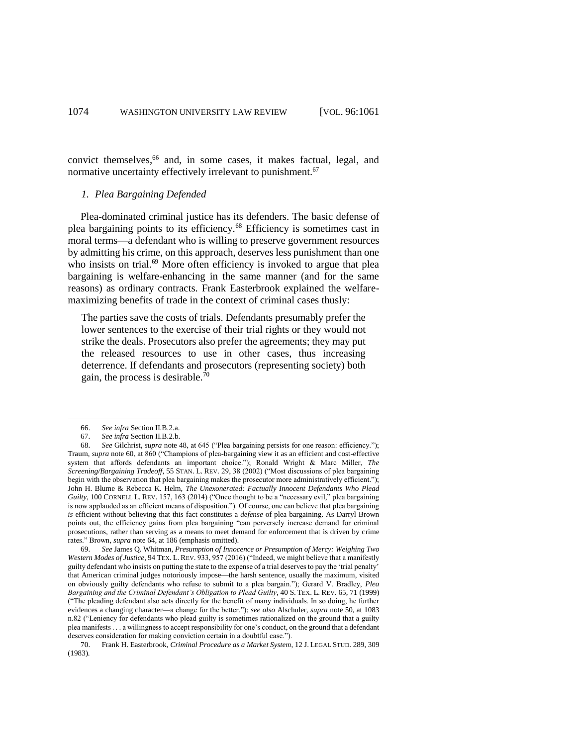convict themselves,[66] and, in some cases, it makes factual, legal, and normative uncertainty effectively irrelevant to punishment.[67]

### *1. Plea Bargaining Defended*

Plea-dominated criminal justice has its defenders. The basic defense of plea bargaining points to its efficiency.[68] Efficiency is sometimes cast in moral terms—a defendant who is willing to preserve government resources by admitting his crime, on this approach, deserves less punishment than one who insists on trial.[69] More often efficiency is invoked to argue that plea bargaining is welfare-enhancing in the same manner (and for the same reasons) as ordinary contracts. Frank Easterbrook explained the welfare-maximizing benefits of trade in the context of criminal cases thusly:

> The parties save the costs of trials. Defendants presumably prefer the lower sentences to the exercise of their trial rights or they would not strike the deals. Prosecutors also prefer the agreements; they may put the released resources to use in other cases, thus increasing deterrence. If defendants and prosecutors (representing society) both gain, the process is desirable.[70]

---

66. *See infra* Section II.B.2.a.

67. *See infra* Section II.B.2.b.

68. *See* Gilchrist, *supra* note 48, at 645 ("Plea bargaining persists for one reason: efficiency."); Traum, *supra* note 60, at 860 ("Champions of plea-bargaining view it as an efficient and cost-effective system that affords defendants an important choice."); Ronald Wright & Marc Miller, *The Screening/Bargaining Tradeoff*, 55 STAN. L. REV. 29, 38 (2002) ("Most discussions of plea bargaining begin with the observation that plea bargaining makes the prosecutor more administratively efficient."); John H. Blume & Rebecca K. Helm, *The Unexonerated: Factually Innocent Defendants Who Plead Guilty*, 100 CORNELL L. REV. 157, 163 (2014) ("Once thought to be a "necessary evil," plea bargaining is now applauded as an efficient means of disposition."). Of course, one can believe that plea bargaining *is* efficient without believing that this fact constitutes a *defense* of plea bargaining. As Darryl Brown points out, the efficiency gains from plea bargaining "can perversely increase demand for criminal prosecutions, rather than serving as a means to meet demand for enforcement that is driven by crime rates." Brown, *supra* note 64, at 186 (emphasis omitted).

69. *See* James Q. Whitman, *Presumption of Innocence or Presumption of Mercy: Weighing Two Western Modes of Justice*, 94 TEX. L. REV. 933, 957 (2016) ("Indeed, we might believe that a manifestly guilty defendant who insists on putting the state to the expense of a trial deserves to pay the 'trial penalty' that American criminal judges notoriously impose—the harsh sentence, usually the maximum, visited on obviously guilty defendants who refuse to submit to a plea bargain."); Gerard V. Bradley, *Plea Bargaining and the Criminal Defendant's Obligation to Plead Guilty*, 40 S. TEX. L. REV. 65, 71 (1999) ("The pleading defendant also acts directly for the benefit of many individuals. In so doing, he further evidences a changing character—a change for the better."); *see also* Alschuler, *supra* note 50, at 1083 n.82 ("Leniency for defendants who plead guilty is sometimes rationalized on the ground that a guilty plea manifests . . . a willingness to accept responsibility for one's conduct, on the ground that a defendant deserves consideration for making conviction certain in a doubtful case.").

70. Frank H. Easterbrook, *Criminal Procedure as a Market System*, 12 J. LEGAL STUD. 289, 309 (1983).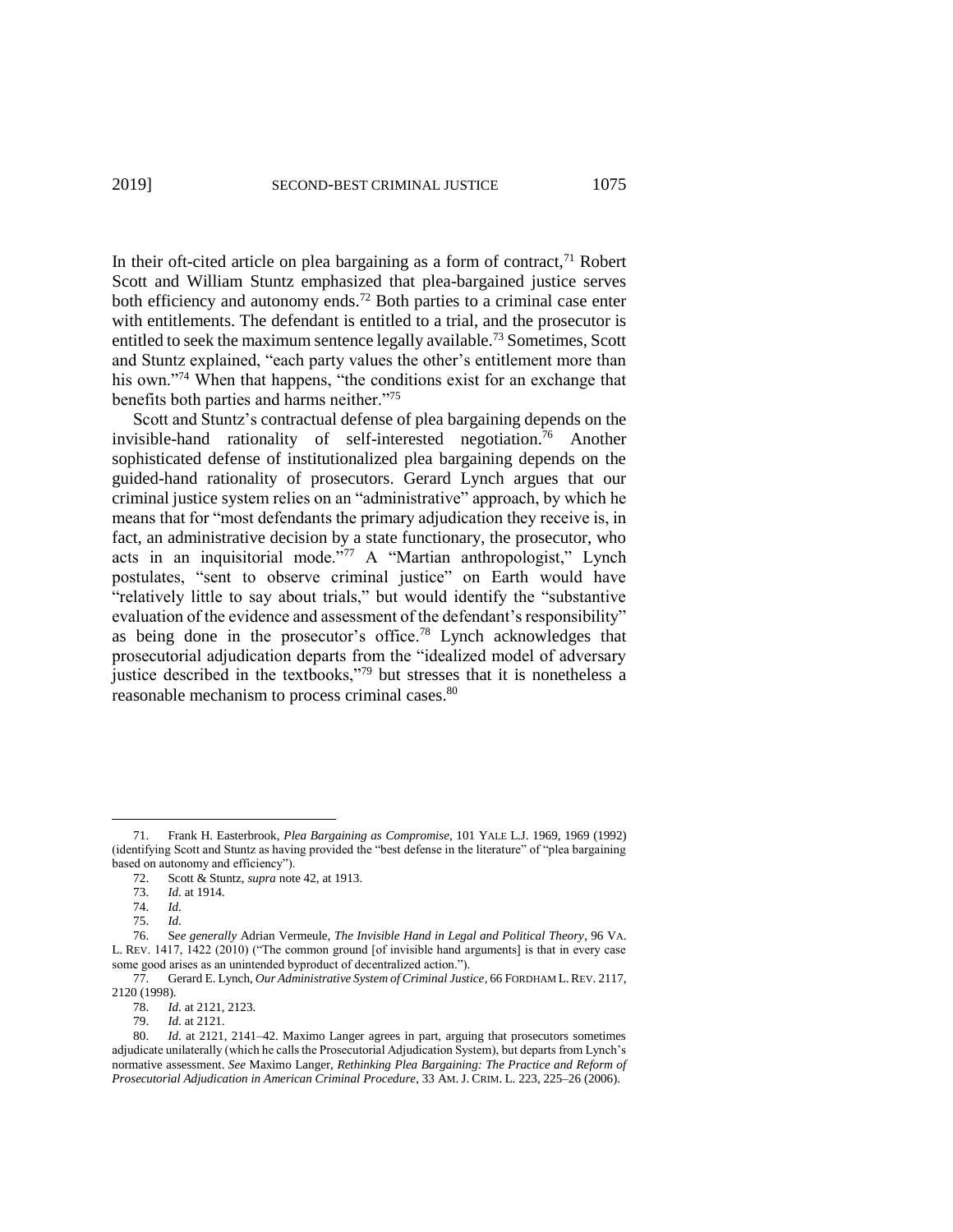In their oft-cited article on plea bargaining as a form of contract,[71] Robert Scott and William Stuntz emphasized that plea-bargained justice serves both efficiency and autonomy ends.[72] Both parties to a criminal case enter with entitlements. The defendant is entitled to a trial, and the prosecutor is entitled to seek the maximum sentence legally available.[73] Sometimes, Scott and Stuntz explained, "each party values the other's entitlement more than his own."[74] When that happens, "the conditions exist for an exchange that benefits both parties and harms neither."[75]

Scott and Stuntz's contractual defense of plea bargaining depends on the invisible-hand rationality of self-interested negotiation.[76] Another sophisticated defense of institutionalized plea bargaining depends on the guided-hand rationality of prosecutors. Gerard Lynch argues that our criminal justice system relies on an "administrative" approach, by which he means that for "most defendants the primary adjudication they receive is, in fact, an administrative decision by a state functionary, the prosecutor, who acts in an inquisitorial mode."[77] A "Martian anthropologist," Lynch postulates, "sent to observe criminal justice" on Earth would have "relatively little to say about trials," but would identify the "substantive evaluation of the evidence and assessment of the defendant's responsibility" as being done in the prosecutor's office.[78] Lynch acknowledges that prosecutorial adjudication departs from the "idealized model of adversary justice described in the textbooks,"[79] but stresses that it is nonetheless a reasonable mechanism to process criminal cases.[80]

---

71. Frank H. Easterbrook, *Plea Bargaining as Compromise*, 101 YALE L.J. 1969, 1969 (1992) (identifying Scott and Stuntz as having provided the "best defense in the literature" of "plea bargaining based on autonomy and efficiency").

72. Scott & Stuntz, *supra* note 42, at 1913.

73. *Id.* at 1914.

74. *Id.*

75. *Id.*

76. *See generally* Adrian Vermeule, *The Invisible Hand in Legal and Political Theory*, 96 VA. L. REV. 1417, 1422 (2010) ("The common ground [of invisible hand arguments] is that in every case some good arises as an unintended byproduct of decentralized action.").

77. Gerard E. Lynch, *Our Administrative System of Criminal Justice*, 66 FORDHAM L. REV. 2117, 2120 (1998).

78. *Id.* at 2121, 2123.

79. *Id.* at 2121.

80. *Id.* at 2121, 2141–42. Maximo Langer agrees in part, arguing that prosecutors sometimes adjudicate unilaterally (which he calls the Prosecutorial Adjudication System), but departs from Lynch's normative assessment. *See* Maximo Langer, *Rethinking Plea Bargaining: The Practice and Reform of Prosecutorial Adjudication in American Criminal Procedure*, 33 AM. J. CRIM. L. 223, 225–26 (2006).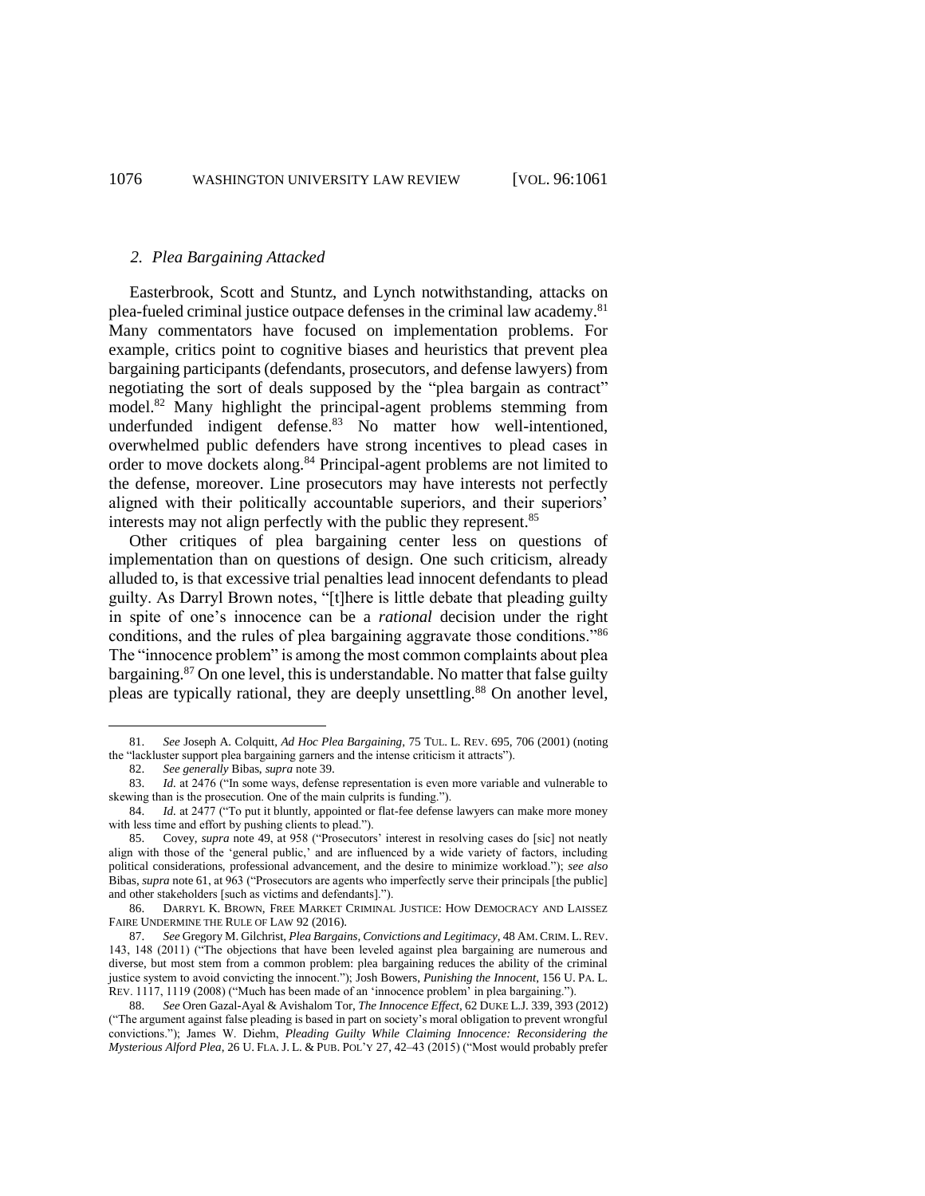### *2. Plea Bargaining Attacked*

Easterbrook, Scott and Stuntz, and Lynch notwithstanding, attacks on plea-fueled criminal justice outpace defenses in the criminal law academy.[81] Many commentators have focused on implementation problems. For example, critics point to cognitive biases and heuristics that prevent plea bargaining participants (defendants, prosecutors, and defense lawyers) from negotiating the sort of deals supposed by the "plea bargain as contract" model.[82] Many highlight the principal-agent problems stemming from underfunded indigent defense.[83] No matter how well-intentioned, overwhelmed public defenders have strong incentives to plead cases in order to move dockets along.[84] Principal-agent problems are not limited to the defense, moreover. Line prosecutors may have interests not perfectly aligned with their politically accountable superiors, and their superiors' interests may not align perfectly with the public they represent.[85]

Other critiques of plea bargaining center less on questions of implementation than on questions of design. One such criticism, already alluded to, is that excessive trial penalties lead innocent defendants to plead guilty. As Darryl Brown notes, "[t]here is little debate that pleading guilty in spite of one's innocence can be a *rational* decision under the right conditions, and the rules of plea bargaining aggravate those conditions."[86] The "innocence problem" is among the most common complaints about plea bargaining.[87] On one level, this is understandable. No matter that false guilty pleas are typically rational, they are deeply unsettling.[88] On another level,

---

81. *See* Joseph A. Colquitt, *Ad Hoc Plea Bargaining*, 75 TUL. L. REV. 695, 706 (2001) (noting the "lackluster support plea bargaining garners and the intense criticism it attracts").

82. *See generally* Bibas, *supra* note 39.

83. *Id.* at 2476 ("In some ways, defense representation is even more variable and vulnerable to skewing than is the prosecution. One of the main culprits is funding.").

84. *Id.* at 2477 ("To put it bluntly, appointed or flat-fee defense lawyers can make more money with less time and effort by pushing clients to plead.").

85. Covey, *supra* note 49, at 958 ("Prosecutors' interest in resolving cases do [sic] not neatly align with those of the 'general public,' and are influenced by a wide variety of factors, including political considerations, professional advancement, and the desire to minimize workload."); *see also* Bibas, *supra* note 61, at 963 ("Prosecutors are agents who imperfectly serve their principals [the public] and other stakeholders [such as victims and defendants].").

86. DARRYL K. BROWN, FREE MARKET CRIMINAL JUSTICE: HOW DEMOCRACY AND LAISSEZ FAIRE UNDERMINE THE RULE OF LAW 92 (2016).

87. *See* Gregory M. Gilchrist, *Plea Bargains, Convictions and Legitimacy*, 48 AM. CRIM. L. REV. 143, 148 (2011) ("The objections that have been leveled against plea bargaining are numerous and diverse, but most stem from a common problem: plea bargaining reduces the ability of the criminal justice system to avoid convicting the innocent."); Josh Bowers, *Punishing the Innocent*, 156 U. PA. L. REV. 1117, 1119 (2008) ("Much has been made of an 'innocence problem' in plea bargaining.").

88. *See* Oren Gazal-Ayal & Avishalom Tor, *The Innocence Effect*, 62 DUKE L.J. 339, 393 (2012) ("The argument against false pleading is based in part on society's moral obligation to prevent wrongful convictions."); James W. Diehm, *Pleading Guilty While Claiming Innocence: Reconsidering the Mysterious Alford Plea*, 26 U. FLA. J. L. & PUB. POL'Y 27, 42–43 (2015) ("Most would probably prefer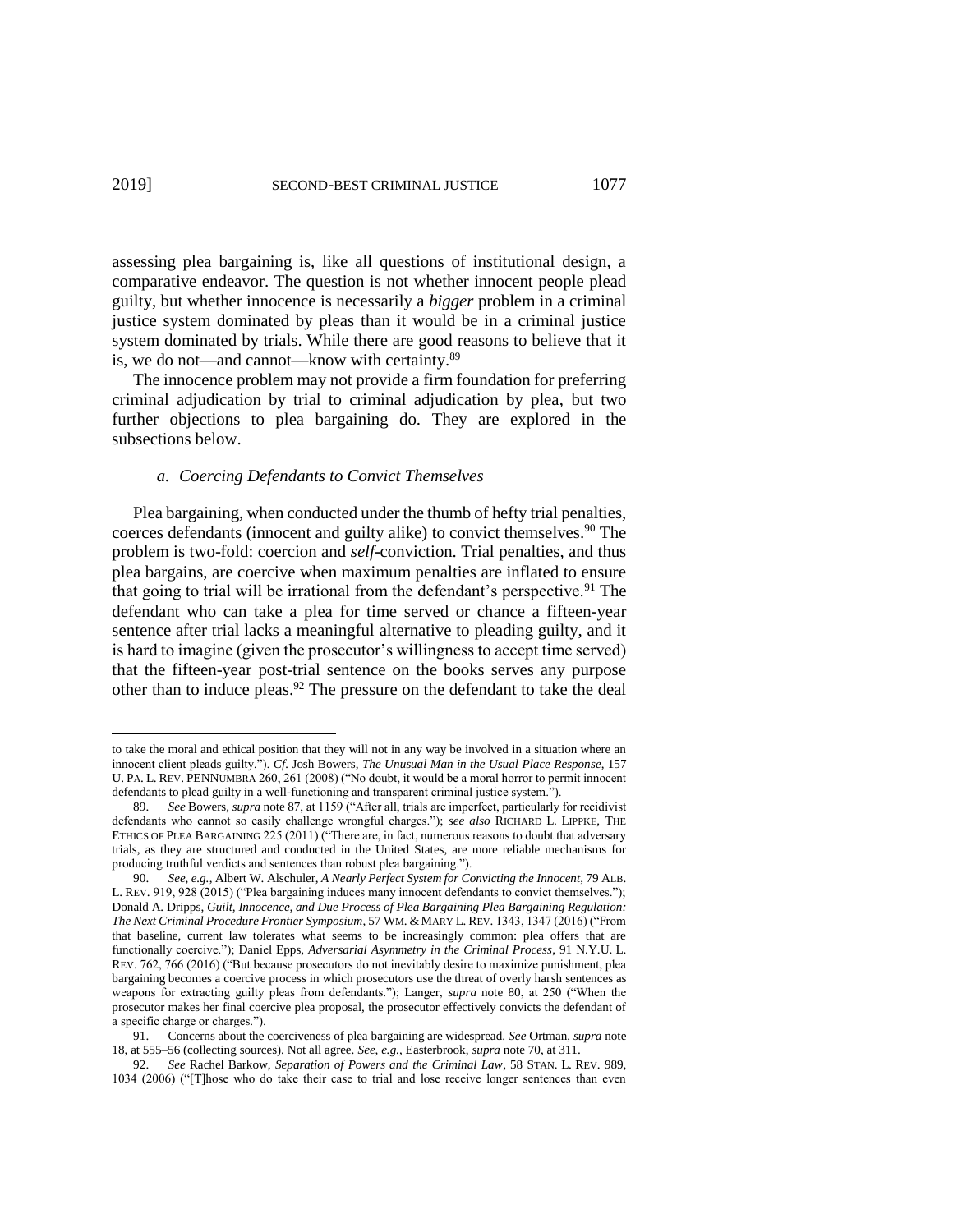assessing plea bargaining is, like all questions of institutional design, a comparative endeavor. The question is not whether innocent people plead guilty, but whether innocence is necessarily a *bigger* problem in a criminal justice system dominated by pleas than it would be in a criminal justice system dominated by trials. While there are good reasons to believe that it is, we do not—and cannot—know with certainty.[89]

The innocence problem may not provide a firm foundation for preferring criminal adjudication by trial to criminal adjudication by plea, but two further objections to plea bargaining do. They are explored in the subsections below.

### *a. Coercing Defendants to Convict Themselves*

Plea bargaining, when conducted under the thumb of hefty trial penalties, coerces defendants (innocent and guilty alike) to convict themselves.[90] The problem is two-fold: coercion and *self*-conviction. Trial penalties, and thus plea bargains, are coercive when maximum penalties are inflated to ensure that going to trial will be irrational from the defendant's perspective.[91] The defendant who can take a plea for time served or chance a fifteen-year sentence after trial lacks a meaningful alternative to pleading guilty, and it is hard to imagine (given the prosecutor's willingness to accept time served) that the fifteen-year post-trial sentence on the books serves any purpose other than to induce pleas.[92] The pressure on the defendant to take the deal

---

to take the moral and ethical position that they will not in any way be involved in a situation where an innocent client pleads guilty."). *Cf.* Josh Bowers, *The Unusual Man in the Usual Place Response*, 157 U. PA. L. REV. PENNUMBRA 260, 261 (2008) ("No doubt, it would be a moral horror to permit innocent defendants to plead guilty in a well-functioning and transparent criminal justice system.").

89. *See* Bowers, *supra* note 87, at 1159 ("After all, trials are imperfect, particularly for recidivist defendants who cannot so easily challenge wrongful charges."); *see also* RICHARD L. LIPPKE, THE ETHICS OF PLEA BARGAINING 225 (2011) ("There are, in fact, numerous reasons to doubt that adversary trials, as they are structured and conducted in the United States, are more reliable mechanisms for producing truthful verdicts and sentences than robust plea bargaining.").

90. *See, e.g.*, Albert W. Alschuler, *A Nearly Perfect System for Convicting the Innocent*, 79 ALB. L. REV. 919, 928 (2015) ("Plea bargaining induces many innocent defendants to convict themselves."); Donald A. Dripps, *Guilt, Innocence, and Due Process of Plea Bargaining Plea Bargaining Regulation: The Next Criminal Procedure Frontier Symposium*, 57 WM. & MARY L. REV. 1343, 1347 (2016) ("From that baseline, current law tolerates what seems to be increasingly common: plea offers that are functionally coercive."); Daniel Epps, *Adversarial Asymmetry in the Criminal Process*, 91 N.Y.U. L. REV. 762, 766 (2016) ("But because prosecutors do not inevitably desire to maximize punishment, plea bargaining becomes a coercive process in which prosecutors use the threat of overly harsh sentences as weapons for extracting guilty pleas from defendants."); Langer, *supra* note 80, at 250 ("When the prosecutor makes her final coercive plea proposal, the prosecutor effectively convicts the defendant of a specific charge or charges.").

91. Concerns about the coerciveness of plea bargaining are widespread. *See* Ortman, *supra* note 18, at 555–56 (collecting sources). Not all agree. *See, e.g.*, Easterbrook, *supra* note 70, at 311.

92. *See* Rachel Barkow, *Separation of Powers and the Criminal Law*, 58 STAN. L. REV. 989, 1034 (2006) ("[T]hose who do take their case to trial and lose receive longer sentences than even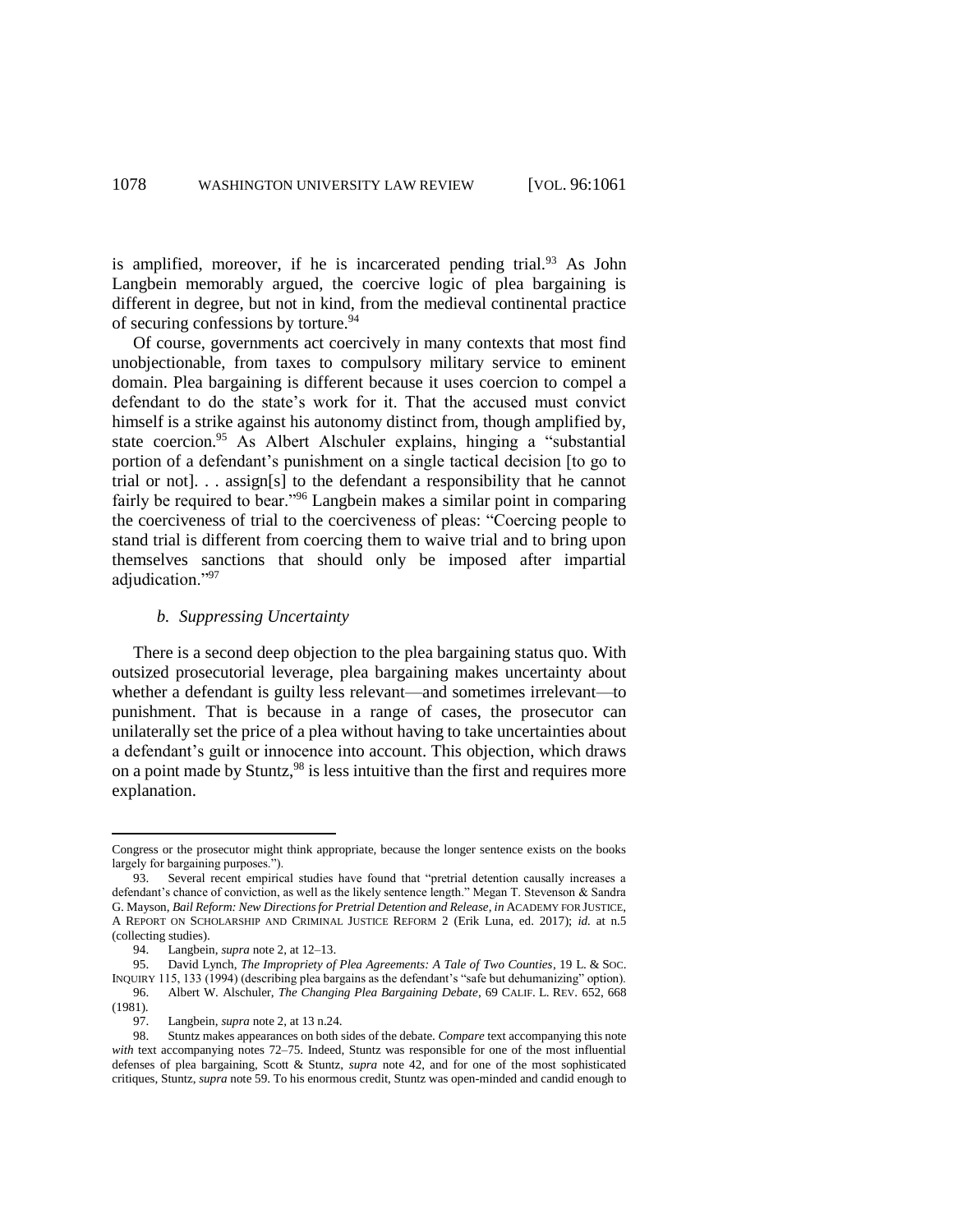is amplified, moreover, if he is incarcerated pending trial.[93] As John Langbein memorably argued, the coercive logic of plea bargaining is different in degree, but not in kind, from the medieval continental practice of securing confessions by torture.[94]

Of course, governments act coercively in many contexts that most find unobjectionable, from taxes to compulsory military service to eminent domain. Plea bargaining is different because it uses coercion to compel a defendant to do the state's work for it. That the accused must convict himself is a strike against his autonomy distinct from, though amplified by, state coercion.[95] As Albert Alschuler explains, hinging a "substantial portion of a defendant's punishment on a single tactical decision [to go to trial or not]. . . assign[s] to the defendant a responsibility that he cannot fairly be required to bear."[96] Langbein makes a similar point in comparing the coerciveness of trial to the coerciveness of pleas: "Coercing people to stand trial is different from coercing them to waive trial and to bring upon themselves sanctions that should only be imposed after impartial adjudication."[97]

#### *b. Suppressing Uncertainty*

There is a second deep objection to the plea bargaining status quo. With outsized prosecutorial leverage, plea bargaining makes uncertainty about whether a defendant is guilty less relevant—and sometimes irrelevant—to punishment. That is because in a range of cases, the prosecutor can unilaterally set the price of a plea without having to take uncertainties about a defendant's guilt or innocence into account. This objection, which draws on a point made by Stuntz,[98] is less intuitive than the first and requires more explanation.

---

Congress or the prosecutor might think appropriate, because the longer sentence exists on the books largely for bargaining purposes.").

93. Several recent empirical studies have found that "pretrial detention causally increases a defendant's chance of conviction, as well as the likely sentence length." Megan T. Stevenson & Sandra G. Mayson, *Bail Reform: New Directions for Pretrial Detention and Release*, *in* ACADEMY FOR JUSTICE, A REPORT ON SCHOLARSHIP AND CRIMINAL JUSTICE REFORM 2 (Erik Luna, ed. 2017); *id.* at n.5 (collecting studies).

94. Langbein, *supra* note 2, at 12–13.

95. David Lynch, *The Impropriety of Plea Agreements: A Tale of Two Counties*, 19 L. & SOC. INQUIRY 115, 133 (1994) (describing plea bargains as the defendant's "safe but dehumanizing" option).

96. Albert W. Alschuler, *The Changing Plea Bargaining Debate*, 69 CALIF. L. REV. 652, 668 (1981).

97. Langbein, *supra* note 2, at 13 n.24.

98. Stuntz makes appearances on both sides of the debate. *Compare* text accompanying this note *with* text accompanying notes 72–75. Indeed, Stuntz was responsible for one of the most influential defenses of plea bargaining, Scott & Stuntz, *supra* note 42, and for one of the most sophisticated critiques, Stuntz, *supra* note 59. To his enormous credit, Stuntz was open-minded and candid enough to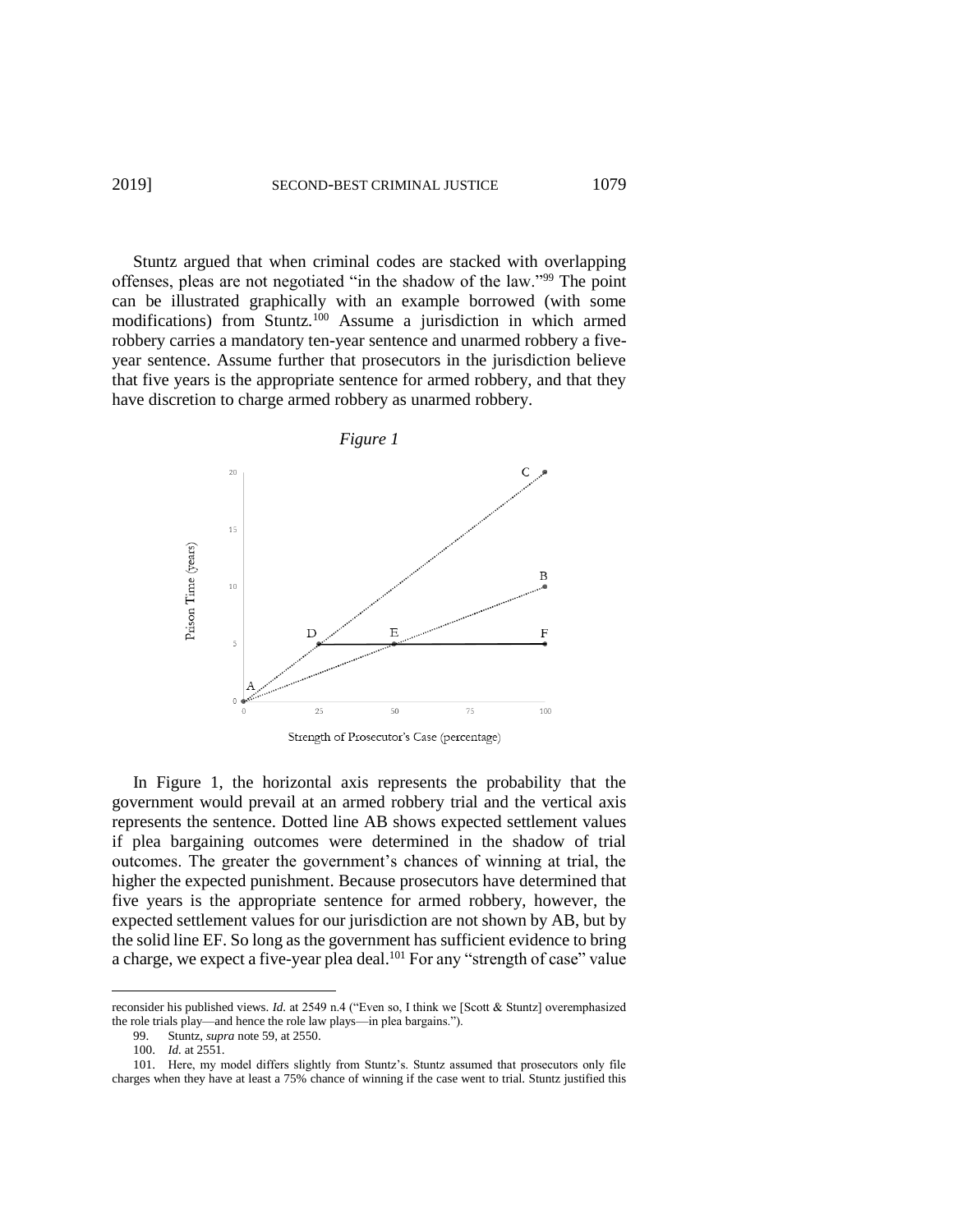Stuntz argued that when criminal codes are stacked with overlapping offenses, pleas are not negotiated "in the shadow of the law."[99] The point can be illustrated graphically with an example borrowed (with some modifications) from Stuntz.[100] Assume a jurisdiction in which armed robbery carries a mandatory ten-year sentence and unarmed robbery a five-year sentence. Assume further that prosecutors in the jurisdiction believe that five years is the appropriate sentence for armed robbery, and that they have discretion to charge armed robbery as unarmed robbery.

*Figure 1*

In Figure 1, the horizontal axis represents the probability that the government would prevail at an armed robbery trial and the vertical axis represents the sentence. Dotted line AB shows expected settlement values if plea bargaining outcomes were determined in the shadow of trial outcomes. The greater the government's chances of winning at trial, the higher the expected punishment. Because prosecutors have determined that five years is the appropriate sentence for armed robbery, however, the expected settlement values for our jurisdiction are not shown by AB, but by the solid line EF. So long as the government has sufficient evidence to bring a charge, we expect a five-year plea deal.[101] For any "strength of case" value

---

reconsider his published views. *Id.* at 2549 n.4 ("Even so, I think we [Scott & Stuntz] overemphasized the role trials play—and hence the role law plays—in plea bargains.").

99. Stuntz, *supra* note 59, at 2550.

100. *Id.* at 2551.

101. Here, my model differs slightly from Stuntz's. Stuntz assumed that prosecutors only file charges when they have at least a 75% chance of winning if the case went to trial. Stuntz justified this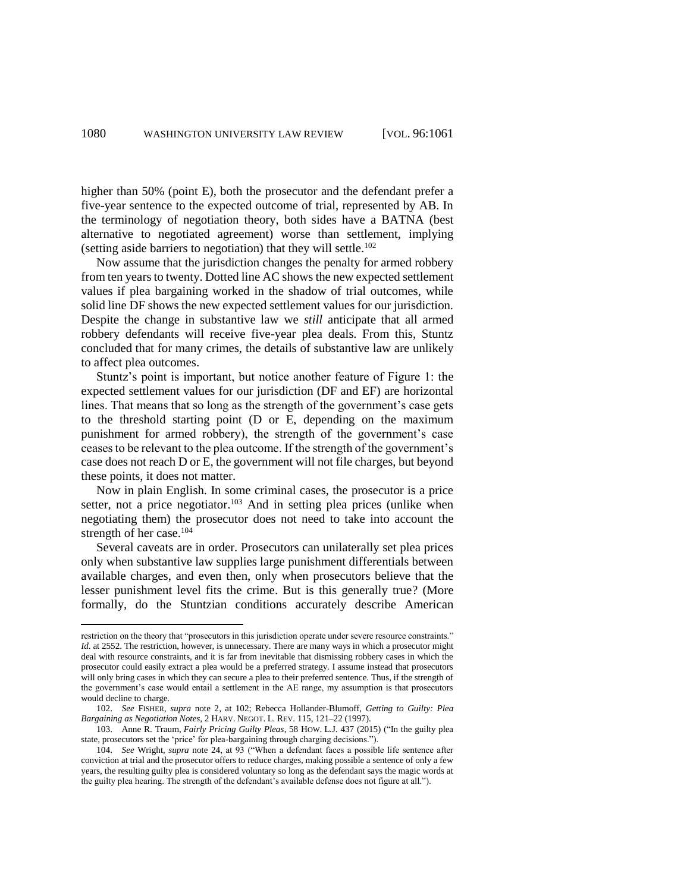higher than 50% (point E), both the prosecutor and the defendant prefer a five-year sentence to the expected outcome of trial, represented by AB. In the terminology of negotiation theory, both sides have a BATNA (best alternative to negotiated agreement) worse than settlement, implying (setting aside barriers to negotiation) that they will settle.[102]

Now assume that the jurisdiction changes the penalty for armed robbery from ten years to twenty. Dotted line AC shows the new expected settlement values if plea bargaining worked in the shadow of trial outcomes, while solid line DF shows the new expected settlement values for our jurisdiction. Despite the change in substantive law we *still* anticipate that all armed robbery defendants will receive five-year plea deals. From this, Stuntz concluded that for many crimes, the details of substantive law are unlikely to affect plea outcomes.

Stuntz's point is important, but notice another feature of Figure 1: the expected settlement values for our jurisdiction (DF and EF) are horizontal lines. That means that so long as the strength of the government's case gets to the threshold starting point (D or E, depending on the maximum punishment for armed robbery), the strength of the government's case ceases to be relevant to the plea outcome. If the strength of the government's case does not reach D or E, the government will not file charges, but beyond these points, it does not matter.

Now in plain English. In some criminal cases, the prosecutor is a price setter, not a price negotiator.[103] And in setting plea prices (unlike when negotiating them) the prosecutor does not need to take into account the strength of her case.[104]

Several caveats are in order. Prosecutors can unilaterally set plea prices only when substantive law supplies large punishment differentials between available charges, and even then, only when prosecutors believe that the lesser punishment level fits the crime. But is this generally true? (More formally, do the Stuntzian conditions accurately describe American

---

restriction on the theory that "prosecutors in this jurisdiction operate under severe resource constraints." *Id.* at 2552. The restriction, however, is unnecessary. There are many ways in which a prosecutor might deal with resource constraints, and it is far from inevitable that dismissing robbery cases in which the prosecutor could easily extract a plea would be a preferred strategy. I assume instead that prosecutors will only bring cases in which they can secure a plea to their preferred sentence. Thus, if the strength of the government's case would entail a settlement in the AE range, my assumption is that prosecutors would decline to charge.

102. *See* FISHER, *supra* note 2, at 102; Rebecca Hollander-Blumoff, *Getting to Guilty: Plea Bargaining as Negotiation Notes*, 2 HARV. NEGOT. L. REV. 115, 121–22 (1997).

103. Anne R. Traum, *Fairly Pricing Guilty Pleas*, 58 HOW. L.J. 437 (2015) ("In the guilty plea state, prosecutors set the 'price' for plea-bargaining through charging decisions.").

104. *See* Wright, *supra* note 24, at 93 ("When a defendant faces a possible life sentence after conviction at trial and the prosecutor offers to reduce charges, making possible a sentence of only a few years, the resulting guilty plea is considered voluntary so long as the defendant says the magic words at the guilty plea hearing. The strength of the defendant's available defense does not figure at all.").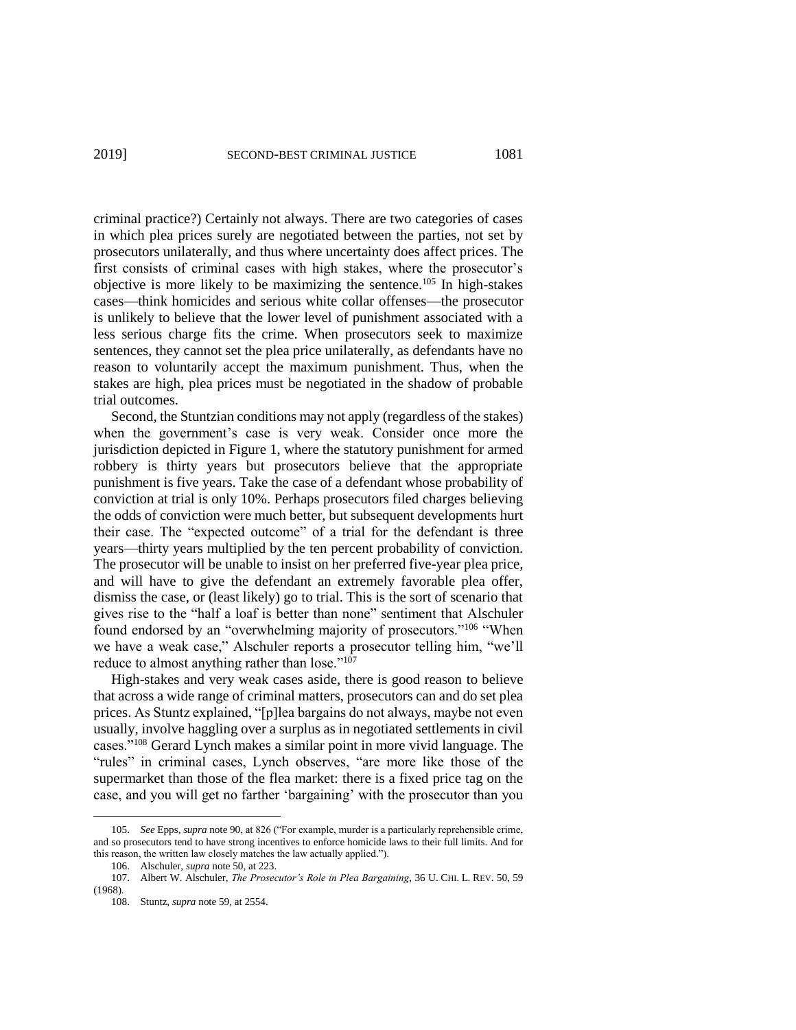criminal practice?) Certainly not always. There are two categories of cases in which plea prices surely are negotiated between the parties, not set by prosecutors unilaterally, and thus where uncertainty does affect prices. The first consists of criminal cases with high stakes, where the prosecutor's objective is more likely to be maximizing the sentence.[105] In high-stakes cases—think homicides and serious white collar offenses—the prosecutor is unlikely to believe that the lower level of punishment associated with a less serious charge fits the crime. When prosecutors seek to maximize sentences, they cannot set the plea price unilaterally, as defendants have no reason to voluntarily accept the maximum punishment. Thus, when the stakes are high, plea prices must be negotiated in the shadow of probable trial outcomes.

Second, the Stuntzian conditions may not apply (regardless of the stakes) when the government's case is very weak. Consider once more the jurisdiction depicted in Figure 1, where the statutory punishment for armed robbery is thirty years but prosecutors believe that the appropriate punishment is five years. Take the case of a defendant whose probability of conviction at trial is only 10%. Perhaps prosecutors filed charges believing the odds of conviction were much better, but subsequent developments hurt their case. The "expected outcome" of a trial for the defendant is three years—thirty years multiplied by the ten percent probability of conviction. The prosecutor will be unable to insist on her preferred five-year plea price, and will have to give the defendant an extremely favorable plea offer, dismiss the case, or (least likely) go to trial. This is the sort of scenario that gives rise to the "half a loaf is better than none" sentiment that Alschuler found endorsed by an "overwhelming majority of prosecutors."[106] "When we have a weak case," Alschuler reports a prosecutor telling him, "we'll reduce to almost anything rather than lose."[107]

High-stakes and very weak cases aside, there is good reason to believe that across a wide range of criminal matters, prosecutors can and do set plea prices. As Stuntz explained, "[p]lea bargains do not always, maybe not even usually, involve haggling over a surplus as in negotiated settlements in civil cases."[108] Gerard Lynch makes a similar point in more vivid language. The "rules" in criminal cases, Lynch observes, "are more like those of the supermarket than those of the flea market: there is a fixed price tag on the case, and you will get no farther 'bargaining' with the prosecutor than you

---

105. *See* Epps, *supra* note 90, at 826 ("For example, murder is a particularly reprehensible crime, and so prosecutors tend to have strong incentives to enforce homicide laws to their full limits. And for this reason, the written law closely matches the law actually applied.").

106. Alschuler, *supra* note 50, at 223.

107. Albert W. Alschuler, *The Prosecutor's Role in Plea Bargaining*, 36 U. CHI. L. REV. 50, 59 (1968).

108. Stuntz, *supra* note 59, at 2554.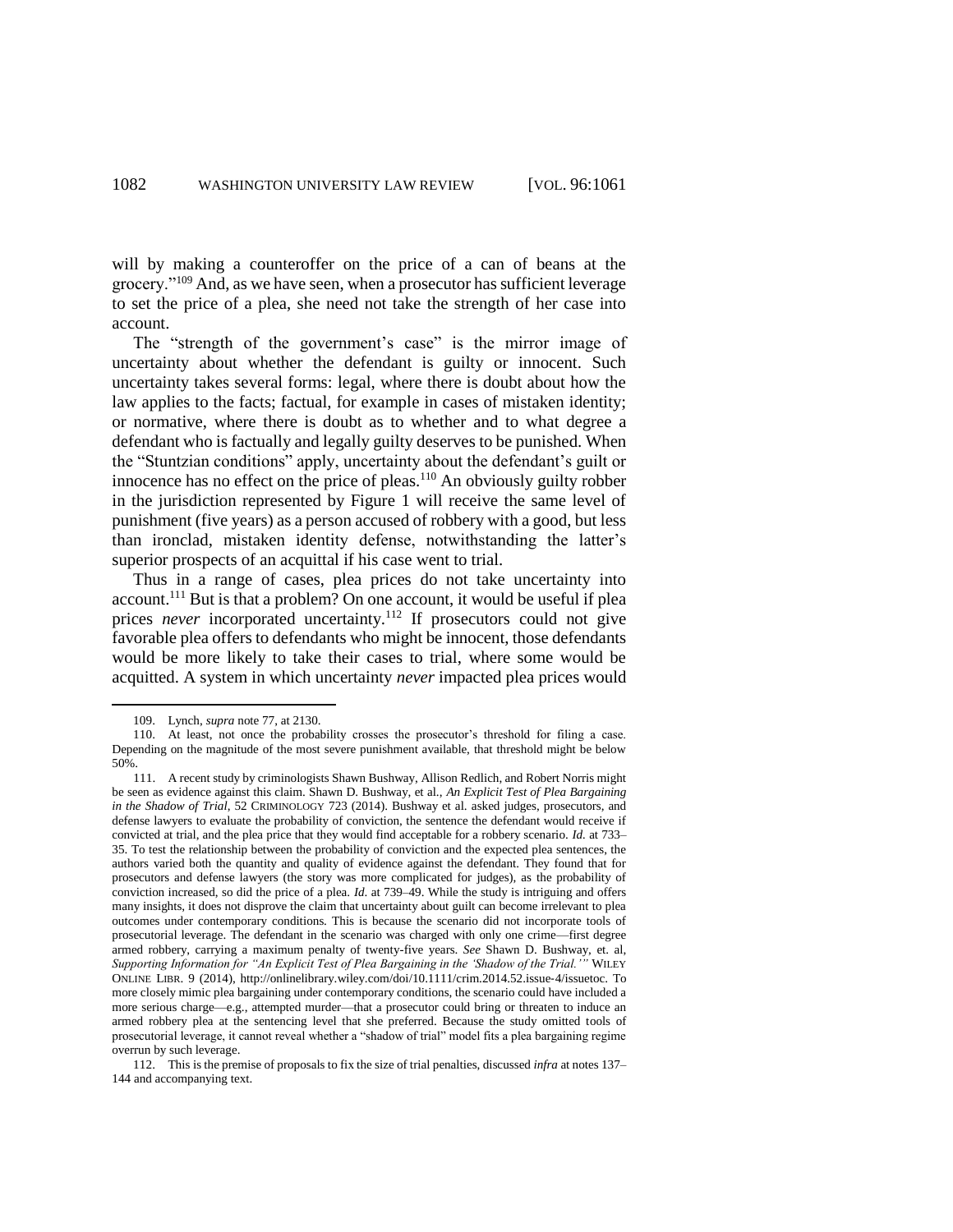will by making a counteroffer on the price of a can of beans at the grocery."[109] And, as we have seen, when a prosecutor has sufficient leverage to set the price of a plea, she need not take the strength of her case into account.

The "strength of the government's case" is the mirror image of uncertainty about whether the defendant is guilty or innocent. Such uncertainty takes several forms: legal, where there is doubt about how the law applies to the facts; factual, for example in cases of mistaken identity; or normative, where there is doubt as to whether and to what degree a defendant who is factually and legally guilty deserves to be punished. When the "Stuntzian conditions" apply, uncertainty about the defendant's guilt or innocence has no effect on the price of pleas.[110] An obviously guilty robber in the jurisdiction represented by Figure 1 will receive the same level of punishment (five years) as a person accused of robbery with a good, but less than ironclad, mistaken identity defense, notwithstanding the latter's superior prospects of an acquittal if his case went to trial.

Thus in a range of cases, plea prices do not take uncertainty into account.[111] But is that a problem? On one account, it would be useful if plea prices *never* incorporated uncertainty.[112] If prosecutors could not give favorable plea offers to defendants who might be innocent, those defendants would be more likely to take their cases to trial, where some would be acquitted. A system in which uncertainty *never* impacted plea prices would

---

109. Lynch, *supra* note 77, at 2130.

110. At least, not once the probability crosses the prosecutor's threshold for filing a case. Depending on the magnitude of the most severe punishment available, that threshold might be below 50%.

111. A recent study by criminologists Shawn Bushway, Allison Redlich, and Robert Norris might be seen as evidence against this claim. Shawn D. Bushway, et al., *An Explicit Test of Plea Bargaining in the Shadow of Trial*, 52 CRIMINOLOGY 723 (2014). Bushway et al. asked judges, prosecutors, and defense lawyers to evaluate the probability of conviction, the sentence the defendant would receive if convicted at trial, and the plea price that they would find acceptable for a robbery scenario. *Id.* at 733–35. To test the relationship between the probability of conviction and the expected plea sentences, the authors varied both the quantity and quality of evidence against the defendant. They found that for prosecutors and defense lawyers (the story was more complicated for judges), as the probability of conviction increased, so did the price of a plea. *Id.* at 739–49. While the study is intriguing and offers many insights, it does not disprove the claim that uncertainty about guilt can become irrelevant to plea outcomes under contemporary conditions. This is because the scenario did not incorporate tools of prosecutorial leverage. The defendant in the scenario was charged with only one crime—first degree armed robbery, carrying a maximum penalty of twenty-five years. *See* Shawn D. Bushway, et. al, *Supporting Information for "An Explicit Test of Plea Bargaining in the 'Shadow of the Trial.'"* WILEY ONLINE LIBR. 9 (2014), http://onlinelibrary.wiley.com/doi/10.1111/crim.2014.52.issue-4/issuetoc. To more closely mimic plea bargaining under contemporary conditions, the scenario could have included a more serious charge—e.g., attempted murder—that a prosecutor could bring or threaten to induce an armed robbery plea at the sentencing level that she preferred. Because the study omitted tools of prosecutorial leverage, it cannot reveal whether a "shadow of trial" model fits a plea bargaining regime overrun by such leverage.

112. This is the premise of proposals to fix the size of trial penalties, discussed *infra* at notes 137–144 and accompanying text.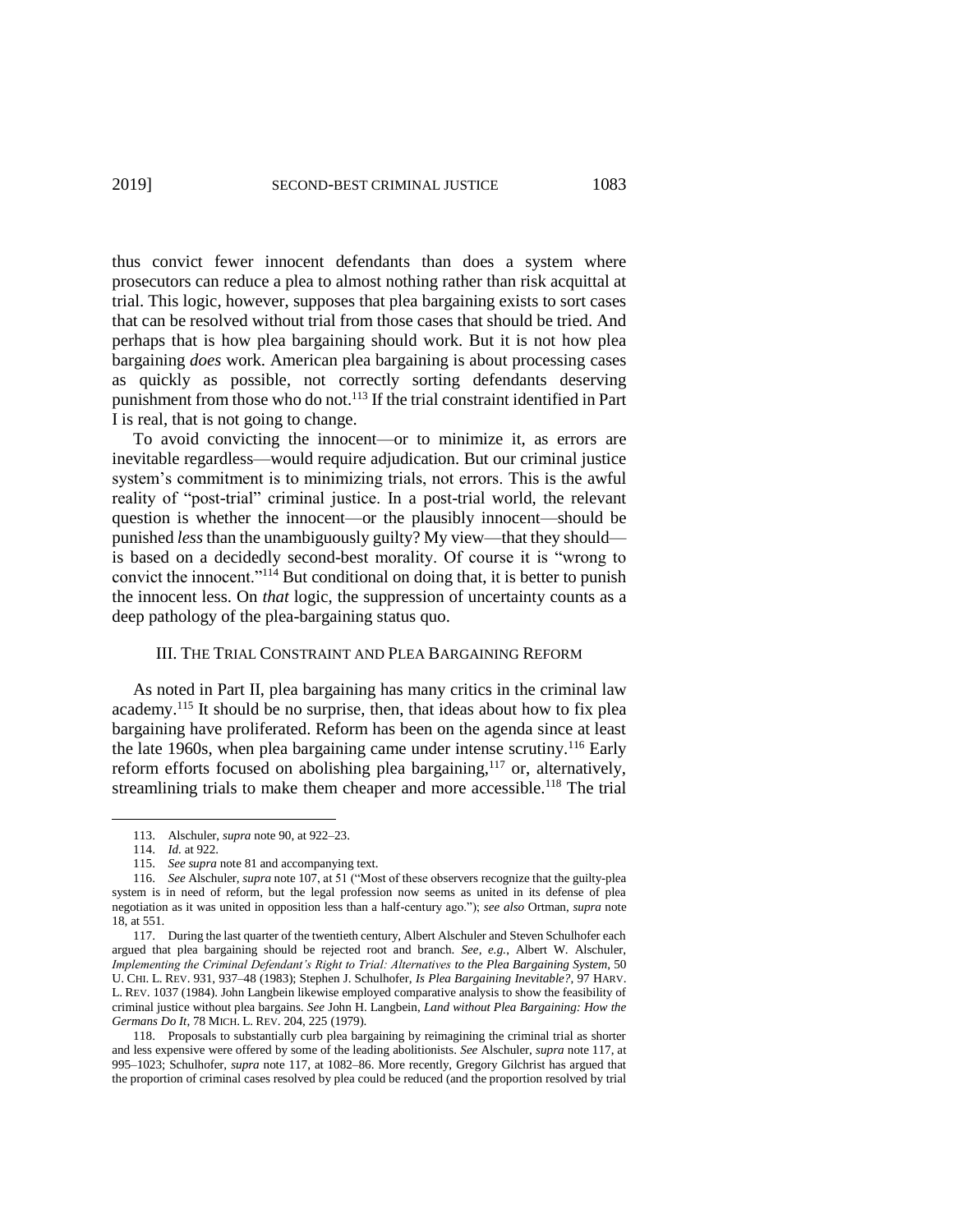thus convict fewer innocent defendants than does a system where prosecutors can reduce a plea to almost nothing rather than risk acquittal at trial. This logic, however, supposes that plea bargaining exists to sort cases that can be resolved without trial from those cases that should be tried. And perhaps that is how plea bargaining should work. But it is not how plea bargaining *does* work. American plea bargaining is about processing cases as quickly as possible, not correctly sorting defendants deserving punishment from those who do not.[113] If the trial constraint identified in Part I is real, that is not going to change.

To avoid convicting the innocent—or to minimize it, as errors are inevitable regardless—would require adjudication. But our criminal justice system's commitment is to minimizing trials, not errors. This is the awful reality of "post-trial" criminal justice. In a post-trial world, the relevant question is whether the innocent—or the plausibly innocent—should be punished *less* than the unambiguously guilty? My view—that they should—is based on a decidedly second-best morality. Of course it is "wrong to convict the innocent."[114] But conditional on doing that, it is better to punish the innocent less. On *that* logic, the suppression of uncertainty counts as a deep pathology of the plea-bargaining status quo.

## III. The Trial Constraint and Plea Bargaining Reform

As noted in Part II, plea bargaining has many critics in the criminal law academy.[115] It should be no surprise, then, that ideas about how to fix plea bargaining have proliferated. Reform has been on the agenda since at least the late 1960s, when plea bargaining came under intense scrutiny.[116] Early reform efforts focused on abolishing plea bargaining,[117] or, alternatively, streamlining trials to make them cheaper and more accessible.[118] The trial

---

113. Alschuler, *supra* note 90, at 922–23.

114. *Id.* at 922.

115. *See supra* note 81 and accompanying text.

116. *See* Alschuler, *supra* note 107, at 51 ("Most of these observers recognize that the guilty-plea system is in need of reform, but the legal profession now seems as united in its defense of plea negotiation as it was united in opposition less than a half-century ago."); *see also* Ortman, *supra* note 18, at 551.

117. During the last quarter of the twentieth century, Albert Alschuler and Steven Schulhofer each argued that plea bargaining should be rejected root and branch. *See, e.g.*, Albert W. Alschuler, *Implementing the Criminal Defendant's Right to Trial: Alternatives to the Plea Bargaining System*, 50 U. CHI. L. REV. 931, 937–48 (1983); Stephen J. Schulhofer, *Is Plea Bargaining Inevitable?*, 97 HARV. L. REV. 1037 (1984). John Langbein likewise employed comparative analysis to show the feasibility of criminal justice without plea bargains. *See* John H. Langbein, *Land without Plea Bargaining: How the Germans Do It*, 78 MICH. L. REV. 204, 225 (1979).

118. Proposals to substantially curb plea bargaining by reimagining the criminal trial as shorter and less expensive were offered by some of the leading abolitionists. *See* Alschuler, *supra* note 117, at 995–1023; Schulhofer, *supra* note 117, at 1082–86. More recently, Gregory Gilchrist has argued that the proportion of criminal cases resolved by plea could be reduced (and the proportion resolved by trial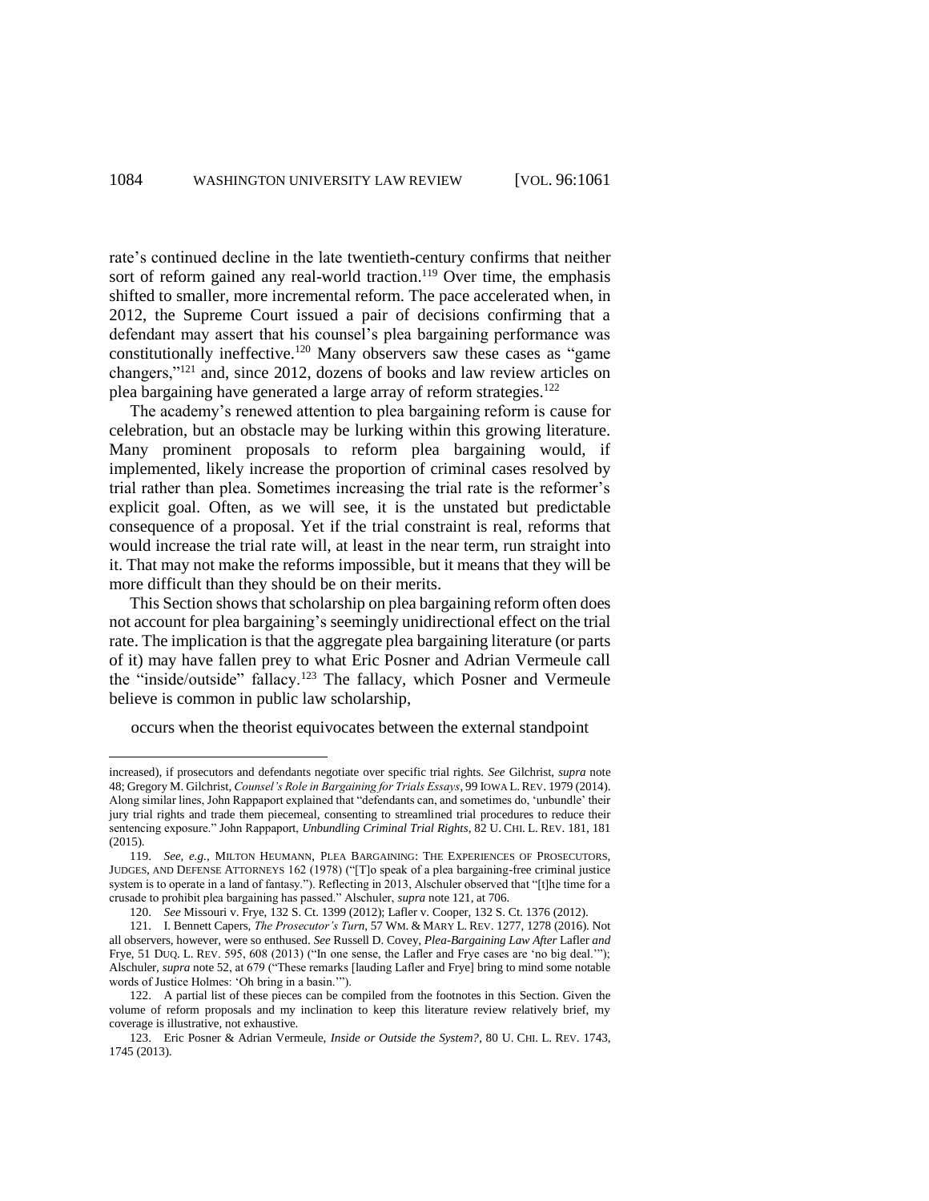rate's continued decline in the late twentieth-century confirms that neither sort of reform gained any real-world traction.[119] Over time, the emphasis shifted to smaller, more incremental reform. The pace accelerated when, in 2012, the Supreme Court issued a pair of decisions confirming that a defendant may assert that his counsel's plea bargaining performance was constitutionally ineffective.[120] Many observers saw these cases as "game changers,"[121] and, since 2012, dozens of books and law review articles on plea bargaining have generated a large array of reform strategies.[122]

The academy's renewed attention to plea bargaining reform is cause for celebration, but an obstacle may be lurking within this growing literature. Many prominent proposals to reform plea bargaining would, if implemented, likely increase the proportion of criminal cases resolved by trial rather than plea. Sometimes increasing the trial rate is the reformer's explicit goal. Often, as we will see, it is the unstated but predictable consequence of a proposal. Yet if the trial constraint is real, reforms that would increase the trial rate will, at least in the near term, run straight into it. That may not make the reforms impossible, but it means that they will be more difficult than they should be on their merits.

This Section shows that scholarship on plea bargaining reform often does not account for plea bargaining's seemingly unidirectional effect on the trial rate. The implication is that the aggregate plea bargaining literature (or parts of it) may have fallen prey to what Eric Posner and Adrian Vermeule call the "inside/outside" fallacy.[123] The fallacy, which Posner and Vermeule believe is common in public law scholarship,

> occurs when the theorist equivocates between the external standpoint

---

increased), if prosecutors and defendants negotiate over specific trial rights. *See* Gilchrist, *supra* note 48; Gregory M. Gilchrist, *Counsel's Role in Bargaining for Trials Essays*, 99 IOWA L. REV. 1979 (2014). Along similar lines, John Rappaport explained that "defendants can, and sometimes do, 'unbundle' their jury trial rights and trade them piecemeal, consenting to streamlined trial procedures to reduce their sentencing exposure." John Rappaport, *Unbundling Criminal Trial Rights*, 82 U. CHI. L. REV. 181, 181 (2015).

119. *See, e.g.*, MILTON HEUMANN, PLEA BARGAINING: THE EXPERIENCES OF PROSECUTORS, JUDGES, AND DEFENSE ATTORNEYS 162 (1978) ("[T]o speak of a plea bargaining-free criminal justice system is to operate in a land of fantasy."). Reflecting in 2013, Alschuler observed that "[t]he time for a crusade to prohibit plea bargaining has passed." Alschuler, *supra* note 121, at 706.

120. *See* Missouri v. Frye, 132 S. Ct. 1399 (2012); Lafler v. Cooper, 132 S. Ct. 1376 (2012).

121. I. Bennett Capers, *The Prosecutor's Turn*, 57 WM. & MARY L. REV. 1277, 1278 (2016). Not all observers, however, were so enthused. *See* Russell D. Covey, *Plea-Bargaining Law After* Lafler *and* Frye, 51 DUQ. L. REV. 595, 608 (2013) ("In one sense, the Lafler and Frye cases are 'no big deal.'"); Alschuler, *supra* note 52, at 679 ("These remarks [lauding Lafler and Frye] bring to mind some notable words of Justice Holmes: 'Oh bring in a basin.'").

122. A partial list of these pieces can be compiled from the footnotes in this Section. Given the volume of reform proposals and my inclination to keep this literature review relatively brief, my coverage is illustrative, not exhaustive.

123. Eric Posner & Adrian Vermeule, *Inside or Outside the System?*, 80 U. CHI. L. REV. 1743, 1745 (2013).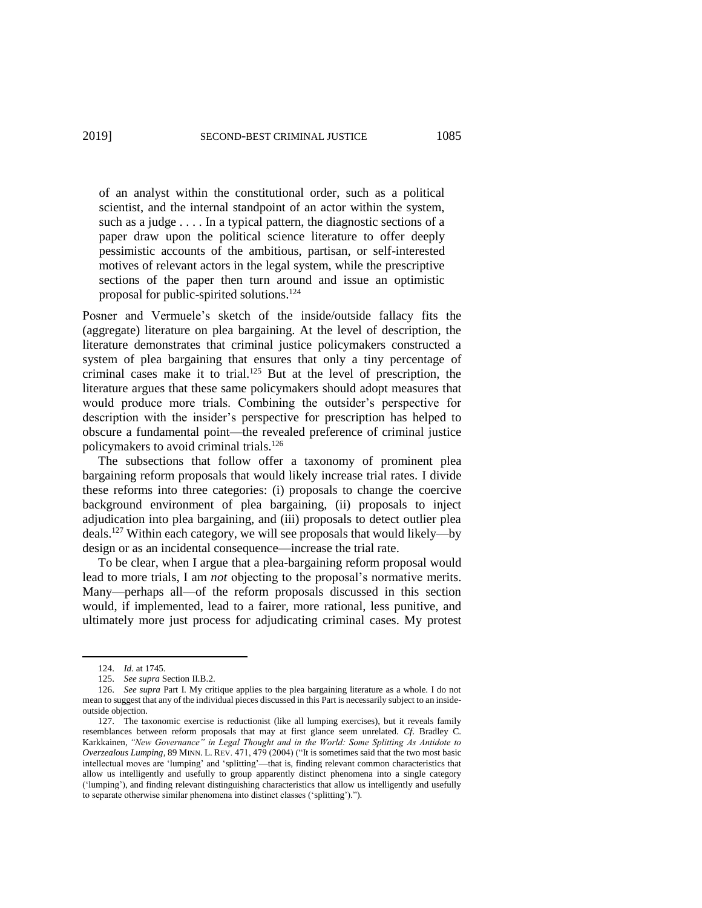> of an analyst within the constitutional order, such as a political scientist, and the internal standpoint of an actor within the system, such as a judge . . . . In a typical pattern, the diagnostic sections of a paper draw upon the political science literature to offer deeply pessimistic accounts of the ambitious, partisan, or self-interested motives of relevant actors in the legal system, while the prescriptive sections of the paper then turn around and issue an optimistic proposal for public-spirited solutions.[124]

Posner and Vermeule's sketch of the inside/outside fallacy fits the (aggregate) literature on plea bargaining. At the level of description, the literature demonstrates that criminal justice policymakers constructed a system of plea bargaining that ensures that only a tiny percentage of criminal cases make it to trial.[125] But at the level of prescription, the literature argues that these same policymakers should adopt measures that would produce more trials. Combining the outsider's perspective for description with the insider's perspective for prescription has helped to obscure a fundamental point—the revealed preference of criminal justice policymakers to avoid criminal trials.[126]

The subsections that follow offer a taxonomy of prominent plea bargaining reform proposals that would likely increase trial rates. I divide these reforms into three categories: (i) proposals to change the coercive background environment of plea bargaining, (ii) proposals to inject adjudication into plea bargaining, and (iii) proposals to detect outlier plea deals.[127] Within each category, we will see proposals that would likely—by design or as an incidental consequence—increase the trial rate.

To be clear, when I argue that a plea-bargaining reform proposal would lead to more trials, I am *not* objecting to the proposal's normative merits. Many—perhaps all—of the reform proposals discussed in this section would, if implemented, lead to a fairer, more rational, less punitive, and ultimately more just process for adjudicating criminal cases. My protest

---

124. *Id.* at 1745.

125. *See supra* Section II.B.2.

126. *See supra* Part I. My critique applies to the plea bargaining literature as a whole. I do not mean to suggest that any of the individual pieces discussed in this Part is necessarily subject to an inside-outside objection.

127. The taxonomic exercise is reductionist (like all lumping exercises), but it reveals family resemblances between reform proposals that may at first glance seem unrelated. *Cf.* Bradley C. Karkkainen, *"New Governance" in Legal Thought and in the World: Some Splitting As Antidote to Overzealous Lumping*, 89 MINN. L. REV. 471, 479 (2004) ("It is sometimes said that the two most basic intellectual moves are 'lumping' and 'splitting'—that is, finding relevant common characteristics that allow us intelligently and usefully to group apparently distinct phenomena into a single category ('lumping'), and finding relevant distinguishing characteristics that allow us intelligently and usefully to separate otherwise similar phenomena into distinct classes ('splitting').").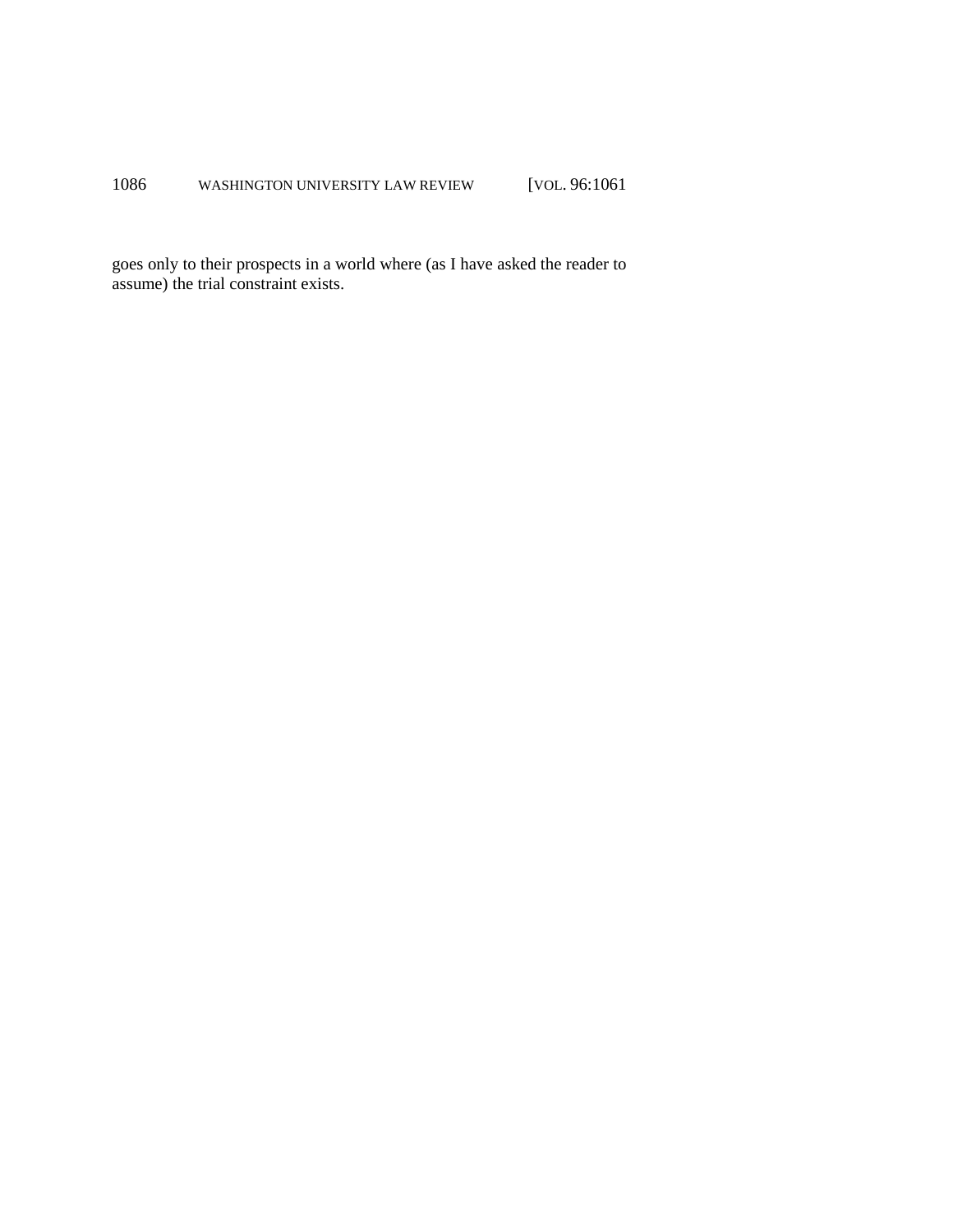goes only to their prospects in a world where (as I have asked the reader to assume) the trial constraint exists.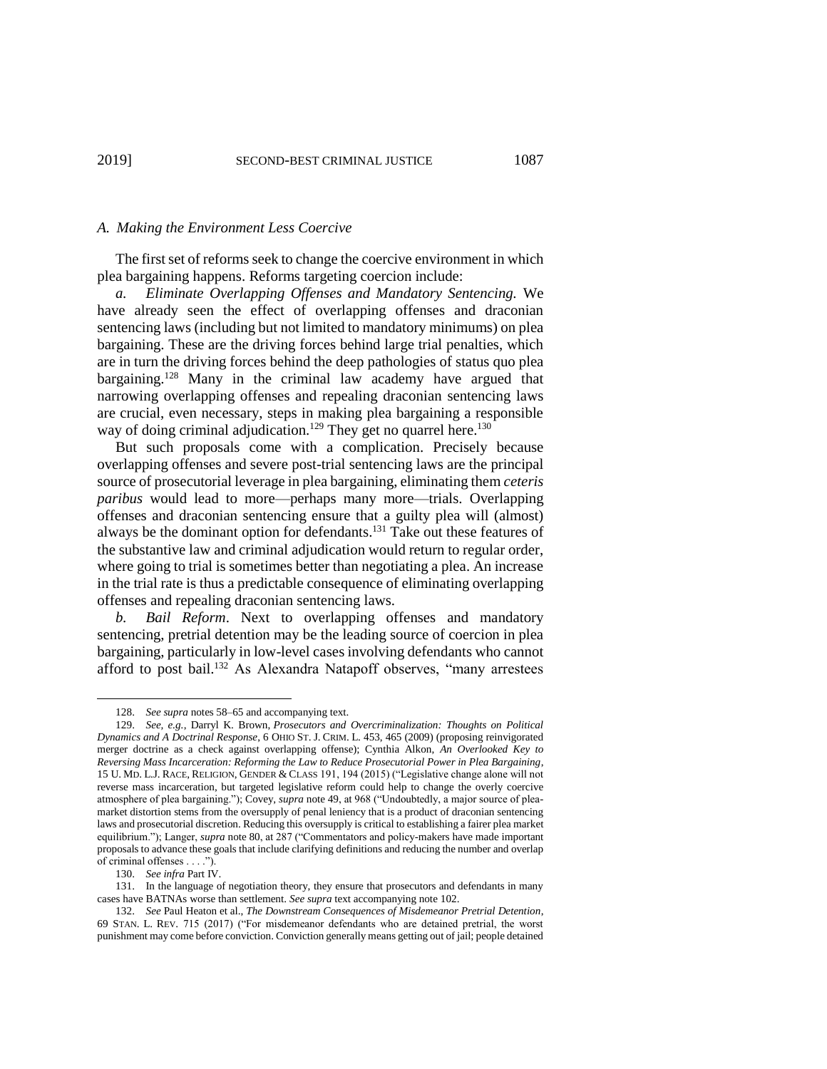### *A. Making the Environment Less Coercive*

The first set of reforms seek to change the coercive environment in which plea bargaining happens. Reforms targeting coercion include:

*a. Eliminate Overlapping Offenses and Mandatory Sentencing.* We have already seen the effect of overlapping offenses and draconian sentencing laws (including but not limited to mandatory minimums) on plea bargaining. These are the driving forces behind large trial penalties, which are in turn the driving forces behind the deep pathologies of status quo plea bargaining.[128] Many in the criminal law academy have argued that narrowing overlapping offenses and repealing draconian sentencing laws are crucial, even necessary, steps in making plea bargaining a responsible way of doing criminal adjudication.[129] They get no quarrel here.[130]

But such proposals come with a complication. Precisely because overlapping offenses and severe post-trial sentencing laws are the principal source of prosecutorial leverage in plea bargaining, eliminating them *ceteris paribus* would lead to more—perhaps many more—trials. Overlapping offenses and draconian sentencing ensure that a guilty plea will (almost) always be the dominant option for defendants.[131] Take out these features of the substantive law and criminal adjudication would return to regular order, where going to trial is sometimes better than negotiating a plea. An increase in the trial rate is thus a predictable consequence of eliminating overlapping offenses and repealing draconian sentencing laws.

*b. Bail Reform*. Next to overlapping offenses and mandatory sentencing, pretrial detention may be the leading source of coercion in plea bargaining, particularly in low-level cases involving defendants who cannot afford to post bail.[132] As Alexandra Natapoff observes, "many arrestees

---

128. *See supra* notes 58–65 and accompanying text.

129. *See, e.g.*, Darryl K. Brown, *Prosecutors and Overcriminalization: Thoughts on Political Dynamics and A Doctrinal Response*, 6 OHIO ST. J. CRIM. L. 453, 465 (2009) (proposing reinvigorated merger doctrine as a check against overlapping offense); Cynthia Alkon, *An Overlooked Key to Reversing Mass Incarceration: Reforming the Law to Reduce Prosecutorial Power in Plea Bargaining*, 15 U. MD. L.J. RACE, RELIGION, GENDER & CLASS 191, 194 (2015) ("Legislative change alone will not reverse mass incarceration, but targeted legislative reform could help to change the overly coercive atmosphere of plea bargaining."); Covey, *supra* note 49, at 968 ("Undoubtedly, a major source of plea-market distortion stems from the oversupply of penal leniency that is a product of draconian sentencing laws and prosecutorial discretion. Reducing this oversupply is critical to establishing a fairer plea market equilibrium."); Langer, *supra* note 80, at 287 ("Commentators and policy-makers have made important proposals to advance these goals that include clarifying definitions and reducing the number and overlap of criminal offenses . . . .").

130. *See infra* Part IV.

131. In the language of negotiation theory, they ensure that prosecutors and defendants in many cases have BATNAs worse than settlement. *See supra* text accompanying note 102.

132. *See* Paul Heaton et al., *The Downstream Consequences of Misdemeanor Pretrial Detention*, 69 STAN. L. REV. 715 (2017) ("For misdemeanor defendants who are detained pretrial, the worst punishment may come before conviction. Conviction generally means getting out of jail; people detained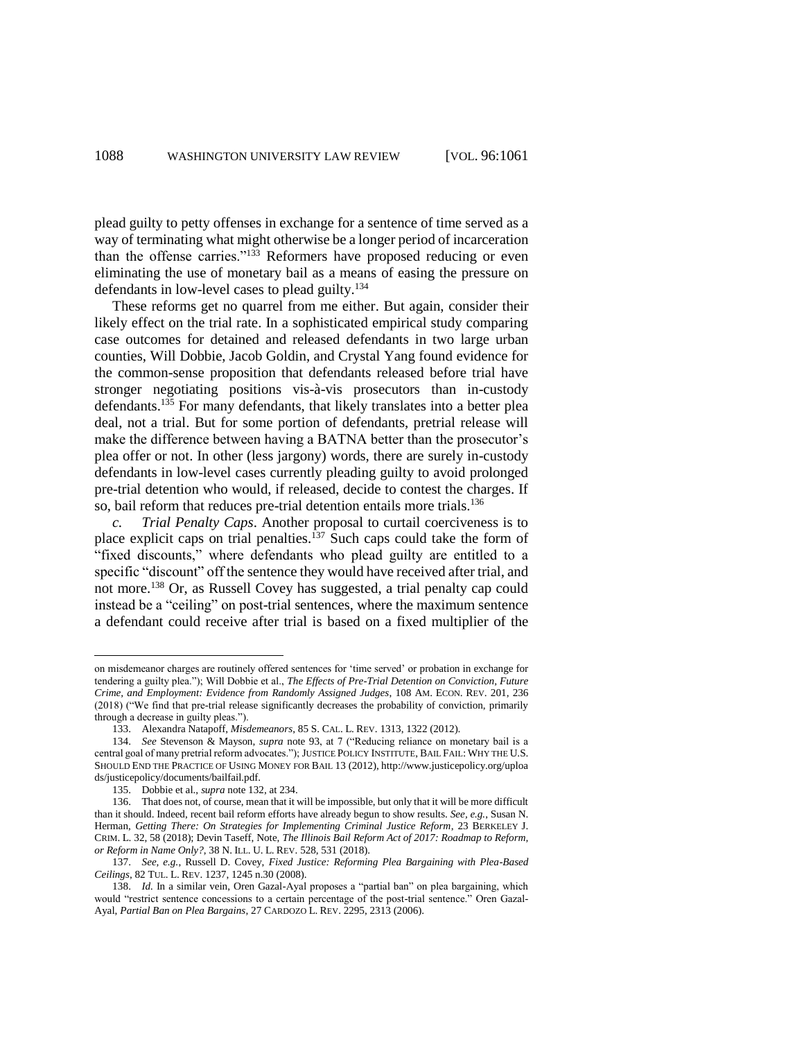plead guilty to petty offenses in exchange for a sentence of time served as a way of terminating what might otherwise be a longer period of incarceration than the offense carries."[133] Reformers have proposed reducing or even eliminating the use of monetary bail as a means of easing the pressure on defendants in low-level cases to plead guilty.[134]

These reforms get no quarrel from me either. But again, consider their likely effect on the trial rate. In a sophisticated empirical study comparing case outcomes for detained and released defendants in two large urban counties, Will Dobbie, Jacob Goldin, and Crystal Yang found evidence for the common-sense proposition that defendants released before trial have stronger negotiating positions vis-à-vis prosecutors than in-custody defendants.[135] For many defendants, that likely translates into a better plea deal, not a trial. But for some portion of defendants, pretrial release will make the difference between having a BATNA better than the prosecutor's plea offer or not. In other (less jargony) words, there are surely in-custody defendants in low-level cases currently pleading guilty to avoid prolonged pre-trial detention who would, if released, decide to contest the charges. If so, bail reform that reduces pre-trial detention entails more trials.[136]

*c. Trial Penalty Caps*. Another proposal to curtail coerciveness is to place explicit caps on trial penalties.[137] Such caps could take the form of "fixed discounts," where defendants who plead guilty are entitled to a specific "discount" off the sentence they would have received after trial, and not more.[138] Or, as Russell Covey has suggested, a trial penalty cap could instead be a "ceiling" on post-trial sentences, where the maximum sentence a defendant could receive after trial is based on a fixed multiplier of the

---

on misdemeanor charges are routinely offered sentences for 'time served' or probation in exchange for tendering a guilty plea."); Will Dobbie et al., *The Effects of Pre-Trial Detention on Conviction, Future Crime, and Employment: Evidence from Randomly Assigned Judges*, 108 AM. ECON. REV. 201, 236 (2018) ("We find that pre-trial release significantly decreases the probability of conviction, primarily through a decrease in guilty pleas.").

133. Alexandra Natapoff, *Misdemeanors*, 85 S. CAL. L. REV. 1313, 1322 (2012).

134. *See* Stevenson & Mayson, *supra* note 93, at 7 ("Reducing reliance on monetary bail is a central goal of many pretrial reform advocates."); JUSTICE POLICY INSTITUTE, BAIL FAIL: WHY THE U.S. SHOULD END THE PRACTICE OF USING MONEY FOR BAIL 13 (2012), http://www.justicepolicy.org/uploads/justicepolicy/documents/bailfail.pdf.

135. Dobbie et al., *supra* note 132, at 234.

136. That does not, of course, mean that it will be impossible, but only that it will be more difficult than it should. Indeed, recent bail reform efforts have already begun to show results. *See, e.g.*, Susan N. Herman, *Getting There: On Strategies for Implementing Criminal Justice Reform*, 23 BERKELEY J. CRIM. L. 32, 58 (2018); Devin Taseff, Note, *The Illinois Bail Reform Act of 2017: Roadmap to Reform, or Reform in Name Only?*, 38 N. ILL. U. L. REV. 528, 531 (2018).

137. *See, e.g.*, Russell D. Covey, *Fixed Justice: Reforming Plea Bargaining with Plea-Based Ceilings*, 82 TUL. L. REV. 1237, 1245 n.30 (2008).

138. *Id.* In a similar vein, Oren Gazal-Ayal proposes a "partial ban" on plea bargaining, which would "restrict sentence concessions to a certain percentage of the post-trial sentence." Oren Gazal-Ayal, *Partial Ban on Plea Bargains*, 27 CARDOZO L. REV. 2295, 2313 (2006).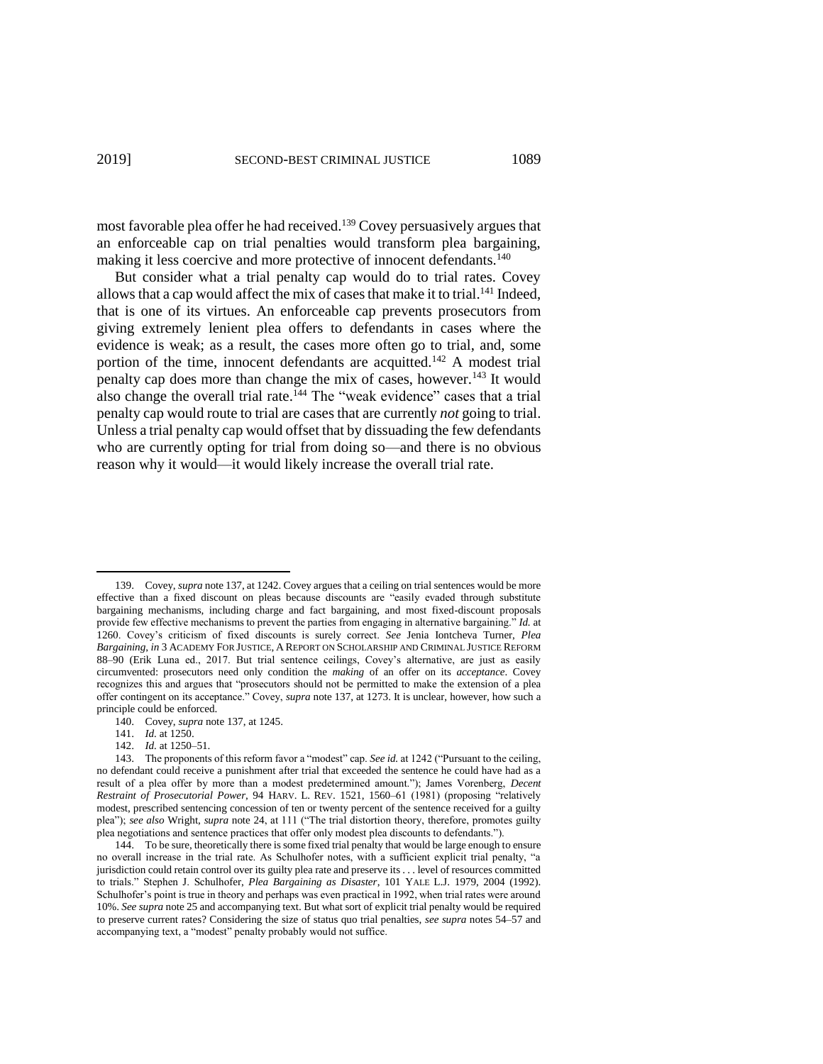most favorable plea offer he had received.[139] Covey persuasively argues that an enforceable cap on trial penalties would transform plea bargaining, making it less coercive and more protective of innocent defendants.[140]

But consider what a trial penalty cap would do to trial rates. Covey allows that a cap would affect the mix of cases that make it to trial.[141] Indeed, that is one of its virtues. An enforceable cap prevents prosecutors from giving extremely lenient plea offers to defendants in cases where the evidence is weak; as a result, the cases more often go to trial, and, some portion of the time, innocent defendants are acquitted.[142] A modest trial penalty cap does more than change the mix of cases, however.[143] It would also change the overall trial rate.[144] The "weak evidence" cases that a trial penalty cap would route to trial are cases that are currently *not* going to trial. Unless a trial penalty cap would offset that by dissuading the few defendants who are currently opting for trial from doing so—and there is no obvious reason why it would—it would likely increase the overall trial rate.

---

139. Covey, *supra* note 137, at 1242. Covey argues that a ceiling on trial sentences would be more effective than a fixed discount on pleas because discounts are "easily evaded through substitute bargaining mechanisms, including charge and fact bargaining, and most fixed-discount proposals provide few effective mechanisms to prevent the parties from engaging in alternative bargaining." *Id.* at 1260. Covey's criticism of fixed discounts is surely correct. *See* Jenia Iontcheva Turner, *Plea Bargaining*, *in* 3 ACADEMY FOR JUSTICE, A REPORT ON SCHOLARSHIP AND CRIMINAL JUSTICE REFORM 88–90 (Erik Luna ed., 2017. But trial sentence ceilings, Covey's alternative, are just as easily circumvented: prosecutors need only condition the *making* of an offer on its *acceptance*. Covey recognizes this and argues that "prosecutors should not be permitted to make the extension of a plea offer contingent on its acceptance." Covey, *supra* note 137, at 1273. It is unclear, however, how such a principle could be enforced.

140. Covey, *supra* note 137, at 1245.

141. *Id.* at 1250.

142. *Id.* at 1250–51.

143. The proponents of this reform favor a "modest" cap. *See id.* at 1242 ("Pursuant to the ceiling, no defendant could receive a punishment after trial that exceeded the sentence he could have had as a result of a plea offer by more than a modest predetermined amount."); James Vorenberg, *Decent Restraint of Prosecutorial Power*, 94 HARV. L. REV. 1521, 1560–61 (1981) (proposing "relatively modest, prescribed sentencing concession of ten or twenty percent of the sentence received for a guilty plea"); *see also* Wright, *supra* note 24, at 111 ("The trial distortion theory, therefore, promotes guilty plea negotiations and sentence practices that offer only modest plea discounts to defendants.").

144. To be sure, theoretically there is some fixed trial penalty that would be large enough to ensure no overall increase in the trial rate. As Schulhofer notes, with a sufficient explicit trial penalty, "a jurisdiction could retain control over its guilty plea rate and preserve its . . . level of resources committed to trials." Stephen J. Schulhofer, *Plea Bargaining as Disaster*, 101 YALE L.J. 1979, 2004 (1992). Schulhofer's point is true in theory and perhaps was even practical in 1992, when trial rates were around 10%. *See supra* note 25 and accompanying text. But what sort of explicit trial penalty would be required to preserve current rates? Considering the size of status quo trial penalties, *see supra* notes 54–57 and accompanying text, a "modest" penalty probably would not suffice.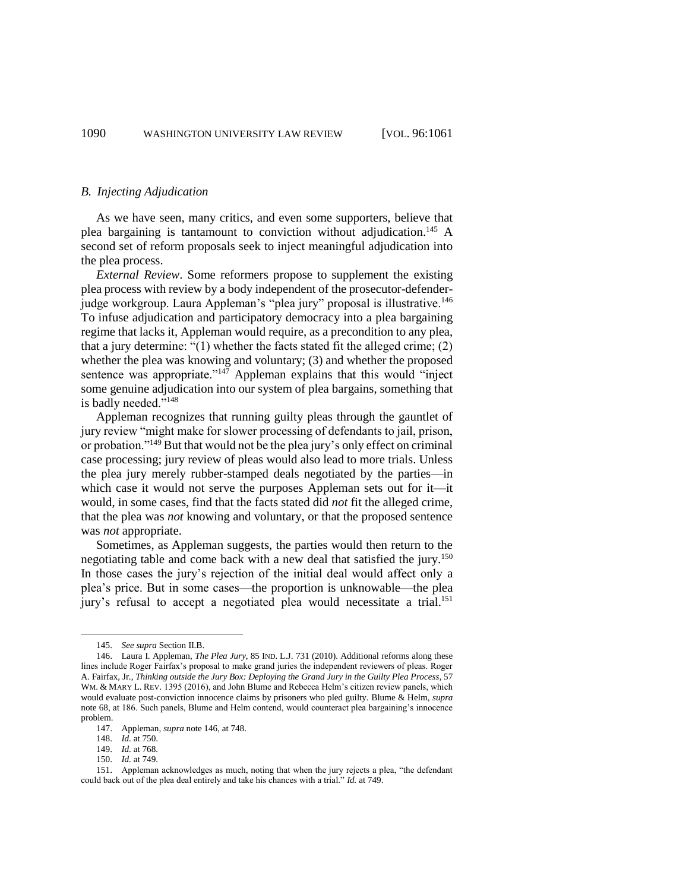### *B. Injecting Adjudication*

As we have seen, many critics, and even some supporters, believe that plea bargaining is tantamount to conviction without adjudication.[145] A second set of reform proposals seek to inject meaningful adjudication into the plea process.

*External Review*. Some reformers propose to supplement the existing plea process with review by a body independent of the prosecutor-defender-judge workgroup. Laura Appleman's "plea jury" proposal is illustrative.[146] To infuse adjudication and participatory democracy into a plea bargaining regime that lacks it, Appleman would require, as a precondition to any plea, that a jury determine: "(1) whether the facts stated fit the alleged crime; (2) whether the plea was knowing and voluntary; (3) and whether the proposed sentence was appropriate."[147] Appleman explains that this would "inject some genuine adjudication into our system of plea bargains, something that is badly needed."[148]

Appleman recognizes that running guilty pleas through the gauntlet of jury review "might make for slower processing of defendants to jail, prison, or probation."[149] But that would not be the plea jury's only effect on criminal case processing; jury review of pleas would also lead to more trials. Unless the plea jury merely rubber-stamped deals negotiated by the parties—in which case it would not serve the purposes Appleman sets out for it—it would, in some cases, find that the facts stated did *not* fit the alleged crime, that the plea was *not* knowing and voluntary, or that the proposed sentence was *not* appropriate.

Sometimes, as Appleman suggests, the parties would then return to the negotiating table and come back with a new deal that satisfied the jury.[150] In those cases the jury's rejection of the initial deal would affect only a plea's price. But in some cases—the proportion is unknowable—the plea jury's refusal to accept a negotiated plea would necessitate a trial.[151]

---

145. *See supra* Section II.B.

146. Laura I. Appleman, *The Plea Jury*, 85 IND. L.J. 731 (2010). Additional reforms along these lines include Roger Fairfax's proposal to make grand juries the independent reviewers of pleas. Roger A. Fairfax, Jr., *Thinking outside the Jury Box: Deploying the Grand Jury in the Guilty Plea Process*, 57 WM. & MARY L. REV. 1395 (2016), and John Blume and Rebecca Helm's citizen review panels, which would evaluate post-conviction innocence claims by prisoners who pled guilty. Blume & Helm, *supra* note 68, at 186. Such panels, Blume and Helm contend, would counteract plea bargaining's innocence problem.

147. Appleman, *supra* note 146, at 748.

148. *Id.* at 750.

149. *Id.* at 768.

150. *Id.* at 749.

151. Appleman acknowledges as much, noting that when the jury rejects a plea, "the defendant could back out of the plea deal entirely and take his chances with a trial." *Id.* at 749.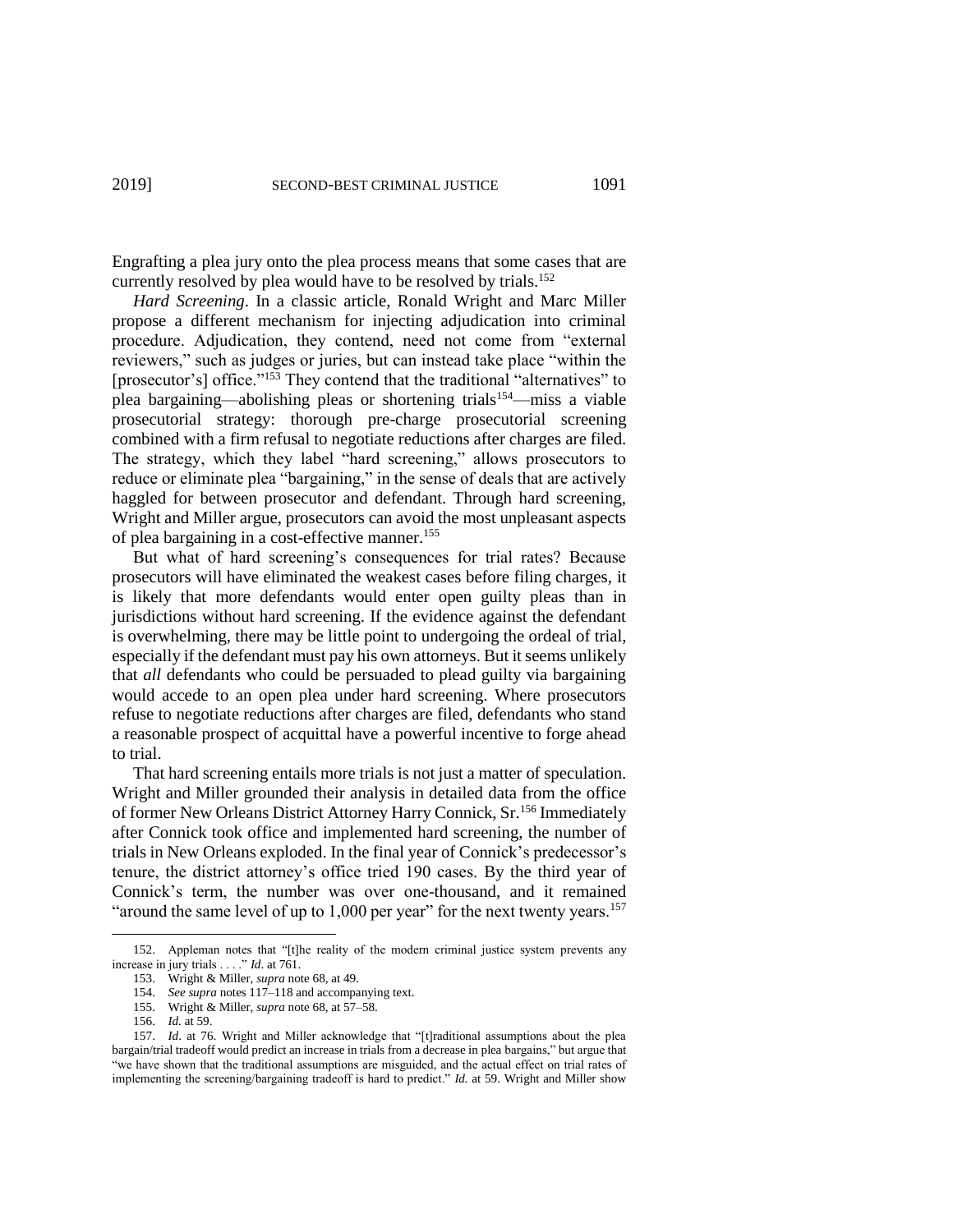Engrafting a plea jury onto the plea process means that some cases that are currently resolved by plea would have to be resolved by trials.[152]

*Hard Screening*. In a classic article, Ronald Wright and Marc Miller propose a different mechanism for injecting adjudication into criminal procedure. Adjudication, they contend, need not come from "external reviewers," such as judges or juries, but can instead take place "within the [prosecutor's] office."[153] They contend that the traditional "alternatives" to plea bargaining—abolishing pleas or shortening trials[154]—miss a viable prosecutorial strategy: thorough pre-charge prosecutorial screening combined with a firm refusal to negotiate reductions after charges are filed. The strategy, which they label "hard screening," allows prosecutors to reduce or eliminate plea "bargaining," in the sense of deals that are actively haggled for between prosecutor and defendant. Through hard screening, Wright and Miller argue, prosecutors can avoid the most unpleasant aspects of plea bargaining in a cost-effective manner.[155]

But what of hard screening's consequences for trial rates? Because prosecutors will have eliminated the weakest cases before filing charges, it is likely that more defendants would enter open guilty pleas than in jurisdictions without hard screening. If the evidence against the defendant is overwhelming, there may be little point to undergoing the ordeal of trial, especially if the defendant must pay his own attorneys. But it seems unlikely that *all* defendants who could be persuaded to plead guilty via bargaining would accede to an open plea under hard screening. Where prosecutors refuse to negotiate reductions after charges are filed, defendants who stand a reasonable prospect of acquittal have a powerful incentive to forge ahead to trial.

That hard screening entails more trials is not just a matter of speculation. Wright and Miller grounded their analysis in detailed data from the office of former New Orleans District Attorney Harry Connick, Sr.[156] Immediately after Connick took office and implemented hard screening, the number of trials in New Orleans exploded. In the final year of Connick's predecessor's tenure, the district attorney's office tried 190 cases. By the third year of Connick's term, the number was over one-thousand, and it remained "around the same level of up to 1,000 per year" for the next twenty years.[157]

---

152. Appleman notes that "[t]he reality of the modern criminal justice system prevents any increase in jury trials . . . ." *Id*. at 761.

153. Wright & Miller, *supra* note 68, at 49.

154. *See supra* notes 117–118 and accompanying text.

155. Wright & Miller, *supra* note 68, at 57–58.

156. *Id*. at 59.

157. *Id*. at 76. Wright and Miller acknowledge that "[t]raditional assumptions about the plea bargain/trial tradeoff would predict an increase in trials from a decrease in plea bargains," but argue that "we have shown that the traditional assumptions are misguided, and the actual effect on trial rates of implementing the screening/bargaining tradeoff is hard to predict." *Id.* at 59. Wright and Miller show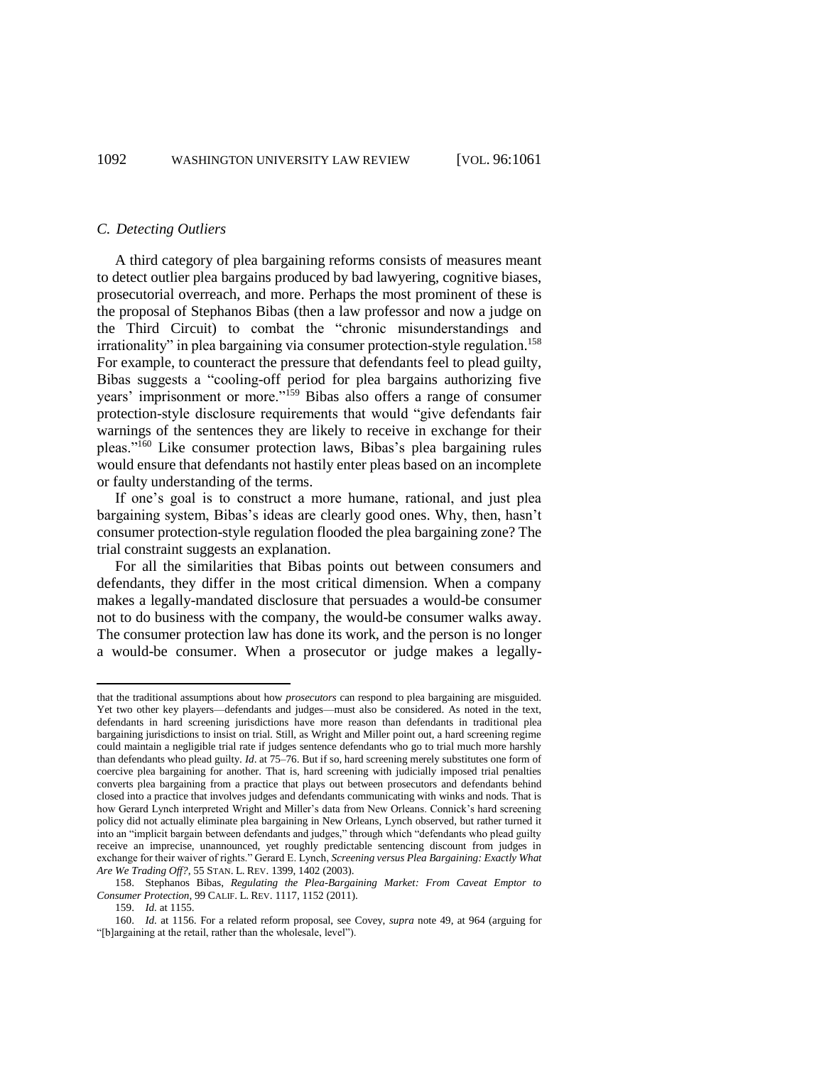### *C. Detecting Outliers*

A third category of plea bargaining reforms consists of measures meant to detect outlier plea bargains produced by bad lawyering, cognitive biases, prosecutorial overreach, and more. Perhaps the most prominent of these is the proposal of Stephanos Bibas (then a law professor and now a judge on the Third Circuit) to combat the "chronic misunderstandings and irrationality" in plea bargaining via consumer protection-style regulation.[158] For example, to counteract the pressure that defendants feel to plead guilty, Bibas suggests a "cooling-off period for plea bargains authorizing five years' imprisonment or more."[159] Bibas also offers a range of consumer protection-style disclosure requirements that would "give defendants fair warnings of the sentences they are likely to receive in exchange for their pleas."[160] Like consumer protection laws, Bibas's plea bargaining rules would ensure that defendants not hastily enter pleas based on an incomplete or faulty understanding of the terms.

If one's goal is to construct a more humane, rational, and just plea bargaining system, Bibas's ideas are clearly good ones. Why, then, hasn't consumer protection-style regulation flooded the plea bargaining zone? The trial constraint suggests an explanation.

For all the similarities that Bibas points out between consumers and defendants, they differ in the most critical dimension. When a company makes a legally-mandated disclosure that persuades a would-be consumer not to do business with the company, the would-be consumer walks away. The consumer protection law has done its work, and the person is no longer a would-be consumer. When a prosecutor or judge makes a legally-

---

that the traditional assumptions about how *prosecutors* can respond to plea bargaining are misguided. Yet two other key players—defendants and judges—must also be considered. As noted in the text, defendants in hard screening jurisdictions have more reason than defendants in traditional plea bargaining jurisdictions to insist on trial. Still, as Wright and Miller point out, a hard screening regime could maintain a negligible trial rate if judges sentence defendants who go to trial much more harshly than defendants who plead guilty. *Id*. at 75–76. But if so, hard screening merely substitutes one form of coercive plea bargaining for another. That is, hard screening with judicially imposed trial penalties converts plea bargaining from a practice that plays out between prosecutors and defendants behind closed into a practice that involves judges and defendants communicating with winks and nods. That is how Gerard Lynch interpreted Wright and Miller's data from New Orleans. Connick's hard screening policy did not actually eliminate plea bargaining in New Orleans, Lynch observed, but rather turned it into an "implicit bargain between defendants and judges," through which "defendants who plead guilty receive an imprecise, unannounced, yet roughly predictable sentencing discount from judges in exchange for their waiver of rights." Gerard E. Lynch, *Screening versus Plea Bargaining: Exactly What Are We Trading Off?*, 55 STAN. L. REV. 1399, 1402 (2003).

158. Stephanos Bibas, *Regulating the Plea-Bargaining Market: From Caveat Emptor to Consumer Protection*, 99 CALIF. L. REV. 1117, 1152 (2011).

159. *Id.* at 1155.

160. *Id.* at 1156. For a related reform proposal, see Covey, *supra* note 49, at 964 (arguing for "[b]argaining at the retail, rather than the wholesale, level").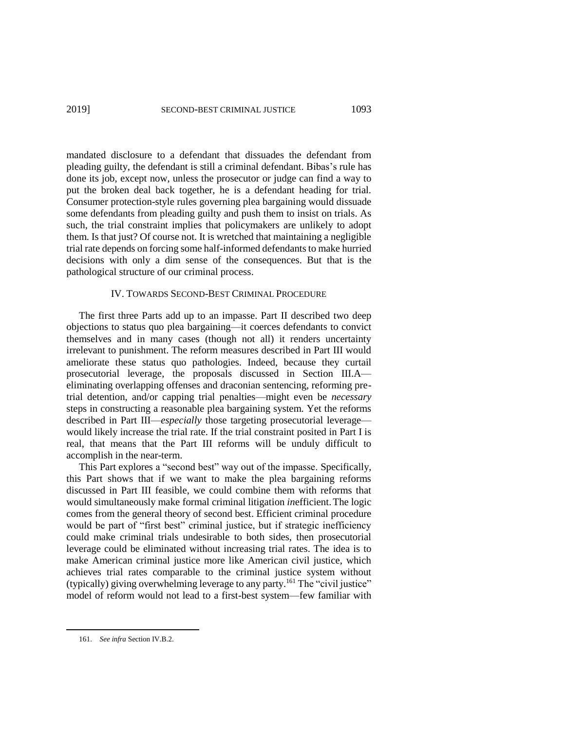mandated disclosure to a defendant that dissuades the defendant from pleading guilty, the defendant is still a criminal defendant. Bibas's rule has done its job, except now, unless the prosecutor or judge can find a way to put the broken deal back together, he is a defendant heading for trial. Consumer protection-style rules governing plea bargaining would dissuade some defendants from pleading guilty and push them to insist on trials. As such, the trial constraint implies that policymakers are unlikely to adopt them. Is that just? Of course not. It is wretched that maintaining a negligible trial rate depends on forcing some half-informed defendants to make hurried decisions with only a dim sense of the consequences. But that is the pathological structure of our criminal process.

## IV. TOWARDS SECOND-BEST CRIMINAL PROCEDURE

The first three Parts add up to an impasse. Part II described two deep objections to status quo plea bargaining—it coerces defendants to convict themselves and in many cases (though not all) it renders uncertainty irrelevant to punishment. The reform measures described in Part III would ameliorate these status quo pathologies. Indeed, because they curtail prosecutorial leverage, the proposals discussed in Section III.A—eliminating overlapping offenses and draconian sentencing, reforming pre-trial detention, and/or capping trial penalties—might even be *necessary* steps in constructing a reasonable plea bargaining system. Yet the reforms described in Part III—*especially* those targeting prosecutorial leverage—would likely increase the trial rate. If the trial constraint posited in Part I is real, that means that the Part III reforms will be unduly difficult to accomplish in the near-term.

This Part explores a "second best" way out of the impasse. Specifically, this Part shows that if we want to make the plea bargaining reforms discussed in Part III feasible, we could combine them with reforms that would simultaneously make formal criminal litigation *in*efficient. The logic comes from the general theory of second best. Efficient criminal procedure would be part of "first best" criminal justice, but if strategic inefficiency could make criminal trials undesirable to both sides, then prosecutorial leverage could be eliminated without increasing trial rates. The idea is to make American criminal justice more like American civil justice, which achieves trial rates comparable to the criminal justice system without (typically) giving overwhelming leverage to any party.[161] The "civil justice" model of reform would not lead to a first-best system—few familiar with

161. *See infra* Section IV.B.2.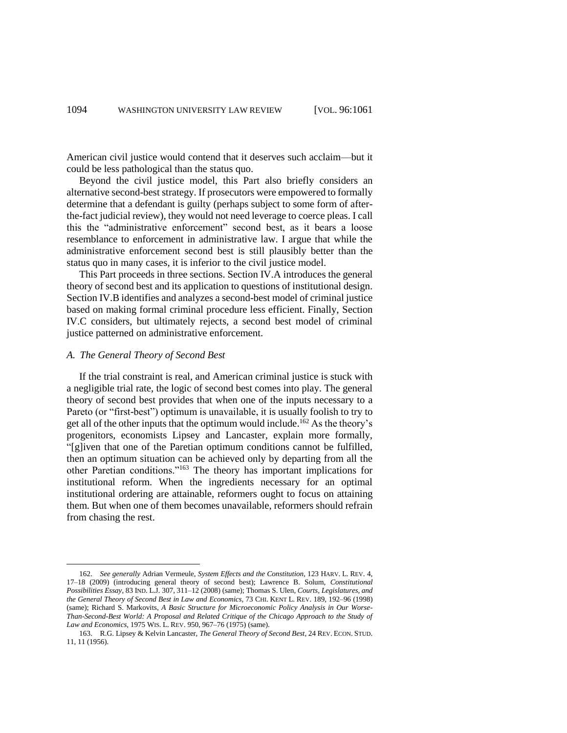American civil justice would contend that it deserves such acclaim—but it could be less pathological than the status quo.

Beyond the civil justice model, this Part also briefly considers an alternative second-best strategy. If prosecutors were empowered to formally determine that a defendant is guilty (perhaps subject to some form of after-the-fact judicial review), they would not need leverage to coerce pleas. I call this the "administrative enforcement" second best, as it bears a loose resemblance to enforcement in administrative law. I argue that while the administrative enforcement second best is still plausibly better than the status quo in many cases, it is inferior to the civil justice model.

This Part proceeds in three sections. Section IV.A introduces the general theory of second best and its application to questions of institutional design. Section IV.B identifies and analyzes a second-best model of criminal justice based on making formal criminal procedure less efficient. Finally, Section IV.C considers, but ultimately rejects, a second best model of criminal justice patterned on administrative enforcement.

### *A. The General Theory of Second Best*

If the trial constraint is real, and American criminal justice is stuck with a negligible trial rate, the logic of second best comes into play. The general theory of second best provides that when one of the inputs necessary to a Pareto (or "first-best") optimum is unavailable, it is usually foolish to try to get all of the other inputs that the optimum would include.[162] As the theory's progenitors, economists Lipsey and Lancaster, explain more formally, "[g]iven that one of the Paretian optimum conditions cannot be fulfilled, then an optimum situation can be achieved only by departing from all the other Paretian conditions."[163] The theory has important implications for institutional reform. When the ingredients necessary for an optimal institutional ordering are attainable, reformers ought to focus on attaining them. But when one of them becomes unavailable, reformers should refrain from chasing the rest.

---

162. *See generally* Adrian Vermeule, *System Effects and the Constitution*, 123 HARV. L. REV. 4, 17–18 (2009) (introducing general theory of second best); Lawrence B. Solum, *Constitutional Possibilities Essay*, 83 IND. L.J. 307, 311–12 (2008) (same); Thomas S. Ulen, *Courts, Legislatures, and the General Theory of Second Best in Law and Economics*, 73 CHI. KENT L. REV. 189, 192–96 (1998) (same); Richard S. Markovits, *A Basic Structure for Microeconomic Policy Analysis in Our Worse-Than-Second-Best World: A Proposal and Related Critique of the Chicago Approach to the Study of Law and Economics*, 1975 WIS. L. REV. 950, 967–76 (1975) (same).

163. R.G. Lipsey & Kelvin Lancaster, *The General Theory of Second Best*, 24 REV. ECON. STUD. 11, 11 (1956).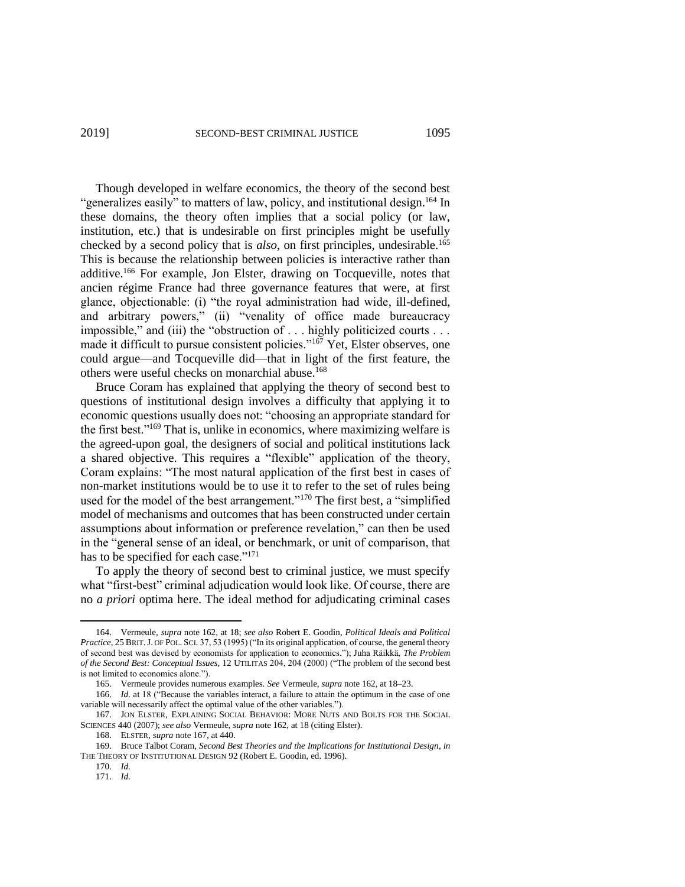Though developed in welfare economics, the theory of the second best "generalizes easily" to matters of law, policy, and institutional design.[164] In these domains, the theory often implies that a social policy (or law, institution, etc.) that is undesirable on first principles might be usefully checked by a second policy that is *also*, on first principles, undesirable.[165] This is because the relationship between policies is interactive rather than additive.[166] For example, Jon Elster, drawing on Tocqueville, notes that ancien régime France had three governance features that were, at first glance, objectionable: (i) "the royal administration had wide, ill-defined, and arbitrary powers," (ii) "venality of office made bureaucracy impossible," and (iii) the "obstruction of . . . highly politicized courts . . . made it difficult to pursue consistent policies."[167] Yet, Elster observes, one could argue—and Tocqueville did—that in light of the first feature, the others were useful checks on monarchial abuse.[168]

Bruce Coram has explained that applying the theory of second best to questions of institutional design involves a difficulty that applying it to economic questions usually does not: "choosing an appropriate standard for the first best."[169] That is, unlike in economics, where maximizing welfare is the agreed-upon goal, the designers of social and political institutions lack a shared objective. This requires a "flexible" application of the theory, Coram explains: "The most natural application of the first best in cases of non-market institutions would be to use it to refer to the set of rules being used for the model of the best arrangement."[170] The first best, a "simplified model of mechanisms and outcomes that has been constructed under certain assumptions about information or preference revelation," can then be used in the "general sense of an ideal, or benchmark, or unit of comparison, that has to be specified for each case."[171]

To apply the theory of second best to criminal justice, we must specify what "first-best" criminal adjudication would look like. Of course, there are no *a priori* optima here. The ideal method for adjudicating criminal cases

---

164. Vermeule, *supra* note 162, at 18; *see also* Robert E. Goodin, *Political Ideals and Political Practice*, 25 BRIT. J. OF POL. SCI. 37, 53 (1995) ("In its original application, of course, the general theory of second best was devised by economists for application to economics."); Juha Räikkä, *The Problem of the Second Best: Conceptual Issues*, 12 UTILITAS 204, 204 (2000) ("The problem of the second best is not limited to economics alone.").

165. Vermeule provides numerous examples. *See* Vermeule, *supra* note 162, at 18–23.

166. *Id.* at 18 ("Because the variables interact, a failure to attain the optimum in the case of one variable will necessarily affect the optimal value of the other variables.").

167. JON ELSTER, EXPLAINING SOCIAL BEHAVIOR: MORE NUTS AND BOLTS FOR THE SOCIAL SCIENCES 440 (2007); *see also* Vermeule, *supra* note 162, at 18 (citing Elster).

168. ELSTER, *supra* note 167, at 440.

169. Bruce Talbot Coram, *Second Best Theories and the Implications for Institutional Design*, *in* THE THEORY OF INSTITUTIONAL DESIGN 92 (Robert E. Goodin, ed. 1996).

170. *Id.*

171. *Id.*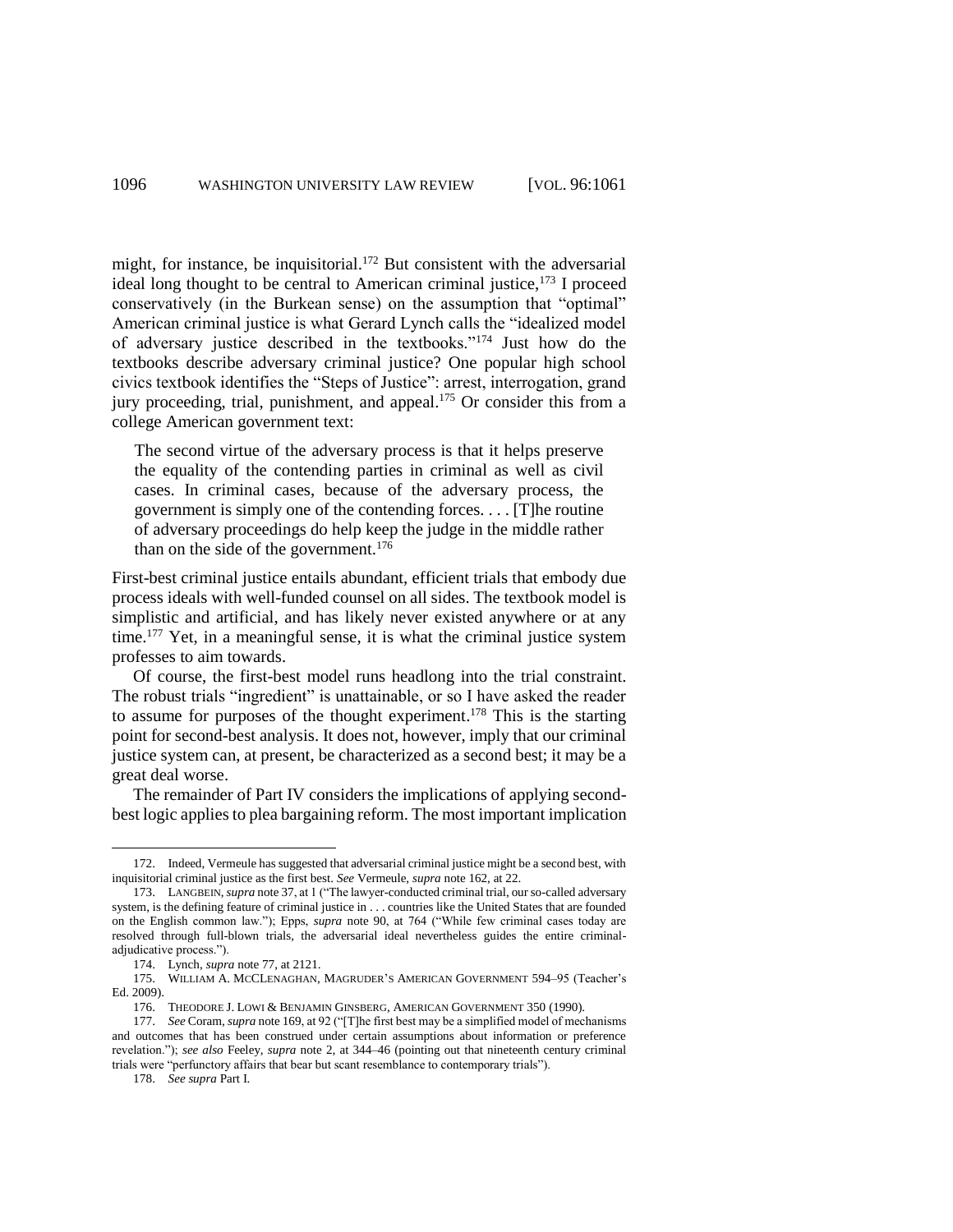might, for instance, be inquisitorial.[172] But consistent with the adversarial ideal long thought to be central to American criminal justice,[173] I proceed conservatively (in the Burkean sense) on the assumption that "optimal" American criminal justice is what Gerard Lynch calls the "idealized model of adversary justice described in the textbooks."[174] Just how do the textbooks describe adversary criminal justice? One popular high school civics textbook identifies the "Steps of Justice": arrest, interrogation, grand jury proceeding, trial, punishment, and appeal.[175] Or consider this from a college American government text:

> The second virtue of the adversary process is that it helps preserve the equality of the contending parties in criminal as well as civil cases. In criminal cases, because of the adversary process, the government is simply one of the contending forces. . . . [T]he routine of adversary proceedings do help keep the judge in the middle rather than on the side of the government.[176]

First-best criminal justice entails abundant, efficient trials that embody due process ideals with well-funded counsel on all sides. The textbook model is simplistic and artificial, and has likely never existed anywhere or at any time.[177] Yet, in a meaningful sense, it is what the criminal justice system professes to aim towards.

Of course, the first-best model runs headlong into the trial constraint. The robust trials "ingredient" is unattainable, or so I have asked the reader to assume for purposes of the thought experiment.[178] This is the starting point for second-best analysis. It does not, however, imply that our criminal justice system can, at present, be characterized as a second best; it may be a great deal worse.

The remainder of Part IV considers the implications of applying second-best logic applies to plea bargaining reform. The most important implication

---

172. Indeed, Vermeule has suggested that adversarial criminal justice might be a second best, with inquisitorial criminal justice as the first best. *See* Vermeule, *supra* note 162, at 22.

173. LANGBEIN, *supra* note 37, at 1 ("The lawyer-conducted criminal trial, our so-called adversary system, is the defining feature of criminal justice in . . . countries like the United States that are founded on the English common law."); Epps, *supra* note 90, at 764 ("While few criminal cases today are resolved through full-blown trials, the adversarial ideal nevertheless guides the entire criminal-adjudicative process.").

174. Lynch, *supra* note 77, at 2121.

175. WILLIAM A. MCCLENAGHAN, MAGRUDER'S AMERICAN GOVERNMENT 594–95 (Teacher's Ed. 2009).

176. THEODORE J. LOWI & BENJAMIN GINSBERG, AMERICAN GOVERNMENT 350 (1990).

177. *See* Coram, *supra* note 169, at 92 ("[T]he first best may be a simplified model of mechanisms and outcomes that has been construed under certain assumptions about information or preference revelation."); *see also* Feeley, *supra* note 2, at 344–46 (pointing out that nineteenth century criminal trials were "perfunctory affairs that bear but scant resemblance to contemporary trials").

178. *See supra* Part I.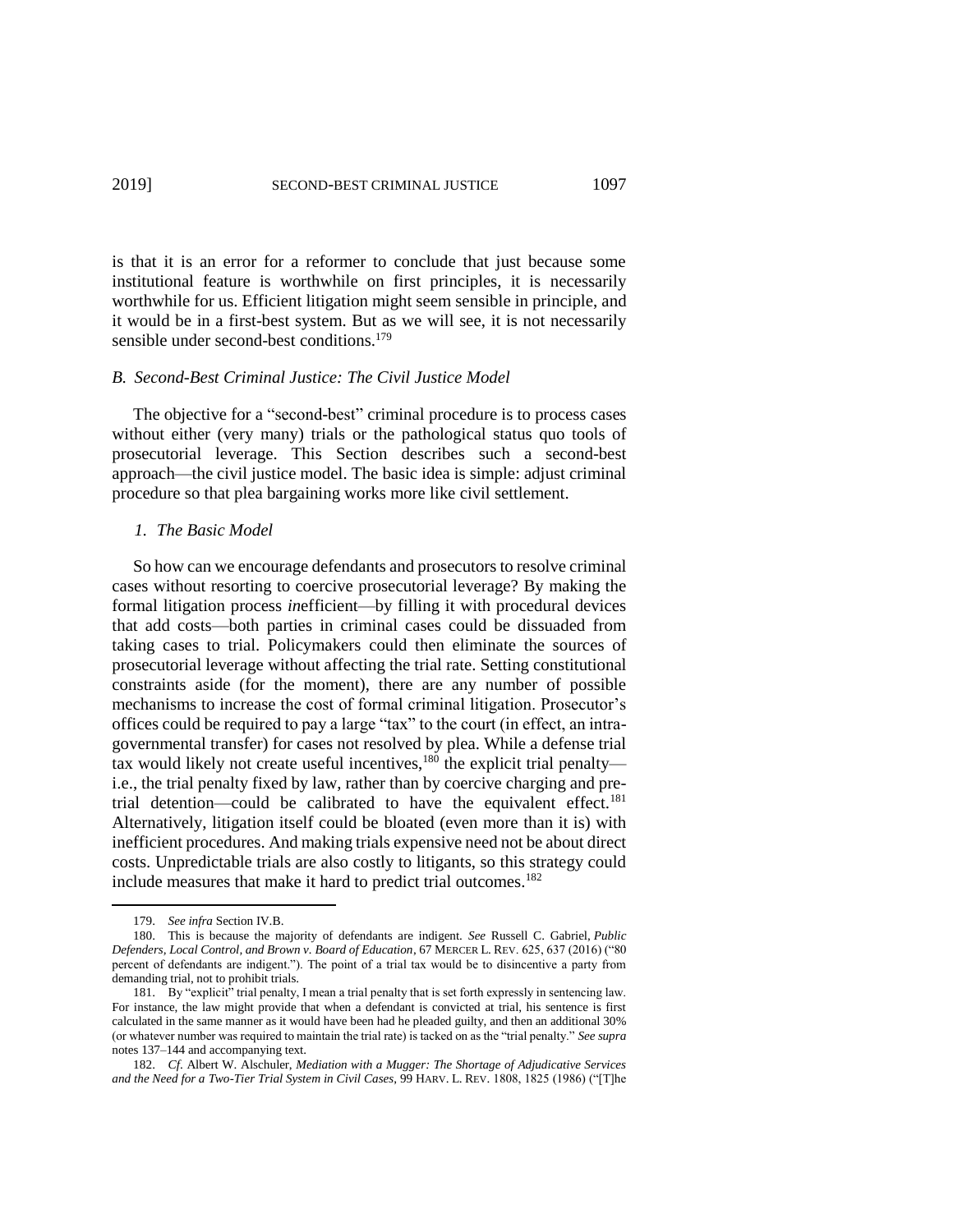is that it is an error for a reformer to conclude that just because some institutional feature is worthwhile on first principles, it is necessarily worthwhile for us. Efficient litigation might seem sensible in principle, and it would be in a first-best system. But as we will see, it is not necessarily sensible under second-best conditions.[179]

### *B. Second-Best Criminal Justice: The Civil Justice Model*

The objective for a "second-best" criminal procedure is to process cases without either (very many) trials or the pathological status quo tools of prosecutorial leverage. This Section describes such a second-best approach—the civil justice model. The basic idea is simple: adjust criminal procedure so that plea bargaining works more like civil settlement.

#### *1. The Basic Model*

So how can we encourage defendants and prosecutors to resolve criminal cases without resorting to coercive prosecutorial leverage? By making the formal litigation process *in*efficient—by filling it with procedural devices that add costs—both parties in criminal cases could be dissuaded from taking cases to trial. Policymakers could then eliminate the sources of prosecutorial leverage without affecting the trial rate. Setting constitutional constraints aside (for the moment), there are any number of possible mechanisms to increase the cost of formal criminal litigation. Prosecutor's offices could be required to pay a large "tax" to the court (in effect, an intra-governmental transfer) for cases not resolved by plea. While a defense trial tax would likely not create useful incentives,[180] the explicit trial penalty—i.e., the trial penalty fixed by law, rather than by coercive charging and pre-trial detention—could be calibrated to have the equivalent effect.[181] Alternatively, litigation itself could be bloated (even more than it is) with inefficient procedures. And making trials expensive need not be about direct costs. Unpredictable trials are also costly to litigants, so this strategy could include measures that make it hard to predict trial outcomes.[182]

---

179. *See infra* Section IV.B.

180. This is because the majority of defendants are indigent. *See* Russell C. Gabriel, *Public Defenders, Local Control, and Brown v. Board of Education*, 67 MERCER L. REV. 625, 637 (2016) ("80 percent of defendants are indigent."). The point of a trial tax would be to disincentive a party from demanding trial, not to prohibit trials.

181. By "explicit" trial penalty, I mean a trial penalty that is set forth expressly in sentencing law. For instance, the law might provide that when a defendant is convicted at trial, his sentence is first calculated in the same manner as it would have been had he pleaded guilty, and then an additional 30% (or whatever number was required to maintain the trial rate) is tacked on as the "trial penalty." *See supra* notes 137–144 and accompanying text.

182. *Cf.* Albert W. Alschuler, *Mediation with a Mugger: The Shortage of Adjudicative Services and the Need for a Two-Tier Trial System in Civil Cases*, 99 HARV. L. REV. 1808, 1825 (1986) ("[T]he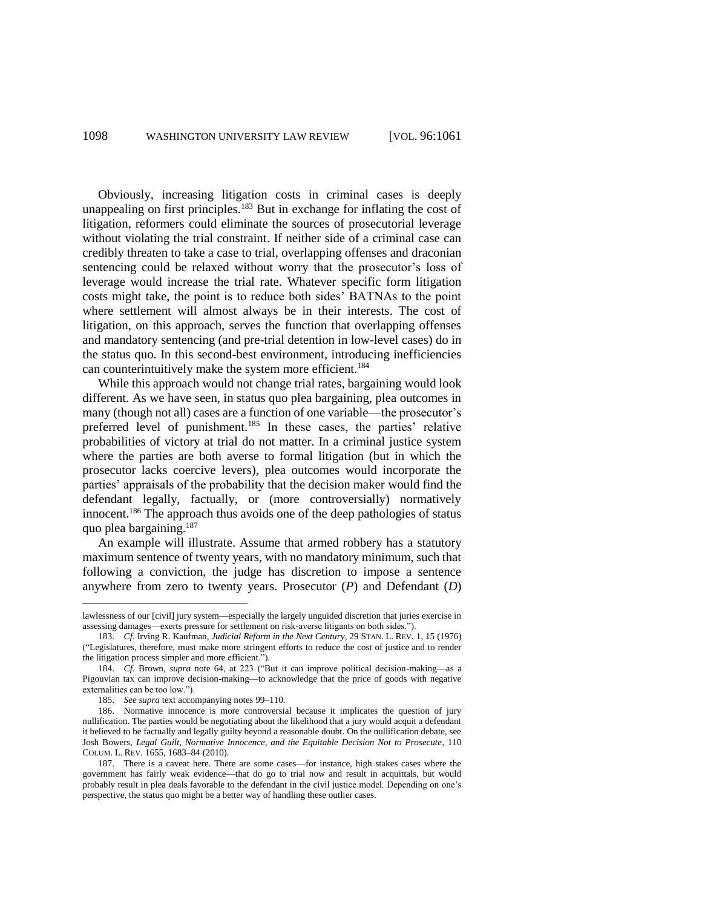Obviously, increasing litigation costs in criminal cases is deeply unappealing on first principles.[183] But in exchange for inflating the cost of litigation, reformers could eliminate the sources of prosecutorial leverage without violating the trial constraint. If neither side of a criminal case can credibly threaten to take a case to trial, overlapping offenses and draconian sentencing could be relaxed without worry that the prosecutor's loss of leverage would increase the trial rate. Whatever specific form litigation costs might take, the point is to reduce both sides' BATNAs to the point where settlement will almost always be in their interests. The cost of litigation, on this approach, serves the function that overlapping offenses and mandatory sentencing (and pre-trial detention in low-level cases) do in the status quo. In this second-best environment, introducing inefficiencies can counterintuitively make the system more efficient.[184]

While this approach would not change trial rates, bargaining would look different. As we have seen, in status quo plea bargaining, plea outcomes in many (though not all) cases are a function of one variable—the prosecutor's preferred level of punishment.[185] In these cases, the parties' relative probabilities of victory at trial do not matter. In a criminal justice system where the parties are both averse to formal litigation (but in which the prosecutor lacks coercive levers), plea outcomes would incorporate the parties' appraisals of the probability that the decision maker would find the defendant legally, factually, or (more controversially) normatively innocent.[186] The approach thus avoids one of the deep pathologies of status quo plea bargaining.[187]

An example will illustrate. Assume that armed robbery has a statutory maximum sentence of twenty years, with no mandatory minimum, such that following a conviction, the judge has discretion to impose a sentence anywhere from zero to twenty years. Prosecutor (*P*) and Defendant (*D*)

---

lawlessness of our [civil] jury system—especially the largely unguided discretion that juries exercise in assessing damages—exerts pressure for settlement on risk-averse litigants on both sides.").

183. *Cf*. Irving R. Kaufman, *Judicial Reform in the Next Century*, 29 STAN. L. REV. 1, 15 (1976) ("Legislatures, therefore, must make more stringent efforts to reduce the cost of justice and to render the litigation process simpler and more efficient.").

184. *Cf*. Brown, *supra* note 64, at 223 ("But it can improve political decision-making—as a Pigouvian tax can improve decision-making—to acknowledge that the price of goods with negative externalities can be too low.").

185. *See supra* text accompanying notes 99–110.

186. Normative innocence is more controversial because it implicates the question of jury nullification. The parties would be negotiating about the likelihood that a jury would acquit a defendant it believed to be factually and legally guilty beyond a reasonable doubt. On the nullification debate, see Josh Bowers, *Legal Guilt, Normative Innocence, and the Equitable Decision Not to Prosecute*, 110 COLUM. L. REV. 1655, 1683–84 (2010).

187. There is a caveat here. There are some cases—for instance, high stakes cases where the government has fairly weak evidence—that do go to trial now and result in acquittals, but would probably result in plea deals favorable to the defendant in the civil justice model. Depending on one's perspective, the status quo might be a better way of handling these outlier cases.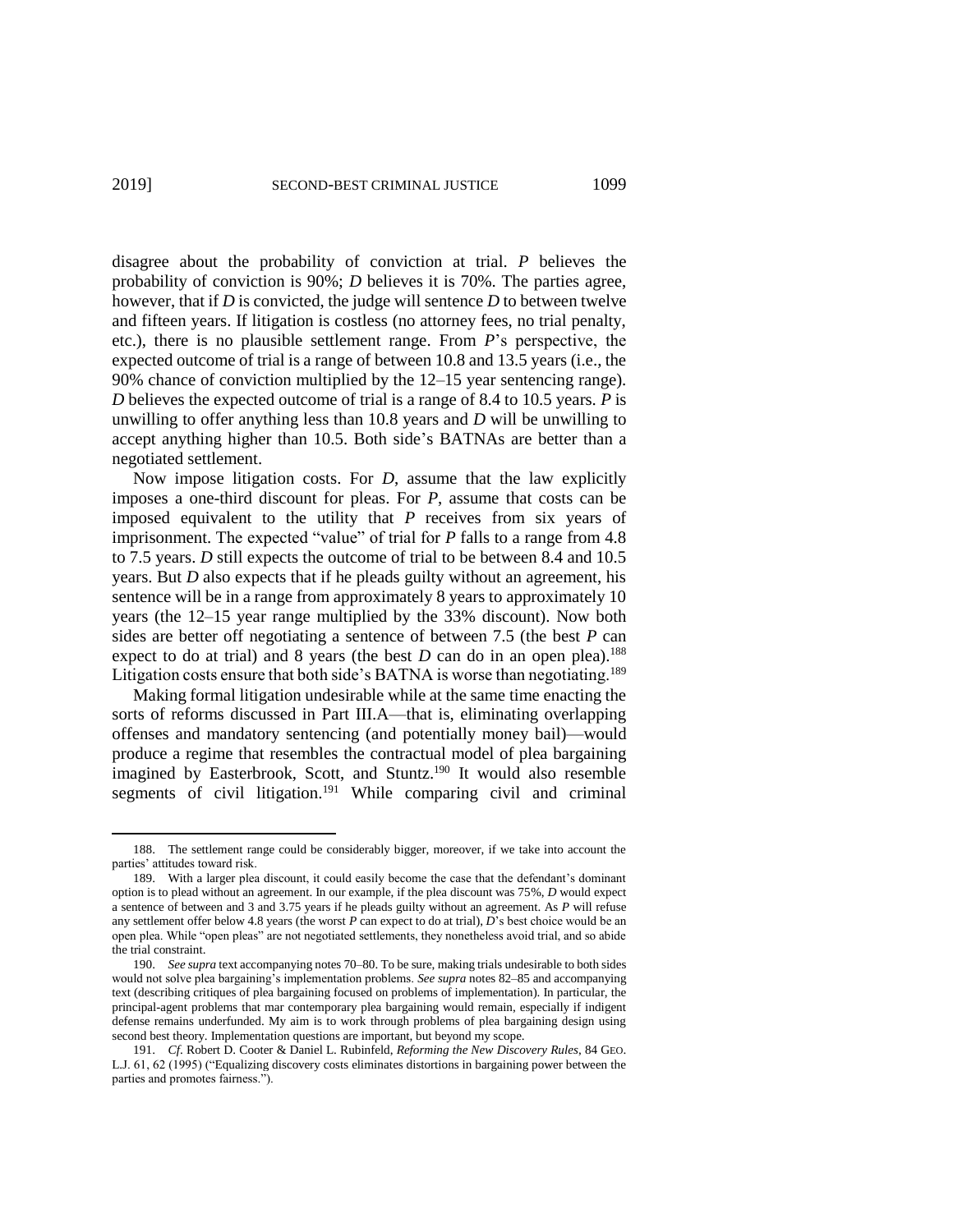disagree about the probability of conviction at trial. *P* believes the probability of conviction is 90%; *D* believes it is 70%. The parties agree, however, that if *D* is convicted, the judge will sentence *D* to between twelve and fifteen years. If litigation is costless (no attorney fees, no trial penalty, etc.), there is no plausible settlement range. From *P*'s perspective, the expected outcome of trial is a range of between 10.8 and 13.5 years (i.e., the 90% chance of conviction multiplied by the 12–15 year sentencing range). *D* believes the expected outcome of trial is a range of 8.4 to 10.5 years. *P* is unwilling to offer anything less than 10.8 years and *D* will be unwilling to accept anything higher than 10.5. Both side's BATNAs are better than a negotiated settlement.

Now impose litigation costs. For *D*, assume that the law explicitly imposes a one-third discount for pleas. For *P*, assume that costs can be imposed equivalent to the utility that *P* receives from six years of imprisonment. The expected "value" of trial for *P* falls to a range from 4.8 to 7.5 years. *D* still expects the outcome of trial to be between 8.4 and 10.5 years. But *D* also expects that if he pleads guilty without an agreement, his sentence will be in a range from approximately 8 years to approximately 10 years (the 12–15 year range multiplied by the 33% discount). Now both sides are better off negotiating a sentence of between 7.5 (the best *P* can expect to do at trial) and 8 years (the best *D* can do in an open plea).[188] Litigation costs ensure that both side's BATNA is worse than negotiating.[189]

Making formal litigation undesirable while at the same time enacting the sorts of reforms discussed in Part III.A—that is, eliminating overlapping offenses and mandatory sentencing (and potentially money bail)—would produce a regime that resembles the contractual model of plea bargaining imagined by Easterbrook, Scott, and Stuntz.[190] It would also resemble segments of civil litigation.[191] While comparing civil and criminal

---

188. The settlement range could be considerably bigger, moreover, if we take into account the parties' attitudes toward risk.

189. With a larger plea discount, it could easily become the case that the defendant's dominant option is to plead without an agreement. In our example, if the plea discount was 75%, *D* would expect a sentence of between and 3 and 3.75 years if he pleads guilty without an agreement. As *P* will refuse any settlement offer below 4.8 years (the worst *P* can expect to do at trial), *D*'s best choice would be an open plea. While "open pleas" are not negotiated settlements, they nonetheless avoid trial, and so abide the trial constraint.

190. *See supra* text accompanying notes 70–80. To be sure, making trials undesirable to both sides would not solve plea bargaining's implementation problems. *See supra* notes 82–85 and accompanying text (describing critiques of plea bargaining focused on problems of implementation). In particular, the principal-agent problems that mar contemporary plea bargaining would remain, especially if indigent defense remains underfunded. My aim is to work through problems of plea bargaining design using second best theory. Implementation questions are important, but beyond my scope.

191. *Cf*. Robert D. Cooter & Daniel L. Rubinfeld, *Reforming the New Discovery Rules*, 84 GEO. L.J. 61, 62 (1995) ("Equalizing discovery costs eliminates distortions in bargaining power between the parties and promotes fairness.").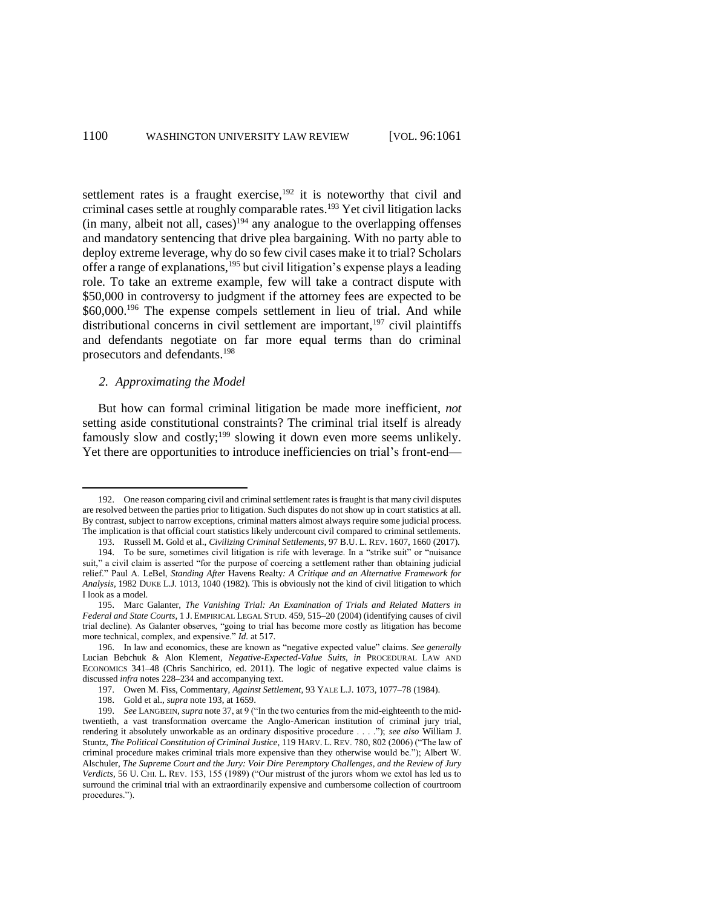settlement rates is a fraught exercise,[192] it is noteworthy that civil and criminal cases settle at roughly comparable rates.[193] Yet civil litigation lacks (in many, albeit not all, cases)[194] any analogue to the overlapping offenses and mandatory sentencing that drive plea bargaining. With no party able to deploy extreme leverage, why do so few civil cases make it to trial? Scholars offer a range of explanations,[195] but civil litigation's expense plays a leading role. To take an extreme example, few will take a contract dispute with \$50,000 in controversy to judgment if the attorney fees are expected to be \$60,000.[196] The expense compels settlement in lieu of trial. And while distributional concerns in civil settlement are important,[197] civil plaintiffs and defendants negotiate on far more equal terms than do criminal prosecutors and defendants.[198]

### *2. Approximating the Model*

But how can formal criminal litigation be made more inefficient, *not* setting aside constitutional constraints? The criminal trial itself is already famously slow and costly;[199] slowing it down even more seems unlikely. Yet there are opportunities to introduce inefficiencies on trial's front-end—

---

192. One reason comparing civil and criminal settlement rates is fraught is that many civil disputes are resolved between the parties prior to litigation. Such disputes do not show up in court statistics at all. By contrast, subject to narrow exceptions, criminal matters almost always require some judicial process. The implication is that official court statistics likely undercount civil compared to criminal settlements.

193. Russell M. Gold et al., *Civilizing Criminal Settlements*, 97 B.U. L. REV. 1607, 1660 (2017).

194. To be sure, sometimes civil litigation is rife with leverage. In a "strike suit" or "nuisance suit," a civil claim is asserted "for the purpose of coercing a settlement rather than obtaining judicial relief." Paul A. LeBel, *Standing After* Havens Realty*: A Critique and an Alternative Framework for Analysis*, 1982 DUKE L.J. 1013, 1040 (1982). This is obviously not the kind of civil litigation to which I look as a model.

195. Marc Galanter, *The Vanishing Trial: An Examination of Trials and Related Matters in Federal and State Courts*, 1 J. EMPIRICAL LEGAL STUD. 459, 515–20 (2004) (identifying causes of civil trial decline). As Galanter observes, "going to trial has become more costly as litigation has become more technical, complex, and expensive." *Id.* at 517.

196. In law and economics, these are known as "negative expected value" claims. *See generally* Lucian Bebchuk & Alon Klement, *Negative-Expected-Value Suits*, *in* PROCEDURAL LAW AND ECONOMICS 341–48 (Chris Sanchirico, ed. 2011). The logic of negative expected value claims is discussed *infra* notes 228–234 and accompanying text.

197. Owen M. Fiss, Commentary, *Against Settlement*, 93 YALE L.J. 1073, 1077–78 (1984).

198. Gold et al., *supra* note 193, at 1659.

199. *See* LANGBEIN, *supra* note 37, at 9 ("In the two centuries from the mid-eighteenth to the mid-twentieth, a vast transformation overcame the Anglo-American institution of criminal jury trial, rendering it absolutely unworkable as an ordinary dispositive procedure . . . ."); *see also* William J. Stuntz, *The Political Constitution of Criminal Justice*, 119 HARV. L. REV. 780, 802 (2006) ("The law of criminal procedure makes criminal trials more expensive than they otherwise would be."); Albert W. Alschuler, *The Supreme Court and the Jury: Voir Dire Peremptory Challenges, and the Review of Jury Verdicts*, 56 U. CHI. L. REV. 153, 155 (1989) ("Our mistrust of the jurors whom we extol has led us to surround the criminal trial with an extraordinarily expensive and cumbersome collection of courtroom procedures.").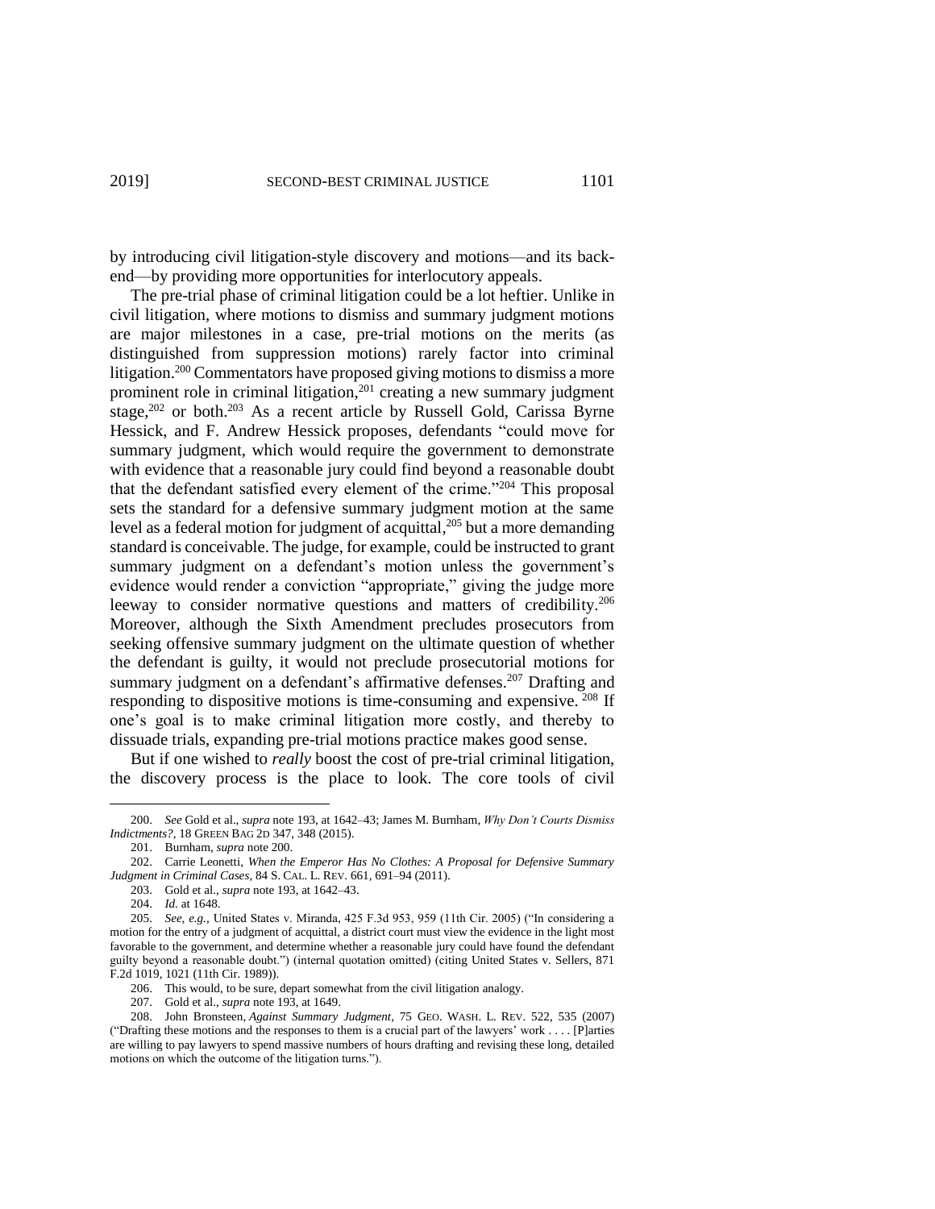by introducing civil litigation-style discovery and motions—and its back-end—by providing more opportunities for interlocutory appeals.

The pre-trial phase of criminal litigation could be a lot heftier. Unlike in civil litigation, where motions to dismiss and summary judgment motions are major milestones in a case, pre-trial motions on the merits (as distinguished from suppression motions) rarely factor into criminal litigation.[200] Commentators have proposed giving motions to dismiss a more prominent role in criminal litigation,[201] creating a new summary judgment stage,[202] or both.[203] As a recent article by Russell Gold, Carissa Byrne Hessick, and F. Andrew Hessick proposes, defendants "could move for summary judgment, which would require the government to demonstrate with evidence that a reasonable jury could find beyond a reasonable doubt that the defendant satisfied every element of the crime."[204] This proposal sets the standard for a defensive summary judgment motion at the same level as a federal motion for judgment of acquittal,[205] but a more demanding standard is conceivable. The judge, for example, could be instructed to grant summary judgment on a defendant's motion unless the government's evidence would render a conviction "appropriate," giving the judge more leeway to consider normative questions and matters of credibility.[206] Moreover, although the Sixth Amendment precludes prosecutors from seeking offensive summary judgment on the ultimate question of whether the defendant is guilty, it would not preclude prosecutorial motions for summary judgment on a defendant's affirmative defenses.[207] Drafting and responding to dispositive motions is time-consuming and expensive.[208] If one's goal is to make criminal litigation more costly, and thereby to dissuade trials, expanding pre-trial motions practice makes good sense.

But if one wished to *really* boost the cost of pre-trial criminal litigation, the discovery process is the place to look. The core tools of civil

---

200. *See* Gold et al., *supra* note 193, at 1642–43; James M. Burnham, *Why Don't Courts Dismiss Indictments?*, 18 GREEN BAG 2D 347, 348 (2015).

201. Burnham, *supra* note 200.

202. Carrie Leonetti, *When the Emperor Has No Clothes: A Proposal for Defensive Summary Judgment in Criminal Cases*, 84 S. CAL. L. REV. 661, 691–94 (2011).

203. Gold et al., *supra* note 193, at 1642–43.

204. *Id.* at 1648.

205. *See, e.g.*, United States v. Miranda, 425 F.3d 953, 959 (11th Cir. 2005) ("In considering a motion for the entry of a judgment of acquittal, a district court must view the evidence in the light most favorable to the government, and determine whether a reasonable jury could have found the defendant guilty beyond a reasonable doubt.") (internal quotation omitted) (citing United States v. Sellers, 871 F.2d 1019, 1021 (11th Cir. 1989)).

206. This would, to be sure, depart somewhat from the civil litigation analogy.

207. Gold et al., *supra* note 193, at 1649.

208. John Bronsteen, *Against Summary Judgment*, 75 GEO. WASH. L. REV. 522, 535 (2007) ("Drafting these motions and the responses to them is a crucial part of the lawyers' work . . . . [P]arties are willing to pay lawyers to spend massive numbers of hours drafting and revising these long, detailed motions on which the outcome of the litigation turns.").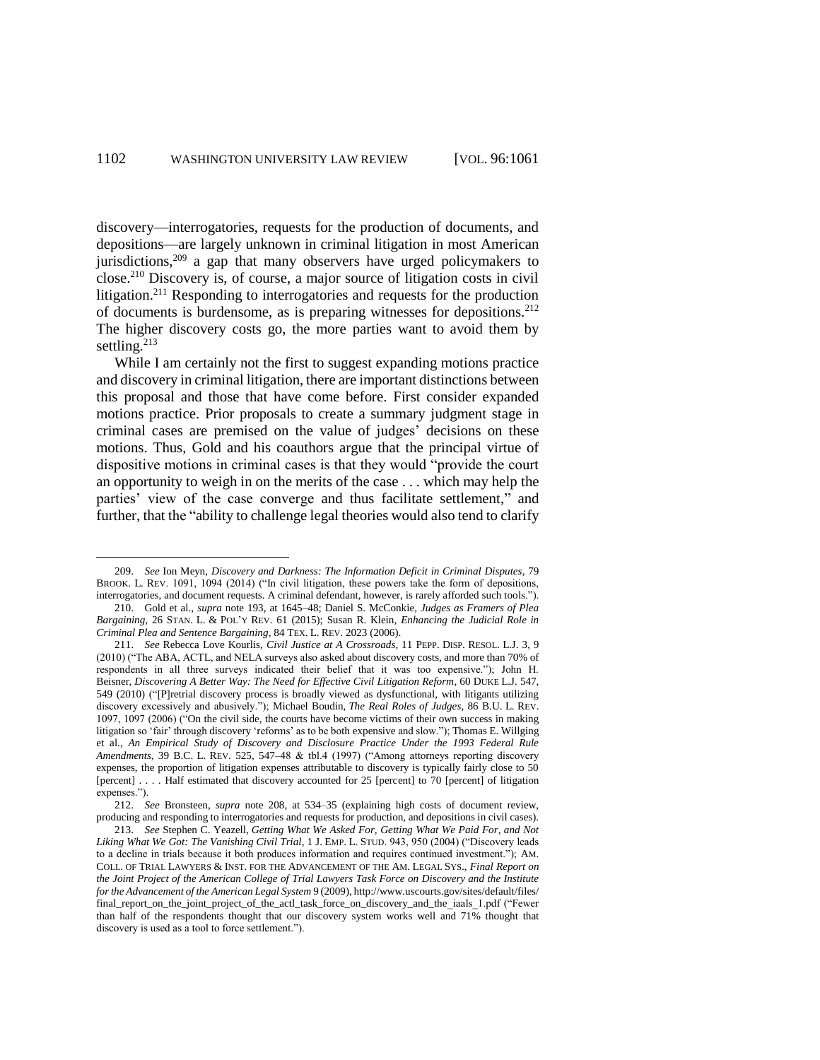discovery—interrogatories, requests for the production of documents, and depositions—are largely unknown in criminal litigation in most American jurisdictions,[209] a gap that many observers have urged policymakers to close.[210] Discovery is, of course, a major source of litigation costs in civil litigation.[211] Responding to interrogatories and requests for the production of documents is burdensome, as is preparing witnesses for depositions.[212] The higher discovery costs go, the more parties want to avoid them by settling.[213]

While I am certainly not the first to suggest expanding motions practice and discovery in criminal litigation, there are important distinctions between this proposal and those that have come before. First consider expanded motions practice. Prior proposals to create a summary judgment stage in criminal cases are premised on the value of judges' decisions on these motions. Thus, Gold and his coauthors argue that the principal virtue of dispositive motions in criminal cases is that they would "provide the court an opportunity to weigh in on the merits of the case . . . which may help the parties' view of the case converge and thus facilitate settlement," and further, that the "ability to challenge legal theories would also tend to clarify

---

209. *See* Ion Meyn, *Discovery and Darkness: The Information Deficit in Criminal Disputes*, 79 BROOK. L. REV. 1091, 1094 (2014) ("In civil litigation, these powers take the form of depositions, interrogatories, and document requests. A criminal defendant, however, is rarely afforded such tools.").

210. Gold et al., *supra* note 193, at 1645–48; Daniel S. McConkie, *Judges as Framers of Plea Bargaining*, 26 STAN. L. & POL'Y REV. 61 (2015); Susan R. Klein, *Enhancing the Judicial Role in Criminal Plea and Sentence Bargaining*, 84 TEX. L. REV. 2023 (2006).

211. *See* Rebecca Love Kourlis, *Civil Justice at A Crossroads*, 11 PEPP. DISP. RESOL. L.J. 3, 9 (2010) ("The ABA, ACTL, and NELA surveys also asked about discovery costs, and more than 70% of respondents in all three surveys indicated their belief that it was too expensive."); John H. Beisner, *Discovering A Better Way: The Need for Effective Civil Litigation Reform*, 60 DUKE L.J. 547, 549 (2010) ("[P]retrial discovery process is broadly viewed as dysfunctional, with litigants utilizing discovery excessively and abusively."); Michael Boudin, *The Real Roles of Judges*, 86 B.U. L. REV. 1097, 1097 (2006) ("On the civil side, the courts have become victims of their own success in making litigation so 'fair' through discovery 'reforms' as to be both expensive and slow."); Thomas E. Willging et al., *An Empirical Study of Discovery and Disclosure Practice Under the 1993 Federal Rule Amendments*, 39 B.C. L. REV. 525, 547–48 & tbl.4 (1997) ("Among attorneys reporting discovery expenses, the proportion of litigation expenses attributable to discovery is typically fairly close to 50 [percent] . . . . Half estimated that discovery accounted for 25 [percent] to 70 [percent] of litigation expenses.").

212. *See* Bronsteen, *supra* note 208, at 534–35 (explaining high costs of document review, producing and responding to interrogatories and requests for production, and depositions in civil cases).

213. *See* Stephen C. Yeazell, *Getting What We Asked For, Getting What We Paid For, and Not Liking What We Got: The Vanishing Civil Trial*, 1 J. EMP. L. STUD. 943, 950 (2004) ("Discovery leads to a decline in trials because it both produces information and requires continued investment."); AM. COLL. OF TRIAL LAWYERS & INST. FOR THE ADVANCEMENT OF THE AM. LEGAL SYS., *Final Report on the Joint Project of the American College of Trial Lawyers Task Force on Discovery and the Institute for the Advancement of the American Legal System* 9 (2009), http://www.uscourts.gov/sites/default/files/final_report_on_the_joint_project_of_the_actl_task_force_on_discovery_and_the_iaals_1.pdf ("Fewer than half of the respondents thought that our discovery system works well and 71% thought that discovery is used as a tool to force settlement.").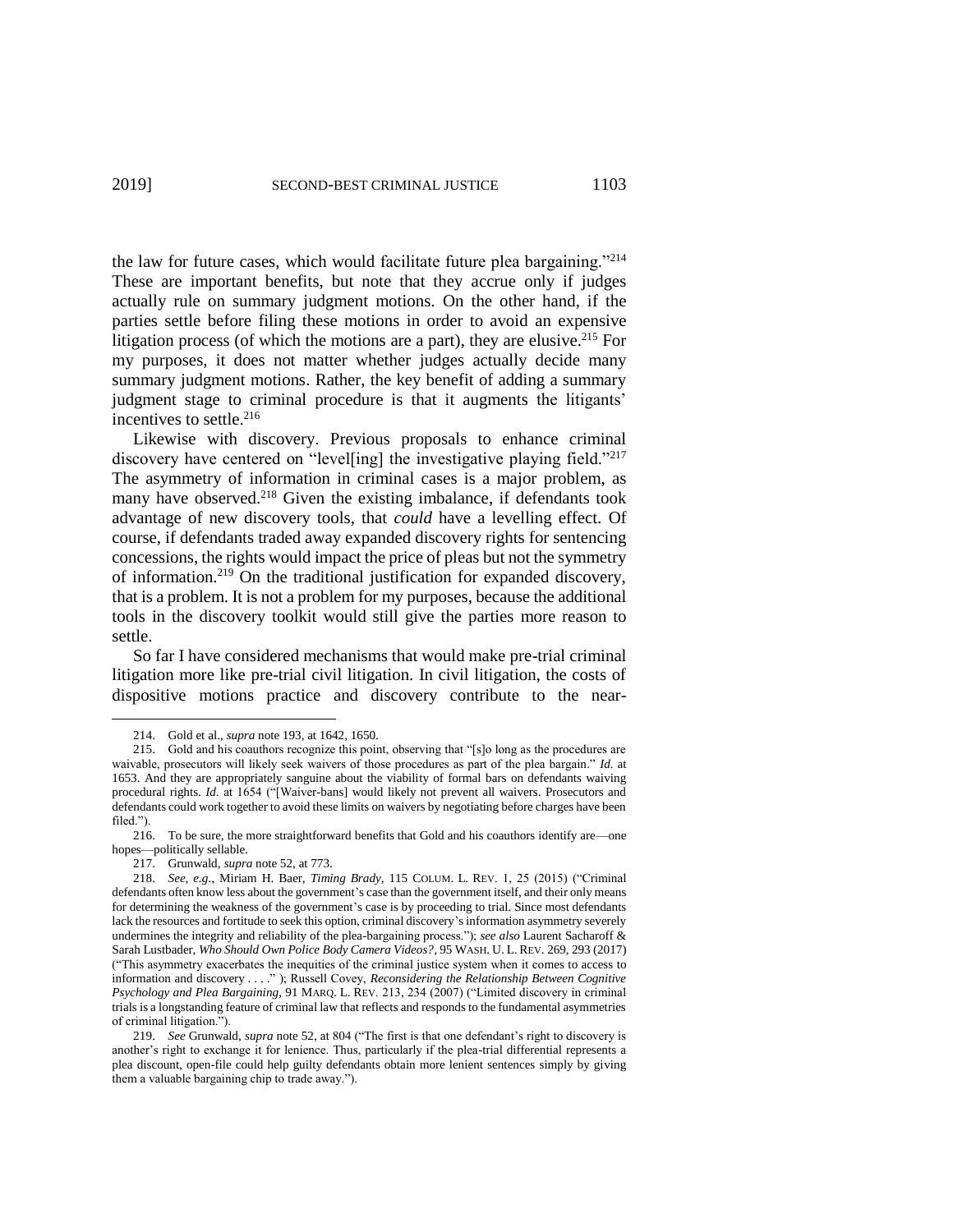the law for future cases, which would facilitate future plea bargaining."[214] These are important benefits, but note that they accrue only if judges actually rule on summary judgment motions. On the other hand, if the parties settle before filing these motions in order to avoid an expensive litigation process (of which the motions are a part), they are elusive.[215] For my purposes, it does not matter whether judges actually decide many summary judgment motions. Rather, the key benefit of adding a summary judgment stage to criminal procedure is that it augments the litigants' incentives to settle.[216]

Likewise with discovery. Previous proposals to enhance criminal discovery have centered on "level[ing] the investigative playing field."[217] The asymmetry of information in criminal cases is a major problem, as many have observed.[218] Given the existing imbalance, if defendants took advantage of new discovery tools, that *could* have a levelling effect. Of course, if defendants traded away expanded discovery rights for sentencing concessions, the rights would impact the price of pleas but not the symmetry of information.[219] On the traditional justification for expanded discovery, that is a problem. It is not a problem for my purposes, because the additional tools in the discovery toolkit would still give the parties more reason to settle.

So far I have considered mechanisms that would make pre-trial criminal litigation more like pre-trial civil litigation. In civil litigation, the costs of dispositive motions practice and discovery contribute to the near-

---

214. Gold et al., *supra* note 193, at 1642, 1650.

215. Gold and his coauthors recognize this point, observing that "[s]o long as the procedures are waivable, prosecutors will likely seek waivers of those procedures as part of the plea bargain." *Id.* at 1653. And they are appropriately sanguine about the viability of formal bars on defendants waiving procedural rights. *Id.* at 1654 ("[Waiver-bans] would likely not prevent all waivers. Prosecutors and defendants could work together to avoid these limits on waivers by negotiating before charges have been filed.").

216. To be sure, the more straightforward benefits that Gold and his coauthors identify are—one hopes—politically sellable.

217. Grunwald, *supra* note 52, at 773.

218. *See, e.g.*, Miriam H. Baer, *Timing Brady*, 115 COLUM. L. REV. 1, 25 (2015) ("Criminal defendants often know less about the government's case than the government itself, and their only means for determining the weakness of the government's case is by proceeding to trial. Since most defendants lack the resources and fortitude to seek this option, criminal discovery's information asymmetry severely undermines the integrity and reliability of the plea-bargaining process."); *see also* Laurent Sacharoff & Sarah Lustbader, *Who Should Own Police Body Camera Videos?*, 95 WASH. U. L. REV. 269, 293 (2017) ("This asymmetry exacerbates the inequities of the criminal justice system when it comes to access to information and discovery . . . ." ); Russell Covey, *Reconsidering the Relationship Between Cognitive Psychology and Plea Bargaining*, 91 MARQ. L. REV. 213, 234 (2007) ("Limited discovery in criminal trials is a longstanding feature of criminal law that reflects and responds to the fundamental asymmetries of criminal litigation.").

219. *See* Grunwald, *supra* note 52, at 804 ("The first is that one defendant's right to discovery is another's right to exchange it for lenience. Thus, particularly if the plea-trial differential represents a plea discount, open-file could help guilty defendants obtain more lenient sentences simply by giving them a valuable bargaining chip to trade away.").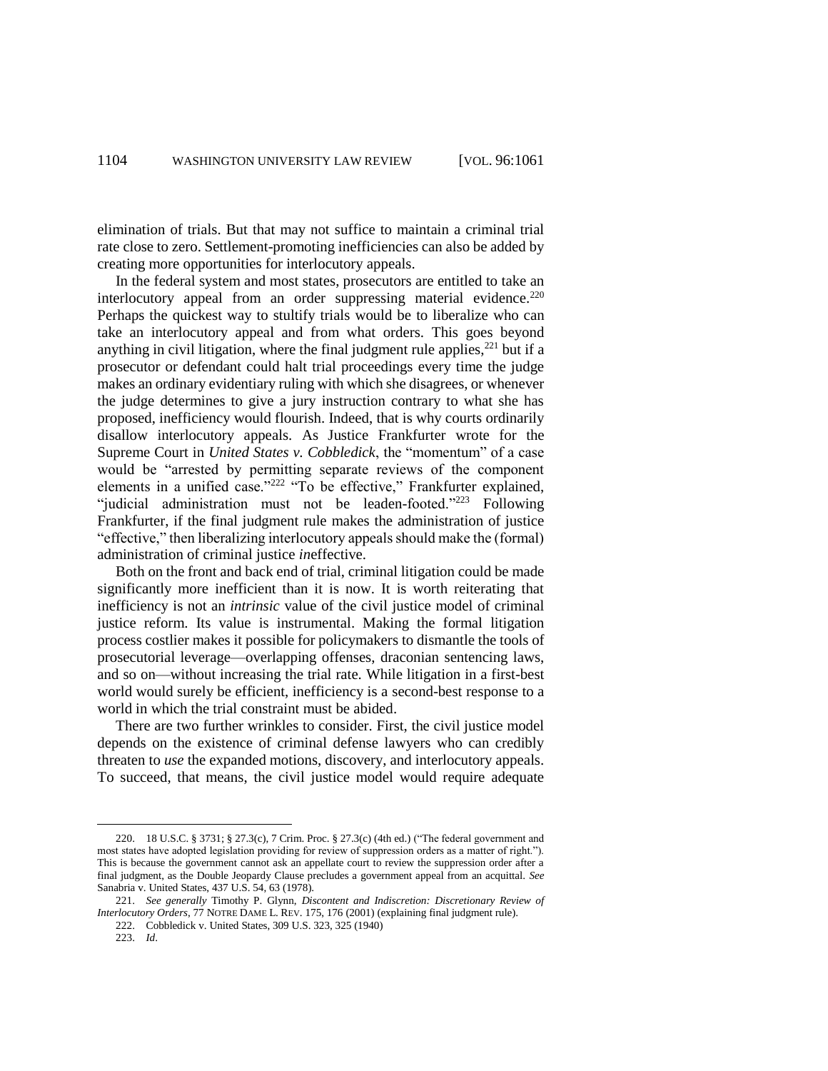elimination of trials. But that may not suffice to maintain a criminal trial rate close to zero. Settlement-promoting inefficiencies can also be added by creating more opportunities for interlocutory appeals.

In the federal system and most states, prosecutors are entitled to take an interlocutory appeal from an order suppressing material evidence.[220] Perhaps the quickest way to stultify trials would be to liberalize who can take an interlocutory appeal and from what orders. This goes beyond anything in civil litigation, where the final judgment rule applies,[221] but if a prosecutor or defendant could halt trial proceedings every time the judge makes an ordinary evidentiary ruling with which she disagrees, or whenever the judge determines to give a jury instruction contrary to what she has proposed, inefficiency would flourish. Indeed, that is why courts ordinarily disallow interlocutory appeals. As Justice Frankfurter wrote for the Supreme Court in *United States v. Cobbledick*, the "momentum" of a case would be "arrested by permitting separate reviews of the component elements in a unified case."[222] "To be effective," Frankfurter explained, "judicial administration must not be leaden-footed."[223] Following Frankfurter, if the final judgment rule makes the administration of justice "effective," then liberalizing interlocutory appeals should make the (formal) administration of criminal justice *in*effective.

Both on the front and back end of trial, criminal litigation could be made significantly more inefficient than it is now. It is worth reiterating that inefficiency is not an *intrinsic* value of the civil justice model of criminal justice reform. Its value is instrumental. Making the formal litigation process costlier makes it possible for policymakers to dismantle the tools of prosecutorial leverage—overlapping offenses, draconian sentencing laws, and so on—without increasing the trial rate. While litigation in a first-best world would surely be efficient, inefficiency is a second-best response to a world in which the trial constraint must be abided.

There are two further wrinkles to consider. First, the civil justice model depends on the existence of criminal defense lawyers who can credibly threaten to *use* the expanded motions, discovery, and interlocutory appeals. To succeed, that means, the civil justice model would require adequate

---

220. 18 U.S.C. § 3731; § 27.3(c), 7 Crim. Proc. § 27.3(c) (4th ed.) ("The federal government and most states have adopted legislation providing for review of suppression orders as a matter of right."). This is because the government cannot ask an appellate court to review the suppression order after a final judgment, as the Double Jeopardy Clause precludes a government appeal from an acquittal. *See* Sanabria v. United States, 437 U.S. 54, 63 (1978).

221. *See generally* Timothy P. Glynn, *Discontent and Indiscretion: Discretionary Review of Interlocutory Orders*, 77 NOTRE DAME L. REV. 175, 176 (2001) (explaining final judgment rule).

222. Cobbledick v. United States, 309 U.S. 323, 325 (1940)

223. *Id*.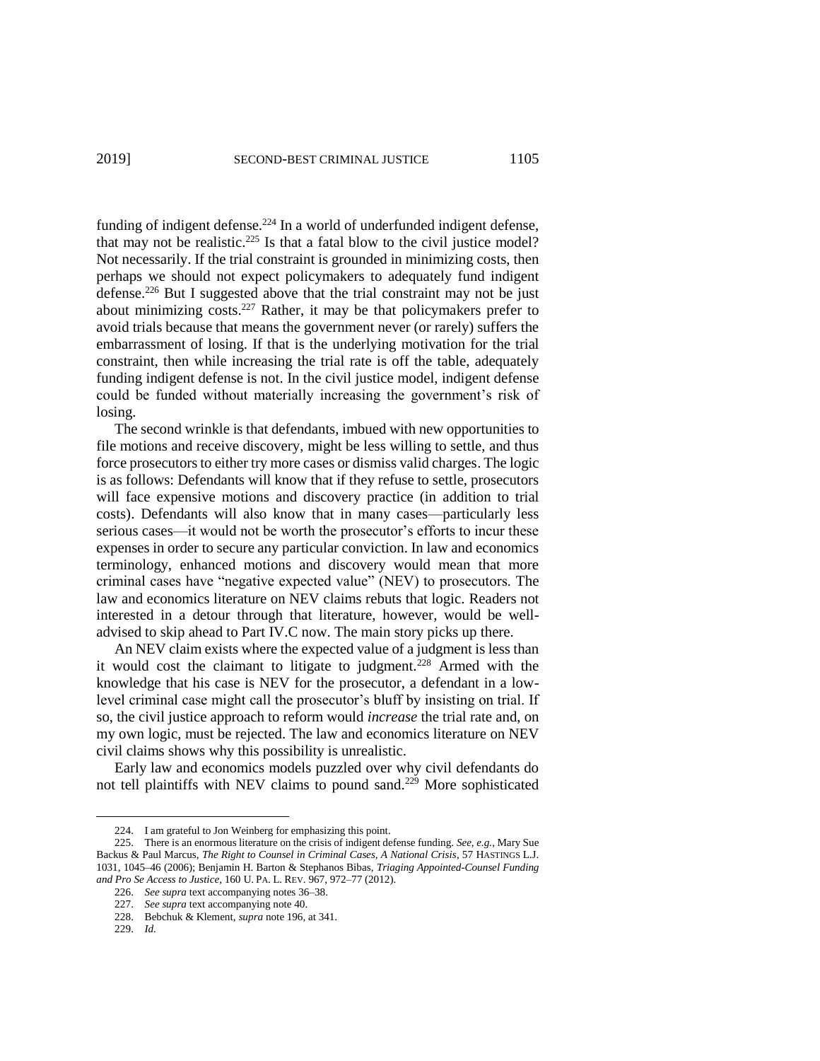funding of indigent defense.[224] In a world of underfunded indigent defense, that may not be realistic.[225] Is that a fatal blow to the civil justice model? Not necessarily. If the trial constraint is grounded in minimizing costs, then perhaps we should not expect policymakers to adequately fund indigent defense.[226] But I suggested above that the trial constraint may not be just about minimizing costs.[227] Rather, it may be that policymakers prefer to avoid trials because that means the government never (or rarely) suffers the embarrassment of losing. If that is the underlying motivation for the trial constraint, then while increasing the trial rate is off the table, adequately funding indigent defense is not. In the civil justice model, indigent defense could be funded without materially increasing the government's risk of losing.

The second wrinkle is that defendants, imbued with new opportunities to file motions and receive discovery, might be less willing to settle, and thus force prosecutors to either try more cases or dismiss valid charges. The logic is as follows: Defendants will know that if they refuse to settle, prosecutors will face expensive motions and discovery practice (in addition to trial costs). Defendants will also know that in many cases—particularly less serious cases—it would not be worth the prosecutor's efforts to incur these expenses in order to secure any particular conviction. In law and economics terminology, enhanced motions and discovery would mean that more criminal cases have "negative expected value" (NEV) to prosecutors. The law and economics literature on NEV claims rebuts that logic. Readers not interested in a detour through that literature, however, would be well-advised to skip ahead to Part IV.C now. The main story picks up there.

An NEV claim exists where the expected value of a judgment is less than it would cost the claimant to litigate to judgment.[228] Armed with the knowledge that his case is NEV for the prosecutor, a defendant in a low-level criminal case might call the prosecutor's bluff by insisting on trial. If so, the civil justice approach to reform would *increase* the trial rate and, on my own logic, must be rejected. The law and economics literature on NEV civil claims shows why this possibility is unrealistic.

Early law and economics models puzzled over why civil defendants do not tell plaintiffs with NEV claims to pound sand.[229] More sophisticated

---

224. I am grateful to Jon Weinberg for emphasizing this point.

225. There is an enormous literature on the crisis of indigent defense funding. *See, e.g.*, Mary Sue Backus & Paul Marcus, *The Right to Counsel in Criminal Cases, A National Crisis*, 57 HASTINGS L.J. 1031, 1045–46 (2006); Benjamin H. Barton & Stephanos Bibas, *Triaging Appointed-Counsel Funding and Pro Se Access to Justice*, 160 U. PA. L. REV. 967, 972–77 (2012).

226. *See supra* text accompanying notes 36–38.

227. *See supra* text accompanying note 40.

228. Bebchuk & Klement, *supra* note 196, at 341.

229. *Id.*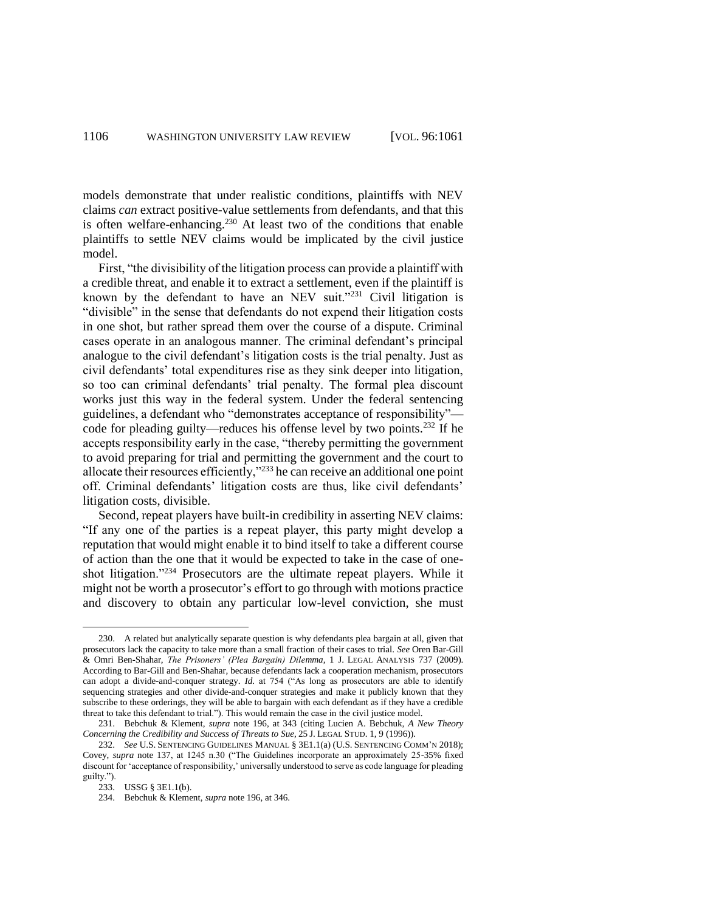models demonstrate that under realistic conditions, plaintiffs with NEV claims *can* extract positive-value settlements from defendants, and that this is often welfare-enhancing.[230] At least two of the conditions that enable plaintiffs to settle NEV claims would be implicated by the civil justice model.

First, "the divisibility of the litigation process can provide a plaintiff with a credible threat, and enable it to extract a settlement, even if the plaintiff is known by the defendant to have an NEV suit."[231] Civil litigation is "divisible" in the sense that defendants do not expend their litigation costs in one shot, but rather spread them over the course of a dispute. Criminal cases operate in an analogous manner. The criminal defendant's principal analogue to the civil defendant's litigation costs is the trial penalty. Just as civil defendants' total expenditures rise as they sink deeper into litigation, so too can criminal defendants' trial penalty. The formal plea discount works just this way in the federal system. Under the federal sentencing guidelines, a defendant who "demonstrates acceptance of responsibility"—code for pleading guilty—reduces his offense level by two points.[232] If he accepts responsibility early in the case, "thereby permitting the government to avoid preparing for trial and permitting the government and the court to allocate their resources efficiently,"[233] he can receive an additional one point off. Criminal defendants' litigation costs are thus, like civil defendants' litigation costs, divisible.

Second, repeat players have built-in credibility in asserting NEV claims: "If any one of the parties is a repeat player, this party might develop a reputation that would might enable it to bind itself to take a different course of action than the one that it would be expected to take in the case of one-shot litigation."[234] Prosecutors are the ultimate repeat players. While it might not be worth a prosecutor's effort to go through with motions practice and discovery to obtain any particular low-level conviction, she must

---

230. A related but analytically separate question is why defendants plea bargain at all, given that prosecutors lack the capacity to take more than a small fraction of their cases to trial. *See* Oren Bar-Gill & Omri Ben-Shahar, *The Prisoners' (Plea Bargain) Dilemma*, 1 J. LEGAL ANALYSIS 737 (2009). According to Bar-Gill and Ben-Shahar, because defendants lack a cooperation mechanism, prosecutors can adopt a divide-and-conquer strategy. *Id.* at 754 ("As long as prosecutors are able to identify sequencing strategies and other divide-and-conquer strategies and make it publicly known that they subscribe to these orderings, they will be able to bargain with each defendant as if they have a credible threat to take this defendant to trial."). This would remain the case in the civil justice model.

231. Bebchuk & Klement, *supra* note 196, at 343 (citing Lucien A. Bebchuk, *A New Theory Concerning the Credibility and Success of Threats to Sue*, 25 J. LEGAL STUD. 1, 9 (1996)).

232. *See* U.S. SENTENCING GUIDELINES MANUAL § 3E1.1(a) (U.S. SENTENCING COMM'N 2018); Covey, *supra* note 137, at 1245 n.30 ("The Guidelines incorporate an approximately 25-35% fixed discount for 'acceptance of responsibility,' universally understood to serve as code language for pleading guilty.").

233. USSG § 3E1.1(b).

234. Bebchuk & Klement, *supra* note 196, at 346.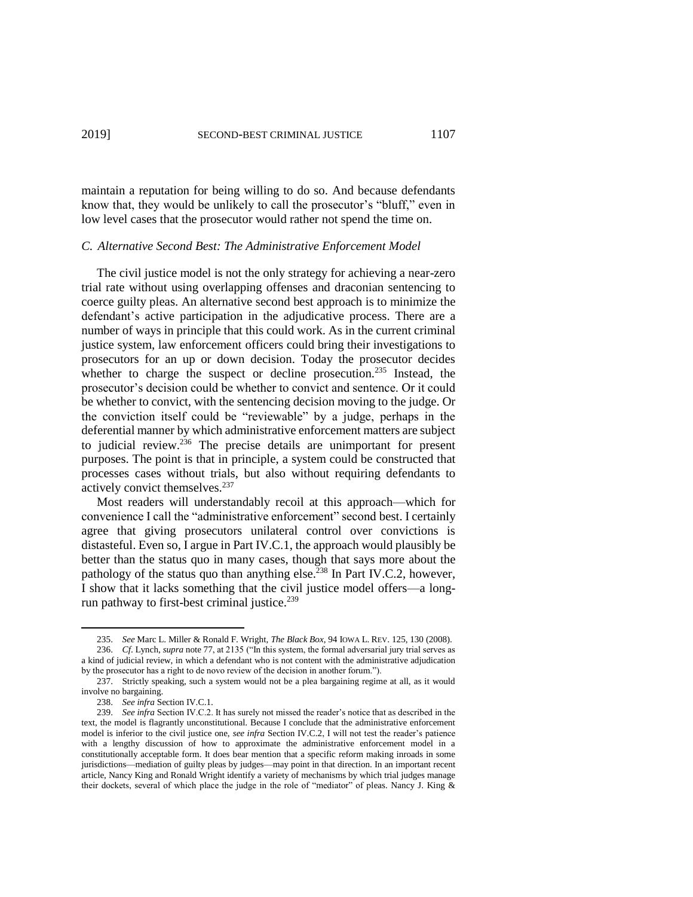maintain a reputation for being willing to do so. And because defendants know that, they would be unlikely to call the prosecutor's "bluff," even in low level cases that the prosecutor would rather not spend the time on.

### *C. Alternative Second Best: The Administrative Enforcement Model*

The civil justice model is not the only strategy for achieving a near-zero trial rate without using overlapping offenses and draconian sentencing to coerce guilty pleas. An alternative second best approach is to minimize the defendant's active participation in the adjudicative process. There are a number of ways in principle that this could work. As in the current criminal justice system, law enforcement officers could bring their investigations to prosecutors for an up or down decision. Today the prosecutor decides whether to charge the suspect or decline prosecution.[235] Instead, the prosecutor's decision could be whether to convict and sentence. Or it could be whether to convict, with the sentencing decision moving to the judge. Or the conviction itself could be "reviewable" by a judge, perhaps in the deferential manner by which administrative enforcement matters are subject to judicial review.[236] The precise details are unimportant for present purposes. The point is that in principle, a system could be constructed that processes cases without trials, but also without requiring defendants to actively convict themselves.[237]

Most readers will understandably recoil at this approach—which for convenience I call the "administrative enforcement" second best. I certainly agree that giving prosecutors unilateral control over convictions is distasteful. Even so, I argue in Part IV.C.1, the approach would plausibly be better than the status quo in many cases, though that says more about the pathology of the status quo than anything else.[238] In Part IV.C.2, however, I show that it lacks something that the civil justice model offers—a long-run pathway to first-best criminal justice.[239]

---

235. *See* Marc L. Miller & Ronald F. Wright, *The Black Box*, 94 IOWA L. REV. 125, 130 (2008).

236. *Cf*. Lynch, *supra* note 77, at 2135 ("In this system, the formal adversarial jury trial serves as a kind of judicial review, in which a defendant who is not content with the administrative adjudication by the prosecutor has a right to de novo review of the decision in another forum.").

237. Strictly speaking, such a system would not be a plea bargaining regime at all, as it would involve no bargaining.

238. *See infra* Section IV.C.1.

239. *See infra* Section IV.C.2. It has surely not missed the reader's notice that as described in the text, the model is flagrantly unconstitutional. Because I conclude that the administrative enforcement model is inferior to the civil justice one, *see infra* Section IV.C.2, I will not test the reader's patience with a lengthy discussion of how to approximate the administrative enforcement model in a constitutionally acceptable form. It does bear mention that a specific reform making inroads in some jurisdictions—mediation of guilty pleas by judges—may point in that direction. In an important recent article, Nancy King and Ronald Wright identify a variety of mechanisms by which trial judges manage their dockets, several of which place the judge in the role of "mediator" of pleas. Nancy J. King &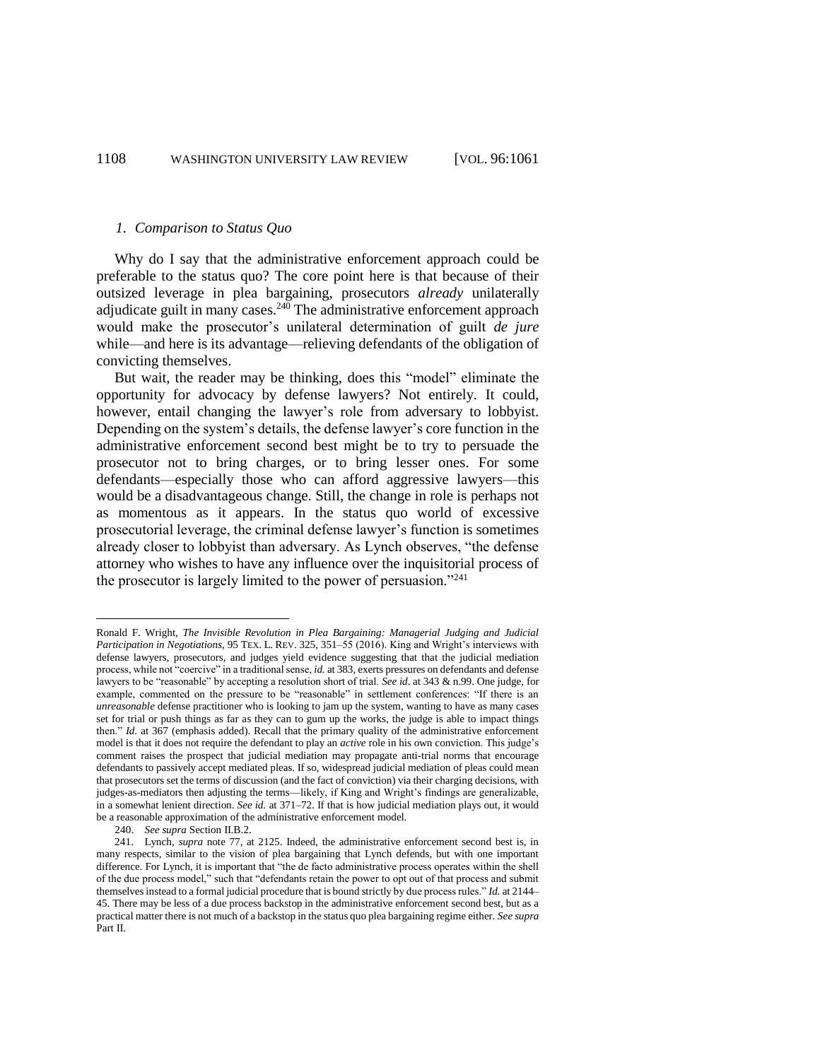### *1. Comparison to Status Quo*

Why do I say that the administrative enforcement approach could be preferable to the status quo? The core point here is that because of their outsized leverage in plea bargaining, prosecutors *already* unilaterally adjudicate guilt in many cases.[240] The administrative enforcement approach would make the prosecutor's unilateral determination of guilt *de jure* while—and here is its advantage—relieving defendants of the obligation of convicting themselves.

But wait, the reader may be thinking, does this "model" eliminate the opportunity for advocacy by defense lawyers? Not entirely. It could, however, entail changing the lawyer's role from adversary to lobbyist. Depending on the system's details, the defense lawyer's core function in the administrative enforcement second best might be to try to persuade the prosecutor not to bring charges, or to bring lesser ones. For some defendants—especially those who can afford aggressive lawyers—this would be a disadvantageous change. Still, the change in role is perhaps not as momentous as it appears. In the status quo world of excessive prosecutorial leverage, the criminal defense lawyer's function is sometimes already closer to lobbyist than adversary. As Lynch observes, "the defense attorney who wishes to have any influence over the inquisitorial process of the prosecutor is largely limited to the power of persuasion."[241]

---

Ronald F. Wright, *The Invisible Revolution in Plea Bargaining: Managerial Judging and Judicial Participation in Negotiations*, 95 TEX. L. REV. 325, 351–55 (2016). King and Wright's interviews with defense lawyers, prosecutors, and judges yield evidence suggesting that that the judicial mediation process, while not "coercive" in a traditional sense, *id.* at 383, exerts pressures on defendants and defense lawyers to be "reasonable" by accepting a resolution short of trial. *See id.* at 343 & n.99. One judge, for example, commented on the pressure to be "reasonable" in settlement conferences: "If there is an *unreasonable* defense practitioner who is looking to jam up the system, wanting to have as many cases set for trial or push things as far as they can to gum up the works, the judge is able to impact things then." *Id.* at 367 (emphasis added). Recall that the primary quality of the administrative enforcement model is that it does not require the defendant to play an *active* role in his own conviction. This judge's comment raises the prospect that judicial mediation may propagate anti-trial norms that encourage defendants to passively accept mediated pleas. If so, widespread judicial mediation of pleas could mean that prosecutors set the terms of discussion (and the fact of conviction) via their charging decisions, with judges-as-mediators then adjusting the terms—likely, if King and Wright's findings are generalizable, in a somewhat lenient direction. *See id.* at 371–72. If that is how judicial mediation plays out, it would be a reasonable approximation of the administrative enforcement model.

240. *See supra* Section II.B.2.

241. Lynch, *supra* note 77, at 2125. Indeed, the administrative enforcement second best is, in many respects, similar to the vision of plea bargaining that Lynch defends, but with one important difference. For Lynch, it is important that "the de facto administrative process operates within the shell of the due process model," such that "defendants retain the power to opt out of that process and submit themselves instead to a formal judicial procedure that is bound strictly by due process rules." *Id.* at 2144–45. There may be less of a due process backstop in the administrative enforcement second best, but as a practical matter there is not much of a backstop in the status quo plea bargaining regime either. *See supra* Part II.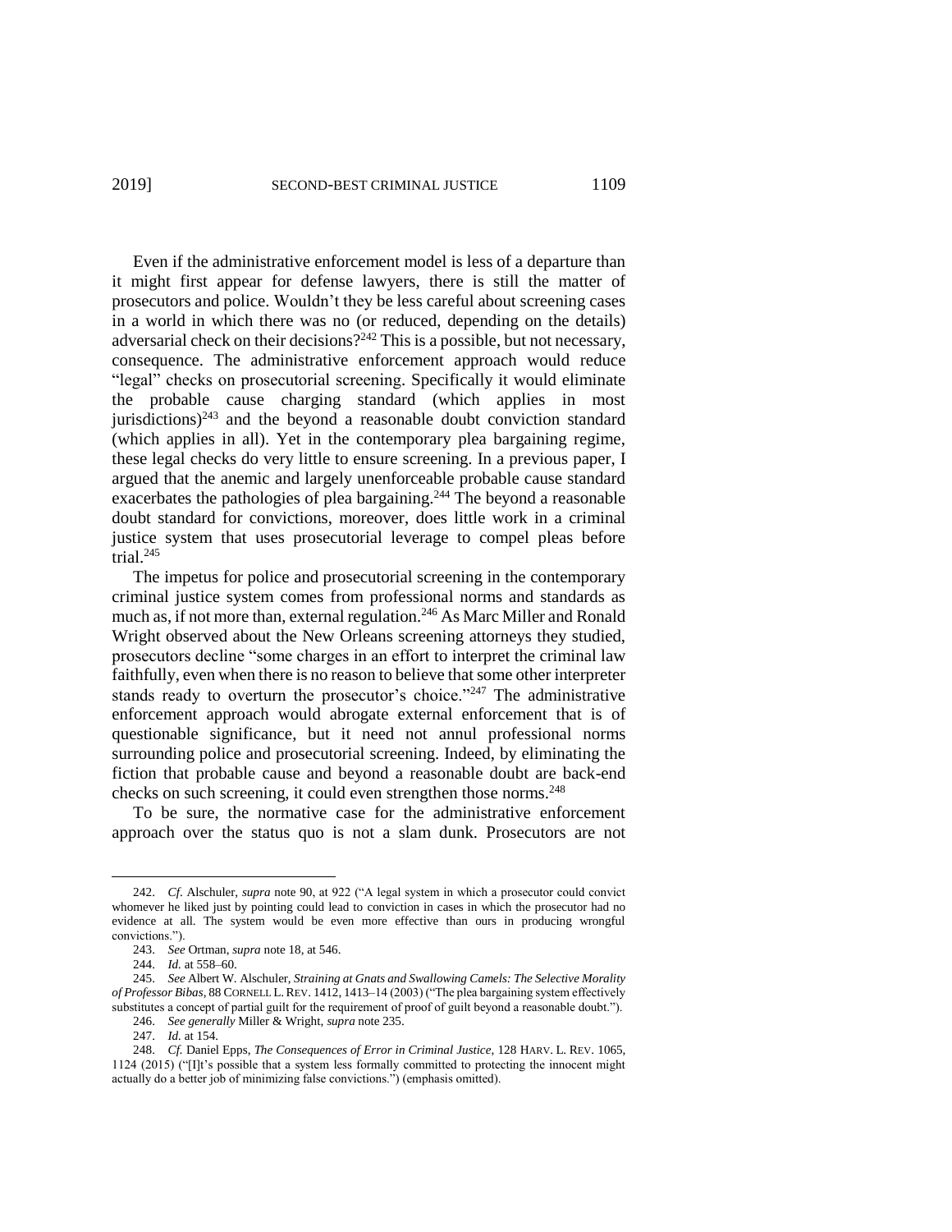Even if the administrative enforcement model is less of a departure than it might first appear for defense lawyers, there is still the matter of prosecutors and police. Wouldn't they be less careful about screening cases in a world in which there was no (or reduced, depending on the details) adversarial check on their decisions?[242] This is a possible, but not necessary, consequence. The administrative enforcement approach would reduce "legal" checks on prosecutorial screening. Specifically it would eliminate the probable cause charging standard (which applies in most jurisdictions)[243] and the beyond a reasonable doubt conviction standard (which applies in all). Yet in the contemporary plea bargaining regime, these legal checks do very little to ensure screening. In a previous paper, I argued that the anemic and largely unenforceable probable cause standard exacerbates the pathologies of plea bargaining.[244] The beyond a reasonable doubt standard for convictions, moreover, does little work in a criminal justice system that uses prosecutorial leverage to compel pleas before trial.[245]

The impetus for police and prosecutorial screening in the contemporary criminal justice system comes from professional norms and standards as much as, if not more than, external regulation.[246] As Marc Miller and Ronald Wright observed about the New Orleans screening attorneys they studied, prosecutors decline "some charges in an effort to interpret the criminal law faithfully, even when there is no reason to believe that some other interpreter stands ready to overturn the prosecutor's choice."[247] The administrative enforcement approach would abrogate external enforcement that is of questionable significance, but it need not annul professional norms surrounding police and prosecutorial screening. Indeed, by eliminating the fiction that probable cause and beyond a reasonable doubt are back-end checks on such screening, it could even strengthen those norms.[248]

To be sure, the normative case for the administrative enforcement approach over the status quo is not a slam dunk. Prosecutors are not

---

242. *Cf.* Alschuler, *supra* note 90, at 922 ("A legal system in which a prosecutor could convict whomever he liked just by pointing could lead to conviction in cases in which the prosecutor had no evidence at all. The system would be even more effective than ours in producing wrongful convictions.").

243. *See* Ortman, *supra* note 18, at 546.

244. *Id.* at 558–60.

245. *See* Albert W. Alschuler, *Straining at Gnats and Swallowing Camels: The Selective Morality of Professor Bibas*, 88 CORNELL L. REV. 1412, 1413–14 (2003) ("The plea bargaining system effectively substitutes a concept of partial guilt for the requirement of proof of guilt beyond a reasonable doubt.").

246. *See generally* Miller & Wright, *supra* note 235.

247. *Id.* at 154.

248. *Cf.* Daniel Epps, *The Consequences of Error in Criminal Justice*, 128 HARV. L. REV. 1065, 1124 (2015) ("[I]t's possible that a system less formally committed to protecting the innocent might actually do a better job of minimizing false convictions.") (emphasis omitted).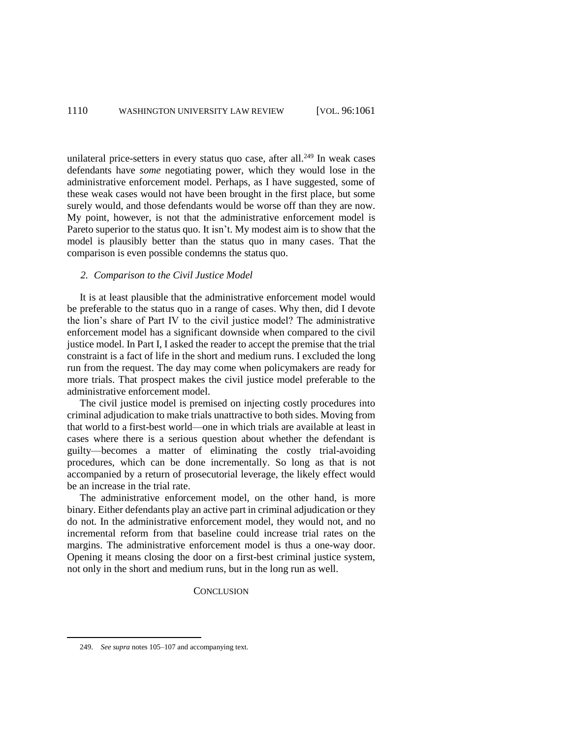unilateral price-setters in every status quo case, after all.[249] In weak cases defendants have *some* negotiating power, which they would lose in the administrative enforcement model. Perhaps, as I have suggested, some of these weak cases would not have been brought in the first place, but some surely would, and those defendants would be worse off than they are now. My point, however, is not that the administrative enforcement model is Pareto superior to the status quo. It isn't. My modest aim is to show that the model is plausibly better than the status quo in many cases. That the comparison is even possible condemns the status quo.

### *2. Comparison to the Civil Justice Model*

It is at least plausible that the administrative enforcement model would be preferable to the status quo in a range of cases. Why then, did I devote the lion's share of Part IV to the civil justice model? The administrative enforcement model has a significant downside when compared to the civil justice model. In Part I, I asked the reader to accept the premise that the trial constraint is a fact of life in the short and medium runs. I excluded the long run from the request. The day may come when policymakers are ready for more trials. That prospect makes the civil justice model preferable to the administrative enforcement model.

The civil justice model is premised on injecting costly procedures into criminal adjudication to make trials unattractive to both sides. Moving from that world to a first-best world—one in which trials are available at least in cases where there is a serious question about whether the defendant is guilty—becomes a matter of eliminating the costly trial-avoiding procedures, which can be done incrementally. So long as that is not accompanied by a return of prosecutorial leverage, the likely effect would be an increase in the trial rate.

The administrative enforcement model, on the other hand, is more binary. Either defendants play an active part in criminal adjudication or they do not. In the administrative enforcement model, they would not, and no incremental reform from that baseline could increase trial rates on the margins. The administrative enforcement model is thus a one-way door. Opening it means closing the door on a first-best criminal justice system, not only in the short and medium runs, but in the long run as well.

## CONCLUSION

249. *See supra* notes 105–107 and accompanying text.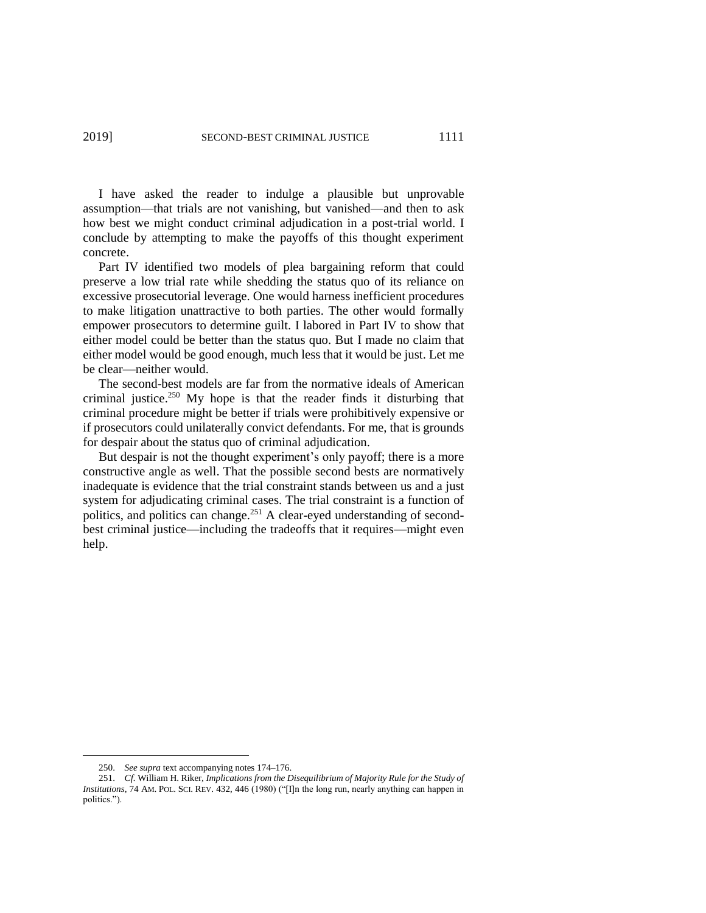I have asked the reader to indulge a plausible but unprovable assumption—that trials are not vanishing, but vanished—and then to ask how best we might conduct criminal adjudication in a post-trial world. I conclude by attempting to make the payoffs of this thought experiment concrete.

Part IV identified two models of plea bargaining reform that could preserve a low trial rate while shedding the status quo of its reliance on excessive prosecutorial leverage. One would harness inefficient procedures to make litigation unattractive to both parties. The other would formally empower prosecutors to determine guilt. I labored in Part IV to show that either model could be better than the status quo. But I made no claim that either model would be good enough, much less that it would be just. Let me be clear—neither would.

The second-best models are far from the normative ideals of American criminal justice.[250] My hope is that the reader finds it disturbing that criminal procedure might be better if trials were prohibitively expensive or if prosecutors could unilaterally convict defendants. For me, that is grounds for despair about the status quo of criminal adjudication.

But despair is not the thought experiment's only payoff; there is a more constructive angle as well. That the possible second bests are normatively inadequate is evidence that the trial constraint stands between us and a just system for adjudicating criminal cases. The trial constraint is a function of politics, and politics can change.[251] A clear-eyed understanding of second-best criminal justice—including the tradeoffs that it requires—might even help.

---

250. *See supra* text accompanying notes 174–176.

251. *Cf.* William H. Riker, *Implications from the Disequilibrium of Majority Rule for the Study of Institutions*, 74 AM. POL. SCI. REV. 432, 446 (1980) ("[I]n the long run, nearly anything can happen in politics.").